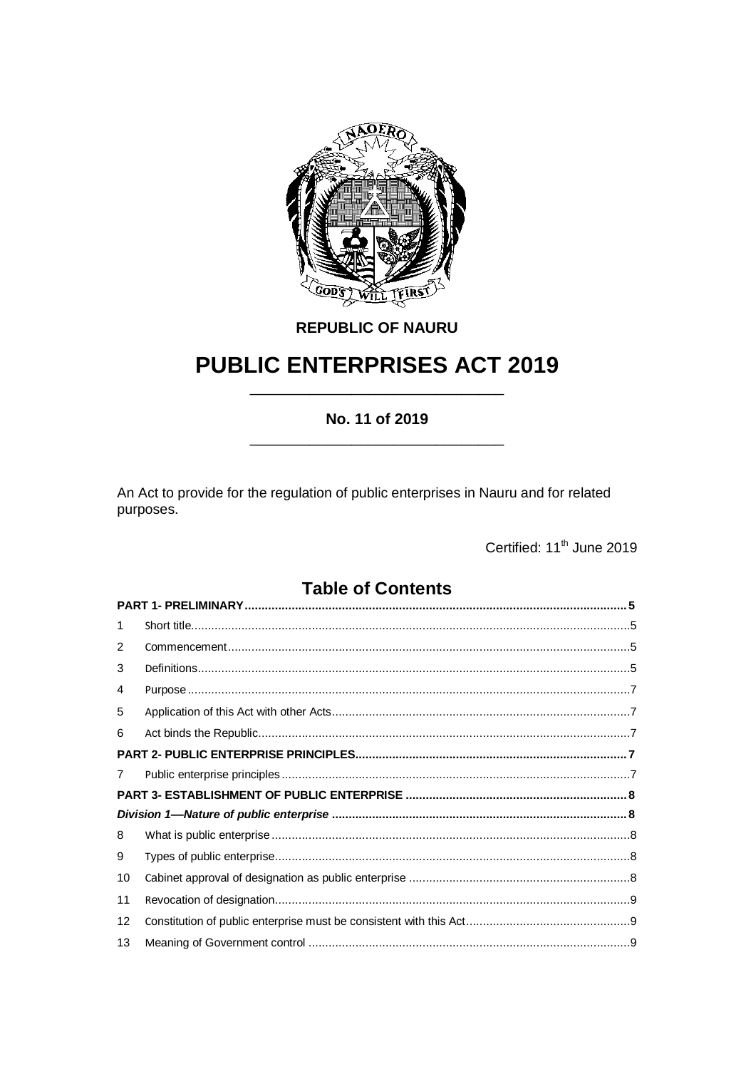**REPUBLIC OF NAURU**

# PUBLIC ENTERPRISES ACT 2019

**No. 11 of 2019**

An Act to provide for the regulation of public enterprises in Nauru and for related purposes.

Certified: 11th June 2019

## Table of Contents

| | | |
|---|---|---|
| **PART 1- PRELIMINARY** | | **5** |
| 1 | Short title | 5 |
| 2 | Commencement | 5 |
| 3 | Definitions | 5 |
| 4 | Purpose | 7 |
| 5 | Application of this Act with other Acts | 7 |
| 6 | Act binds the Republic | 7 |
| **PART 2- PUBLIC ENTERPRISE PRINCIPLES** | | **7** |
| 7 | Public enterprise principles | 7 |
| **PART 3- ESTABLISHMENT OF PUBLIC ENTERPRISE** | | **8** |
| ***Division 1—Nature of public enterprise*** | | **8** |
| 8 | What is public enterprise | 8 |
| 9 | Types of public enterprise | 8 |
| 10 | Cabinet approval of designation as public enterprise | 8 |
| 11 | Revocation of designation | 9 |
| 12 | Constitution of public enterprise must be consistent with this Act | 9 |
| 13 | Meaning of Government control | 9 |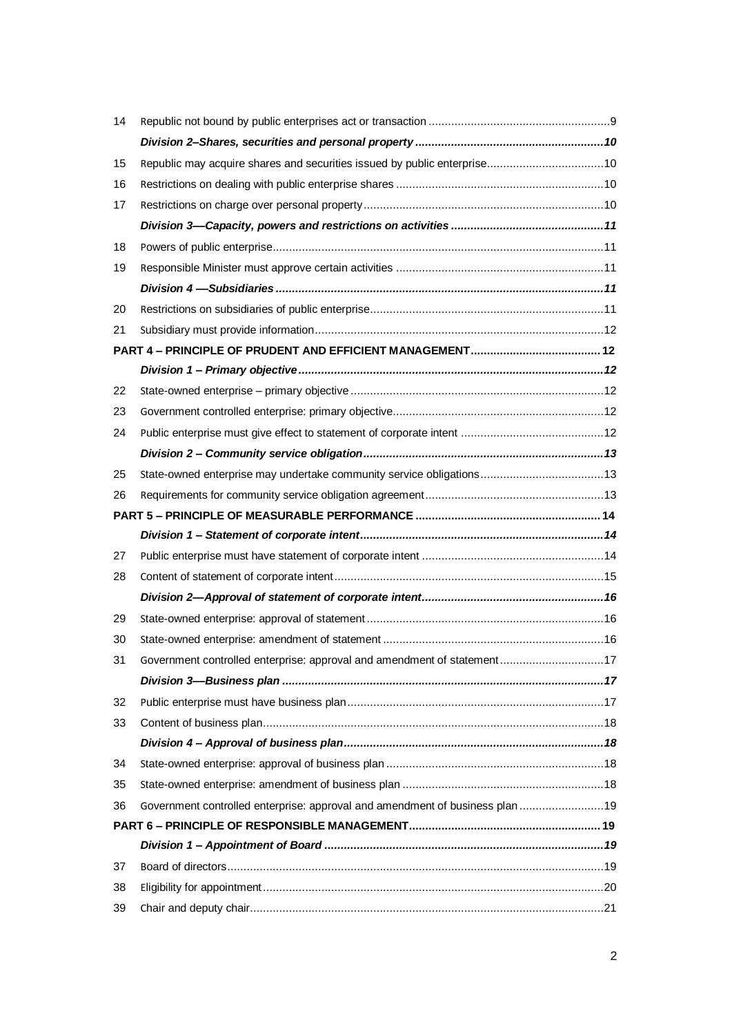| | | |
|---|---|---|
| 14 | Republic not bound by public enterprises act or transaction | 9 |
| | ***Division 2–Shares, securities and personal property*** | ***10*** |
| 15 | Republic may acquire shares and securities issued by public enterprise | 10 |
| 16 | Restrictions on dealing with public enterprise shares | 10 |
| 17 | Restrictions on charge over personal property | 10 |
| | ***Division 3—Capacity, powers and restrictions on activities*** | ***11*** |
| 18 | Powers of public enterprise | 11 |
| 19 | Responsible Minister must approve certain activities | 11 |
| | ***Division 4 —Subsidiaries*** | ***11*** |
| 20 | Restrictions on subsidiaries of public enterprise | 11 |
| 21 | Subsidiary must provide information | 12 |
| | **PART 4 – PRINCIPLE OF PRUDENT AND EFFICIENT MANAGEMENT** | **12** |
| | ***Division 1 – Primary objective*** | ***12*** |
| 22 | State-owned enterprise – primary objective | 12 |
| 23 | Government controlled enterprise: primary objective | 12 |
| 24 | Public enterprise must give effect to statement of corporate intent | 12 |
| | ***Division 2 – Community service obligation*** | ***13*** |
| 25 | State-owned enterprise may undertake community service obligations | 13 |
| 26 | Requirements for community service obligation agreement | 13 |
| | **PART 5 – PRINCIPLE OF MEASURABLE PERFORMANCE** | **14** |
| | ***Division 1 – Statement of corporate intent*** | ***14*** |
| 27 | Public enterprise must have statement of corporate intent | 14 |
| 28 | Content of statement of corporate intent | 15 |
| | ***Division 2—Approval of statement of corporate intent*** | ***16*** |
| 29 | State-owned enterprise: approval of statement | 16 |
| 30 | State-owned enterprise: amendment of statement | 16 |
| 31 | Government controlled enterprise: approval and amendment of statement | 17 |
| | ***Division 3—Business plan*** | ***17*** |
| 32 | Public enterprise must have business plan | 17 |
| 33 | Content of business plan | 18 |
| | ***Division 4 – Approval of business plan*** | ***18*** |
| 34 | State-owned enterprise: approval of business plan | 18 |
| 35 | State-owned enterprise: amendment of business plan | 18 |
| 36 | Government controlled enterprise: approval and amendment of business plan | 19 |
| | **PART 6 – PRINCIPLE OF RESPONSIBLE MANAGEMENT** | **19** |
| | ***Division 1 – Appointment of Board*** | ***19*** |
| 37 | Board of directors | 19 |
| 38 | Eligibility for appointment | 20 |
| 39 | Chair and deputy chair | 21 |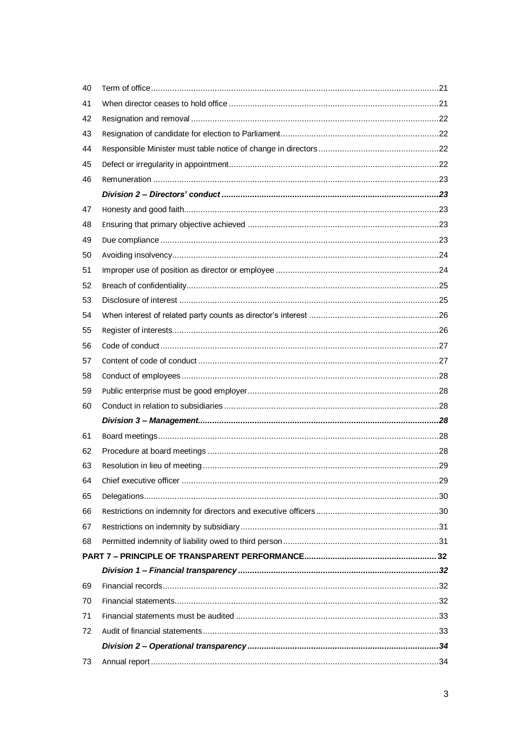| | | |
|---|---|---|
| 40 | Term of office | 21 |
| 41 | When director ceases to hold office | 21 |
| 42 | Resignation and removal | 22 |
| 43 | Resignation of candidate for election to Parliament | 22 |
| 44 | Responsible Minister must table notice of change in directors | 22 |
| 45 | Defect or irregularity in appointment | 22 |
| 46 | Remuneration | 23 |
| | ***Division 2 – Directors' conduct*** | ***23*** |
| 47 | Honesty and good faith | 23 |
| 48 | Ensuring that primary objective achieved | 23 |
| 49 | Due compliance | 23 |
| 50 | Avoiding insolvency | 24 |
| 51 | Improper use of position as director or employee | 24 |
| 52 | Breach of confidentiality | 25 |
| 53 | Disclosure of interest | 25 |
| 54 | When interest of related party counts as director's interest | 26 |
| 55 | Register of interests | 26 |
| 56 | Code of conduct | 27 |
| 57 | Content of code of conduct | 27 |
| 58 | Conduct of employees | 28 |
| 59 | Public enterprise must be good employer | 28 |
| 60 | Conduct in relation to subsidiaries | 28 |
| | ***Division 3 – Management*** | ***28*** |
| 61 | Board meetings | 28 |
| 62 | Procedure at board meetings | 28 |
| 63 | Resolution in lieu of meeting | 29 |
| 64 | Chief executive officer | 29 |
| 65 | Delegations | 30 |
| 66 | Restrictions on indemnity for directors and executive officers | 30 |
| 67 | Restrictions on indemnity by subsidiary | 31 |
| 68 | Permitted indemnity of liability owed to third person | 31 |
| | **PART 7 – PRINCIPLE OF TRANSPARENT PERFORMANCE** | **32** |
| | ***Division 1 – Financial transparency*** | ***32*** |
| 69 | Financial records | 32 |
| 70 | Financial statements | 32 |
| 71 | Financial statements must be audited | 33 |
| 72 | Audit of financial statements | 33 |
| | ***Division 2 – Operational transparency*** | ***34*** |
| 73 | Annual report | 34 |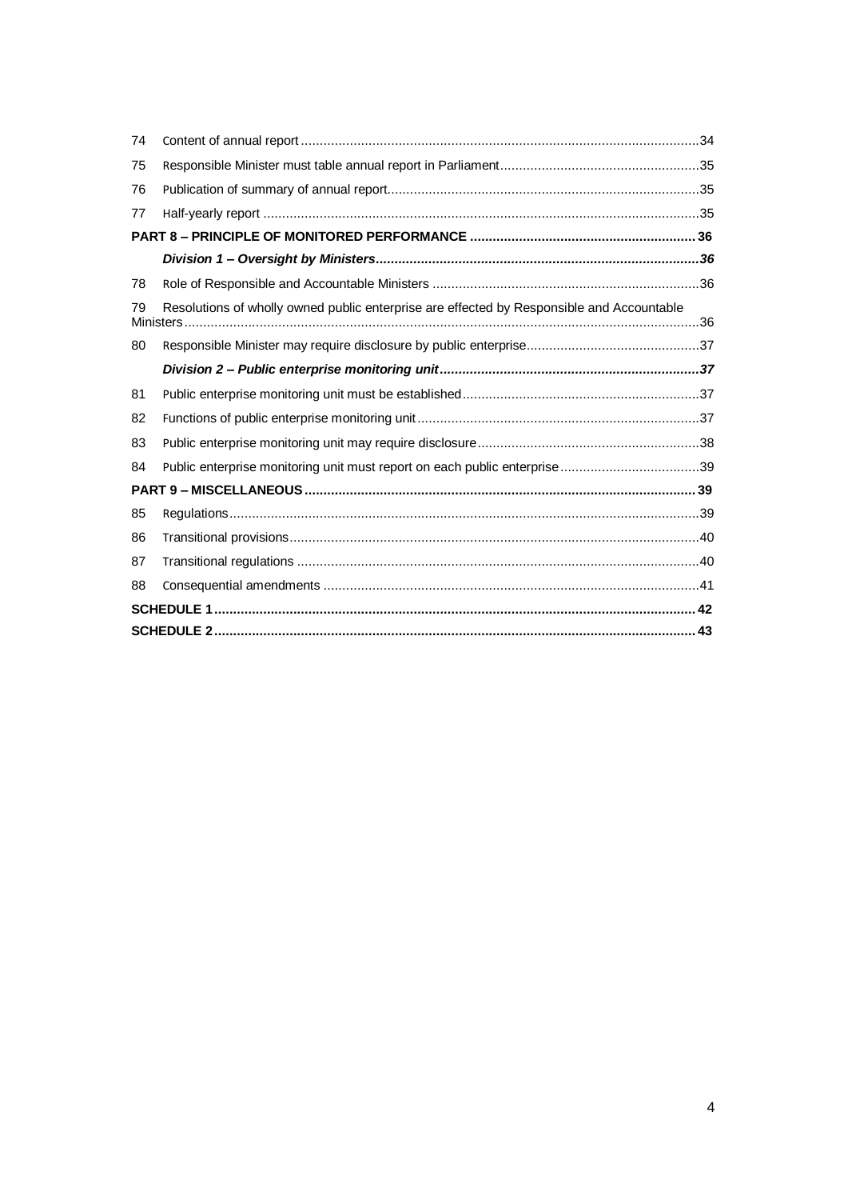| | | |
|---|---|---|
| 74 | Content of annual report | 34 |
| 75 | Responsible Minister must table annual report in Parliament | 35 |
| 76 | Publication of summary of annual report | 35 |
| 77 | Half-yearly report | 35 |
| | **PART 8 – PRINCIPLE OF MONITORED PERFORMANCE** | **36** |
| | ***Division 1 – Oversight by Ministers*** | ***36*** |
| 78 | Role of Responsible and Accountable Ministers | 36 |
| 79 | Resolutions of wholly owned public enterprise are effected by Responsible and Accountable Ministers | 36 |
| 80 | Responsible Minister may require disclosure by public enterprise | 37 |
| | ***Division 2 – Public enterprise monitoring unit*** | ***37*** |
| 81 | Public enterprise monitoring unit must be established | 37 |
| 82 | Functions of public enterprise monitoring unit | 37 |
| 83 | Public enterprise monitoring unit may require disclosure | 38 |
| 84 | Public enterprise monitoring unit must report on each public enterprise | 39 |
| | **PART 9 – MISCELLANEOUS** | **39** |
| 85 | Regulations | 39 |
| 86 | Transitional provisions | 40 |
| 87 | Transitional regulations | 40 |
| 88 | Consequential amendments | 41 |
| | **SCHEDULE 1** | **42** |
| | **SCHEDULE 2** | **43** |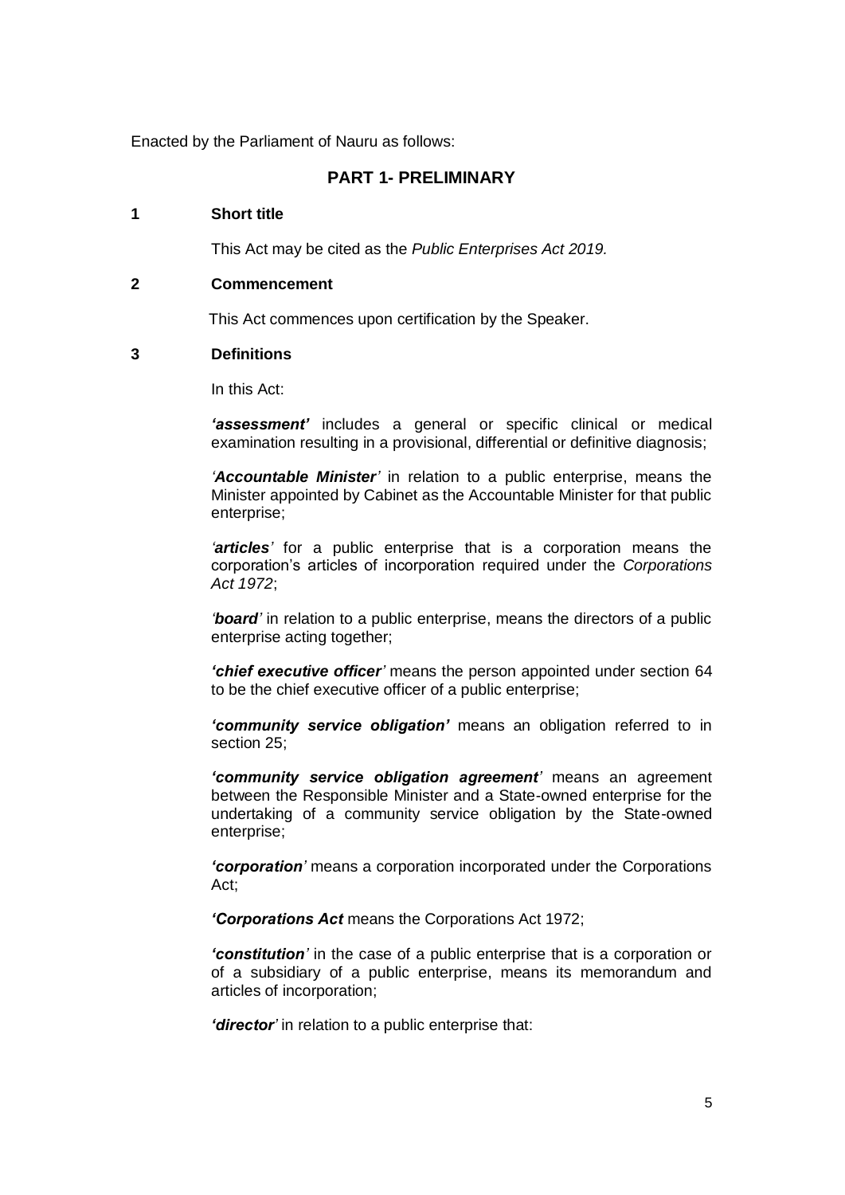Enacted by the Parliament of Nauru as follows:

## PART 1- PRELIMINARY

### 1 Short title

This Act may be cited as the *Public Enterprises Act 2019.*

### 2 Commencement

This Act commences upon certification by the Speaker.

### 3 Definitions

In this Act:

***'assessment'*** includes a general or specific clinical or medical examination resulting in a provisional, differential or definitive diagnosis;

*'**Accountable Minister**'* in relation to a public enterprise, means the Minister appointed by Cabinet as the Accountable Minister for that public enterprise;

*'**articles**'* for a public enterprise that is a corporation means the corporation's articles of incorporation required under the *Corporations Act 1972*;

*'**board**'* in relation to a public enterprise, means the directors of a public enterprise acting together;

***'chief executive officer'*** means the person appointed under section 64 to be the chief executive officer of a public enterprise;

***'community service obligation'*** means an obligation referred to in section 25;

***'community service obligation agreement'*** means an agreement between the Responsible Minister and a State-owned enterprise for the undertaking of a community service obligation by the State-owned enterprise;

***'corporation'*** means a corporation incorporated under the Corporations Act;

***'Corporations Act*** means the Corporations Act 1972;

***'constitution'*** in the case of a public enterprise that is a corporation or of a subsidiary of a public enterprise, means its memorandum and articles of incorporation;

***'director'*** in relation to a public enterprise that: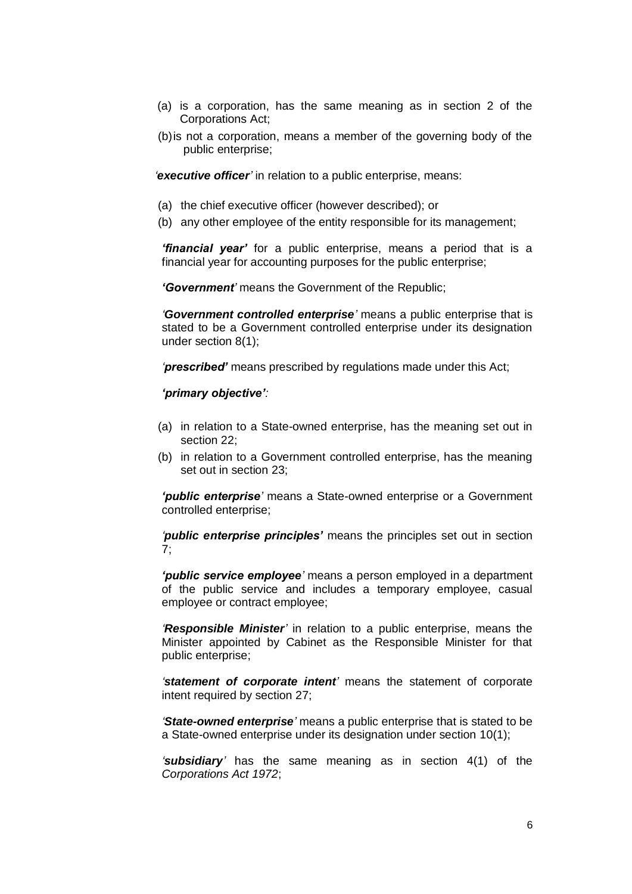(a) is a corporation, has the same meaning as in section 2 of the Corporations Act;

(b) is not a corporation, means a member of the governing body of the public enterprise;

'***executive officer***' in relation to a public enterprise, means:

(a) the chief executive officer (however described); or

(b) any other employee of the entity responsible for its management;

***'financial year'*** for a public enterprise, means a period that is a financial year for accounting purposes for the public enterprise;

***'Government'*** means the Government of the Republic;

'***Government controlled enterprise***' means a public enterprise that is stated to be a Government controlled enterprise under its designation under section 8(1);

'***prescribed'*** means prescribed by regulations made under this Act;

***'primary objective'***:

(a) in relation to a State-owned enterprise, has the meaning set out in section 22;

(b) in relation to a Government controlled enterprise, has the meaning set out in section 23;

***'public enterprise'*** means a State-owned enterprise or a Government controlled enterprise;

'***public enterprise principles'*** means the principles set out in section 7;

***'public service employee'*** means a person employed in a department of the public service and includes a temporary employee, casual employee or contract employee;

'***Responsible Minister***' in relation to a public enterprise, means the Minister appointed by Cabinet as the Responsible Minister for that public enterprise;

'***statement of corporate intent***' means the statement of corporate intent required by section 27;

'***State-owned enterprise***' means a public enterprise that is stated to be a State-owned enterprise under its designation under section 10(1);

'***subsidiary***' has the same meaning as in section 4(1) of the *Corporations Act 1972*;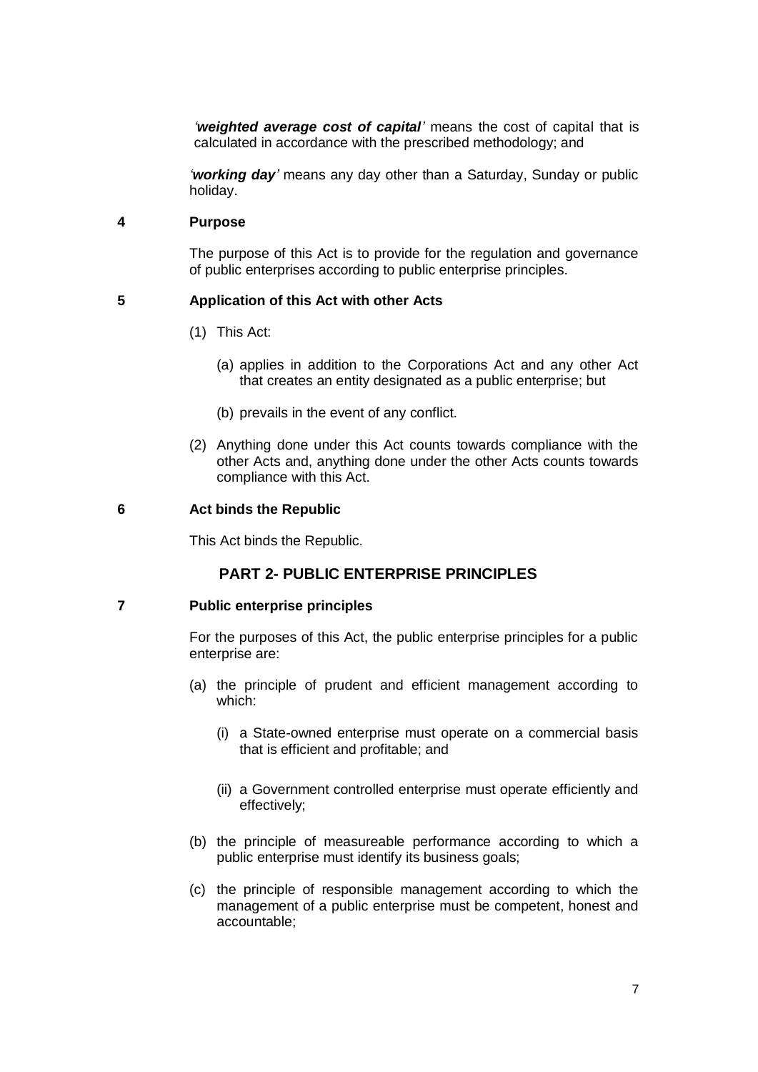*'**weighted average cost of capital**'* means the cost of capital that is calculated in accordance with the prescribed methodology; and

*'**working day**'* means any day other than a Saturday, Sunday or public holiday.

**4 Purpose**

The purpose of this Act is to provide for the regulation and governance of public enterprises according to public enterprise principles.

**5 Application of this Act with other Acts**

(1) This Act:

(a) applies in addition to the Corporations Act and any other Act that creates an entity designated as a public enterprise; but

(b) prevails in the event of any conflict.

(2) Anything done under this Act counts towards compliance with the other Acts and, anything done under the other Acts counts towards compliance with this Act.

**6 Act binds the Republic**

This Act binds the Republic.

## PART 2- PUBLIC ENTERPRISE PRINCIPLES

**7 Public enterprise principles**

For the purposes of this Act, the public enterprise principles for a public enterprise are:

(a) the principle of prudent and efficient management according to which:

(i) a State-owned enterprise must operate on a commercial basis that is efficient and profitable; and

(ii) a Government controlled enterprise must operate efficiently and effectively;

(b) the principle of measureable performance according to which a public enterprise must identify its business goals;

(c) the principle of responsible management according to which the management of a public enterprise must be competent, honest and accountable;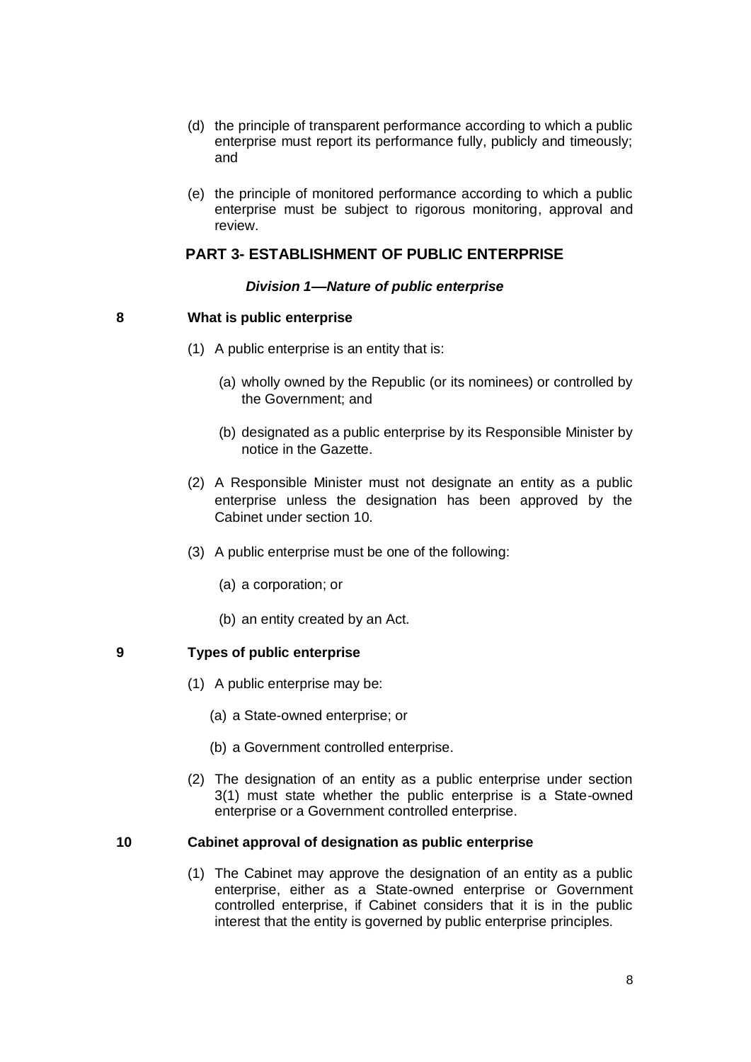(d) the principle of transparent performance according to which a public enterprise must report its performance fully, publicly and timeously; and

(e) the principle of monitored performance according to which a public enterprise must be subject to rigorous monitoring, approval and review.

## PART 3- ESTABLISHMENT OF PUBLIC ENTERPRISE

### *Division 1—Nature of public enterprise*

**8 What is public enterprise**

(1) A public enterprise is an entity that is:

(a) wholly owned by the Republic (or its nominees) or controlled by the Government; and

(b) designated as a public enterprise by its Responsible Minister by notice in the Gazette.

(2) A Responsible Minister must not designate an entity as a public enterprise unless the designation has been approved by the Cabinet under section 10.

(3) A public enterprise must be one of the following:

(a) a corporation; or

(b) an entity created by an Act.

**9 Types of public enterprise**

(1) A public enterprise may be:

(a) a State-owned enterprise; or

(b) a Government controlled enterprise.

(2) The designation of an entity as a public enterprise under section 3(1) must state whether the public enterprise is a State-owned enterprise or a Government controlled enterprise.

**10 Cabinet approval of designation as public enterprise**

(1) The Cabinet may approve the designation of an entity as a public enterprise, either as a State-owned enterprise or Government controlled enterprise, if Cabinet considers that it is in the public interest that the entity is governed by public enterprise principles.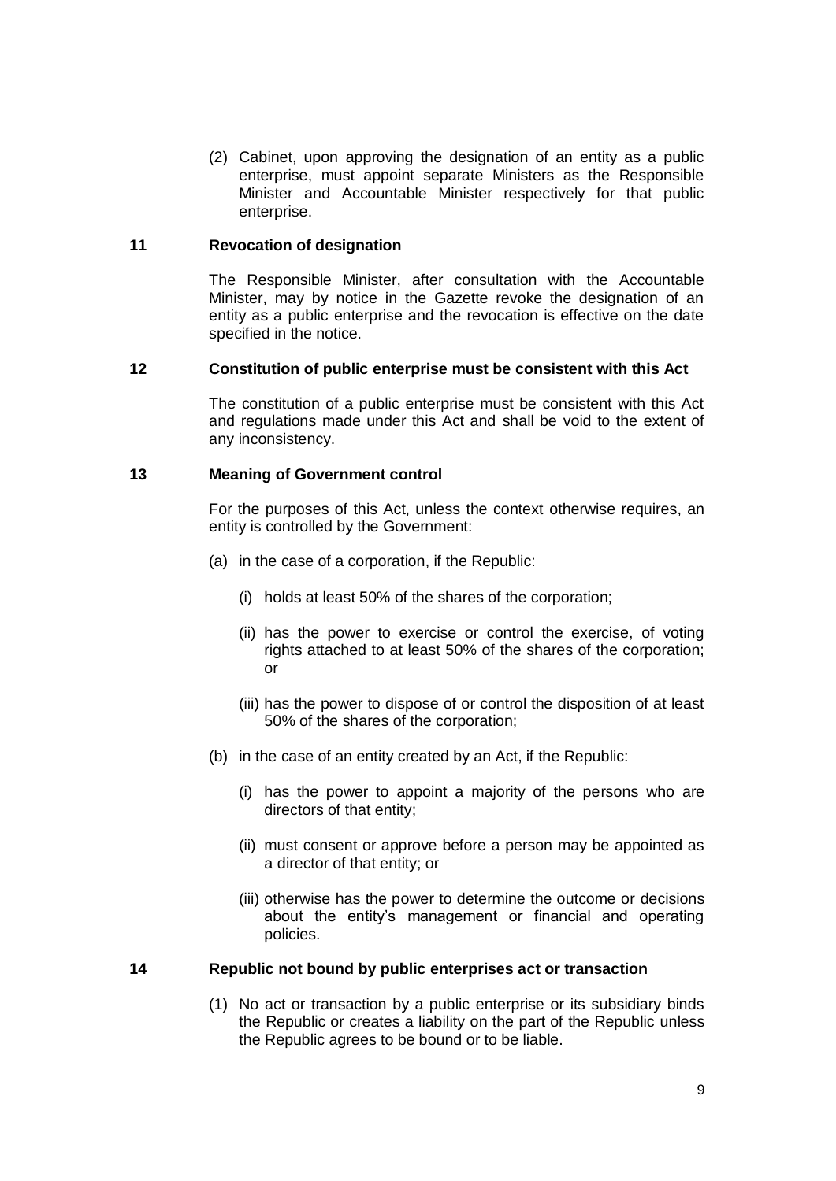(2) Cabinet, upon approving the designation of an entity as a public enterprise, must appoint separate Ministers as the Responsible Minister and Accountable Minister respectively for that public enterprise.

## 11 Revocation of designation

The Responsible Minister, after consultation with the Accountable Minister, may by notice in the Gazette revoke the designation of an entity as a public enterprise and the revocation is effective on the date specified in the notice.

## 12 Constitution of public enterprise must be consistent with this Act

The constitution of a public enterprise must be consistent with this Act and regulations made under this Act and shall be void to the extent of any inconsistency.

## 13 Meaning of Government control

For the purposes of this Act, unless the context otherwise requires, an entity is controlled by the Government:

(a) in the case of a corporation, if the Republic:

(i) holds at least 50% of the shares of the corporation;

(ii) has the power to exercise or control the exercise, of voting rights attached to at least 50% of the shares of the corporation; or

(iii) has the power to dispose of or control the disposition of at least 50% of the shares of the corporation;

(b) in the case of an entity created by an Act, if the Republic:

(i) has the power to appoint a majority of the persons who are directors of that entity;

(ii) must consent or approve before a person may be appointed as a director of that entity; or

(iii) otherwise has the power to determine the outcome or decisions about the entity's management or financial and operating policies.

## 14 Republic not bound by public enterprises act or transaction

(1) No act or transaction by a public enterprise or its subsidiary binds the Republic or creates a liability on the part of the Republic unless the Republic agrees to be bound or to be liable.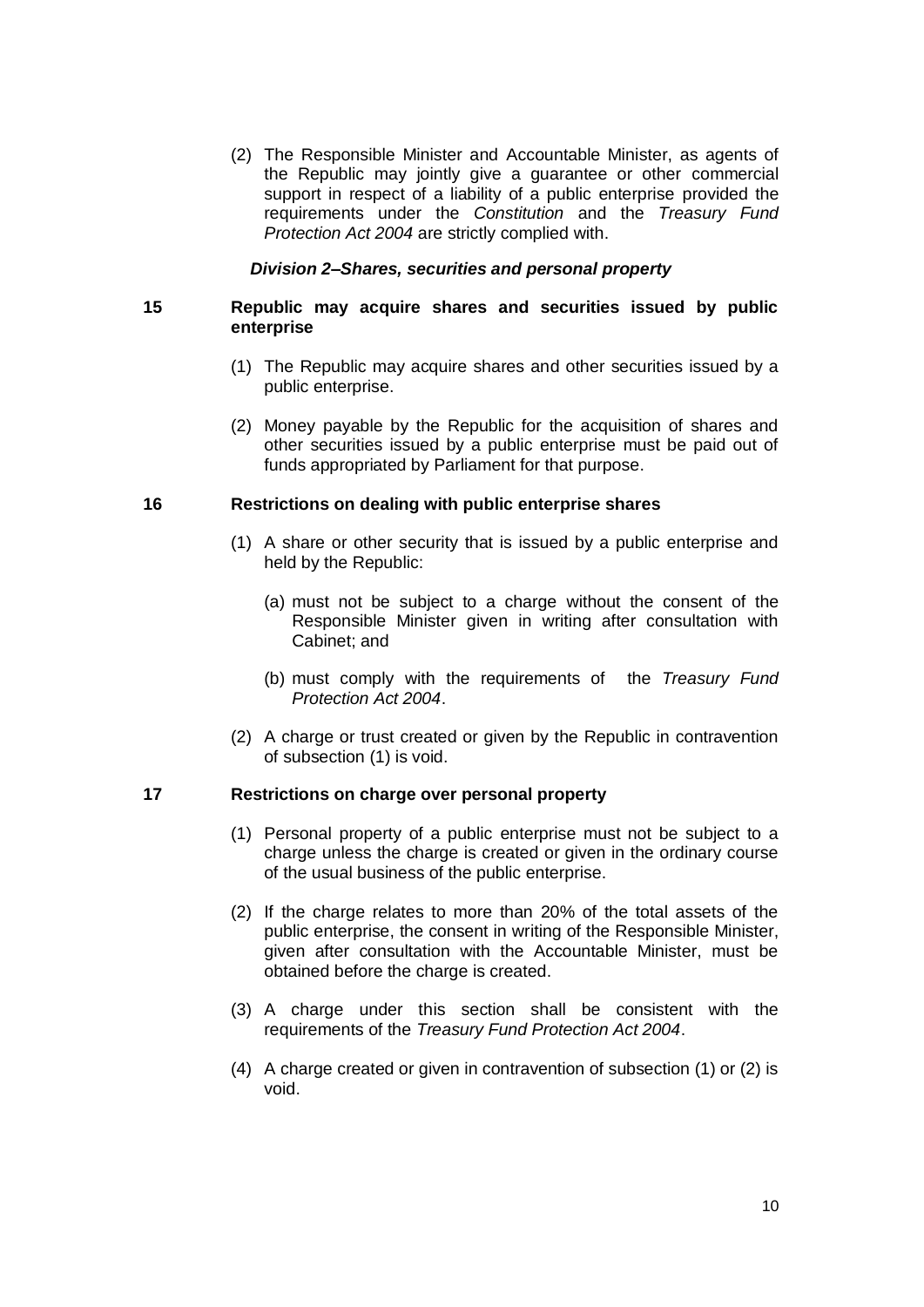(2) The Responsible Minister and Accountable Minister, as agents of the Republic may jointly give a guarantee or other commercial support in respect of a liability of a public enterprise provided the requirements under the *Constitution* and the *Treasury Fund Protection Act 2004* are strictly complied with.

### *Division 2–Shares, securities and personal property*

### 15 Republic may acquire shares and securities issued by public enterprise

(1) The Republic may acquire shares and other securities issued by a public enterprise.

(2) Money payable by the Republic for the acquisition of shares and other securities issued by a public enterprise must be paid out of funds appropriated by Parliament for that purpose.

### 16 Restrictions on dealing with public enterprise shares

(1) A share or other security that is issued by a public enterprise and held by the Republic:

(a) must not be subject to a charge without the consent of the Responsible Minister given in writing after consultation with Cabinet; and

(b) must comply with the requirements of the *Treasury Fund Protection Act 2004*.

(2) A charge or trust created or given by the Republic in contravention of subsection (1) is void.

### 17 Restrictions on charge over personal property

(1) Personal property of a public enterprise must not be subject to a charge unless the charge is created or given in the ordinary course of the usual business of the public enterprise.

(2) If the charge relates to more than 20% of the total assets of the public enterprise, the consent in writing of the Responsible Minister, given after consultation with the Accountable Minister, must be obtained before the charge is created.

(3) A charge under this section shall be consistent with the requirements of the *Treasury Fund Protection Act 2004*.

(4) A charge created or given in contravention of subsection (1) or (2) is void.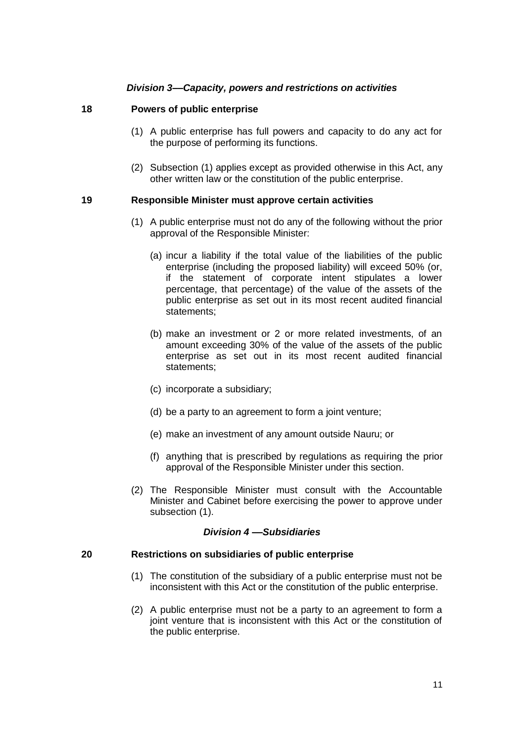### *Division 3—Capacity, powers and restrictions on activities*

**18 Powers of public enterprise**

(1) A public enterprise has full powers and capacity to do any act for the purpose of performing its functions.

(2) Subsection (1) applies except as provided otherwise in this Act, any other written law or the constitution of the public enterprise.

**19 Responsible Minister must approve certain activities**

(1) A public enterprise must not do any of the following without the prior approval of the Responsible Minister:

(a) incur a liability if the total value of the liabilities of the public enterprise (including the proposed liability) will exceed 50% (or, if the statement of corporate intent stipulates a lower percentage, that percentage) of the value of the assets of the public enterprise as set out in its most recent audited financial statements;

(b) make an investment or 2 or more related investments, of an amount exceeding 30% of the value of the assets of the public enterprise as set out in its most recent audited financial statements;

(c) incorporate a subsidiary;

(d) be a party to an agreement to form a joint venture;

(e) make an investment of any amount outside Nauru; or

(f) anything that is prescribed by regulations as requiring the prior approval of the Responsible Minister under this section.

(2) The Responsible Minister must consult with the Accountable Minister and Cabinet before exercising the power to approve under subsection (1).

### *Division 4 —Subsidiaries*

**20 Restrictions on subsidiaries of public enterprise**

(1) The constitution of the subsidiary of a public enterprise must not be inconsistent with this Act or the constitution of the public enterprise.

(2) A public enterprise must not be a party to an agreement to form a joint venture that is inconsistent with this Act or the constitution of the public enterprise.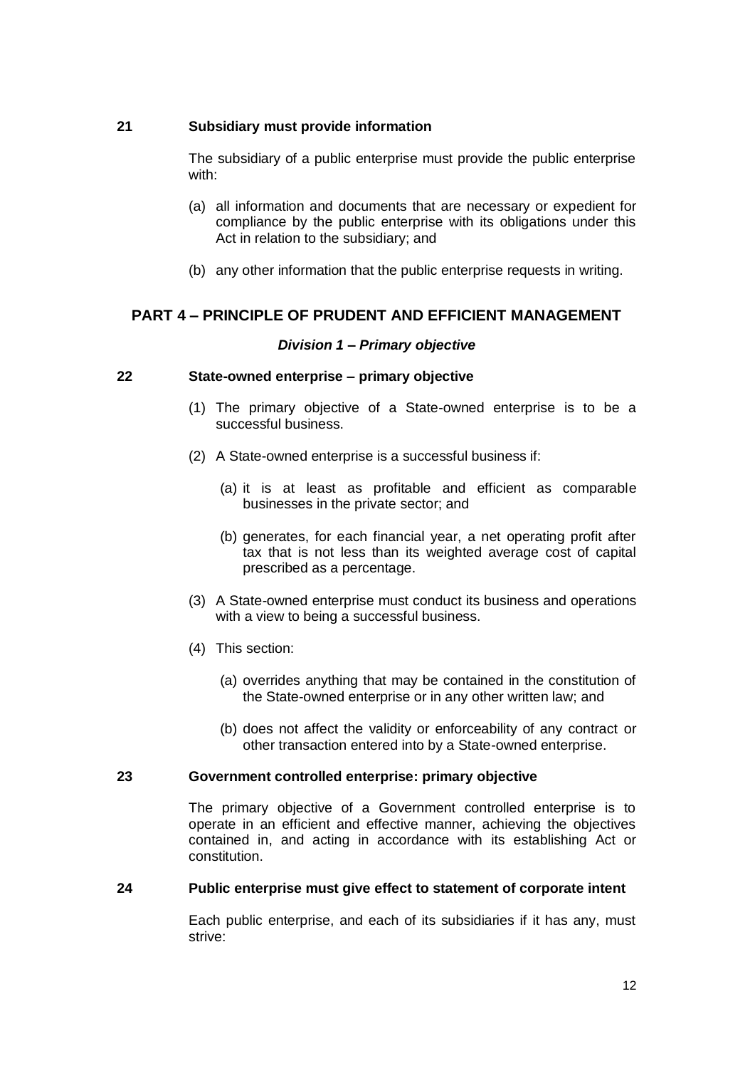### 21 Subsidiary must provide information

The subsidiary of a public enterprise must provide the public enterprise with:

(a) all information and documents that are necessary or expedient for compliance by the public enterprise with its obligations under this Act in relation to the subsidiary; and

(b) any other information that the public enterprise requests in writing.

## PART 4 – PRINCIPLE OF PRUDENT AND EFFICIENT MANAGEMENT

***Division 1 – Primary objective***

### 22 State-owned enterprise – primary objective

(1) The primary objective of a State-owned enterprise is to be a successful business.

(2) A State-owned enterprise is a successful business if:

(a) it is at least as profitable and efficient as comparable businesses in the private sector; and

(b) generates, for each financial year, a net operating profit after tax that is not less than its weighted average cost of capital prescribed as a percentage.

(3) A State-owned enterprise must conduct its business and operations with a view to being a successful business.

(4) This section:

(a) overrides anything that may be contained in the constitution of the State-owned enterprise or in any other written law; and

(b) does not affect the validity or enforceability of any contract or other transaction entered into by a State-owned enterprise.

### 23 Government controlled enterprise: primary objective

The primary objective of a Government controlled enterprise is to operate in an efficient and effective manner, achieving the objectives contained in, and acting in accordance with its establishing Act or constitution.

### 24 Public enterprise must give effect to statement of corporate intent

Each public enterprise, and each of its subsidiaries if it has any, must strive: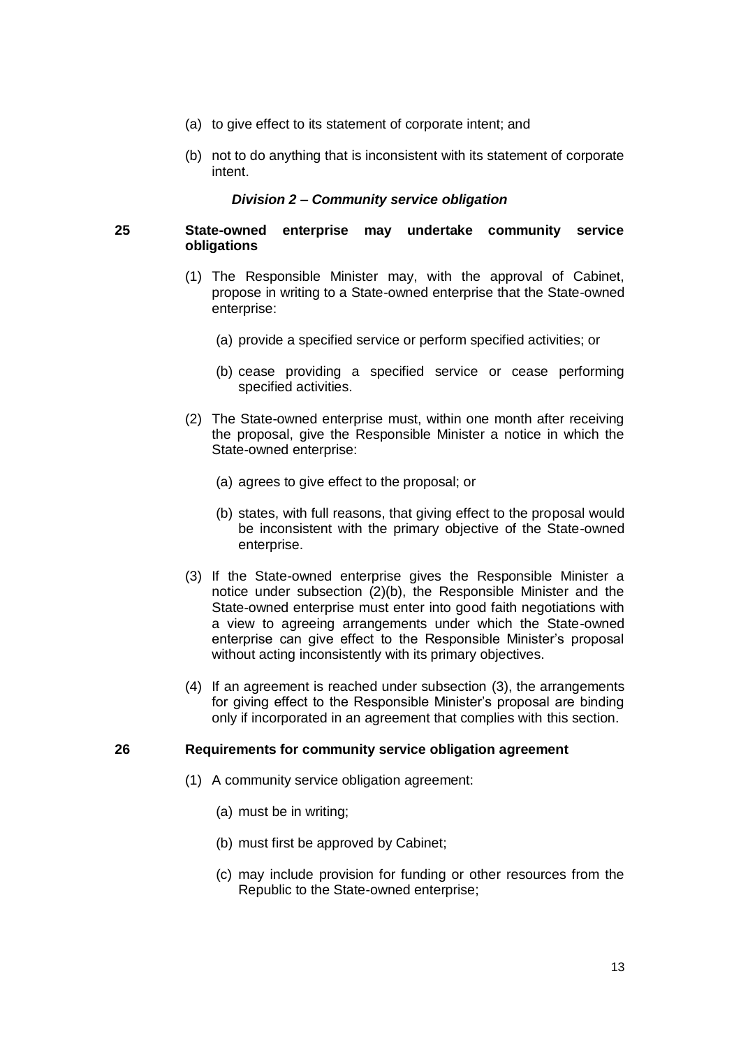(a) to give effect to its statement of corporate intent; and

(b) not to do anything that is inconsistent with its statement of corporate intent.

### *Division 2 – Community service obligation*

**25 State-owned enterprise may undertake community service obligations**

(1) The Responsible Minister may, with the approval of Cabinet, propose in writing to a State-owned enterprise that the State-owned enterprise:

(a) provide a specified service or perform specified activities; or

(b) cease providing a specified service or cease performing specified activities.

(2) The State-owned enterprise must, within one month after receiving the proposal, give the Responsible Minister a notice in which the State-owned enterprise:

(a) agrees to give effect to the proposal; or

(b) states, with full reasons, that giving effect to the proposal would be inconsistent with the primary objective of the State-owned enterprise.

(3) If the State-owned enterprise gives the Responsible Minister a notice under subsection (2)(b), the Responsible Minister and the State-owned enterprise must enter into good faith negotiations with a view to agreeing arrangements under which the State-owned enterprise can give effect to the Responsible Minister's proposal without acting inconsistently with its primary objectives.

(4) If an agreement is reached under subsection (3), the arrangements for giving effect to the Responsible Minister's proposal are binding only if incorporated in an agreement that complies with this section.

**26 Requirements for community service obligation agreement**

(1) A community service obligation agreement:

(a) must be in writing;

(b) must first be approved by Cabinet;

(c) may include provision for funding or other resources from the Republic to the State-owned enterprise;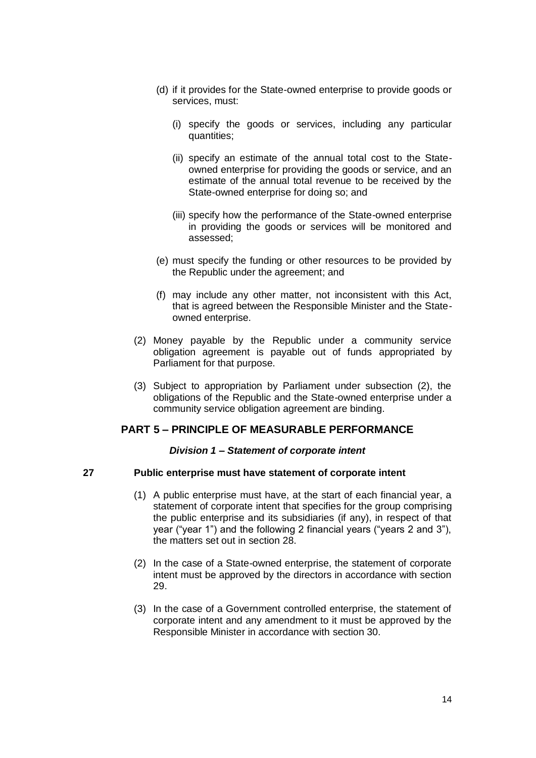(d) if it provides for the State-owned enterprise to provide goods or services, must:

   (i) specify the goods or services, including any particular quantities;

   (ii) specify an estimate of the annual total cost to the State-owned enterprise for providing the goods or service, and an estimate of the annual total revenue to be received by the State-owned enterprise for doing so; and

   (iii) specify how the performance of the State-owned enterprise in providing the goods or services will be monitored and assessed;

(e) must specify the funding or other resources to be provided by the Republic under the agreement; and

(f) may include any other matter, not inconsistent with this Act, that is agreed between the Responsible Minister and the State-owned enterprise.

(2) Money payable by the Republic under a community service obligation agreement is payable out of funds appropriated by Parliament for that purpose.

(3) Subject to appropriation by Parliament under subsection (2), the obligations of the Republic and the State-owned enterprise under a community service obligation agreement are binding.

## PART 5 – PRINCIPLE OF MEASURABLE PERFORMANCE

### *Division 1 – Statement of corporate intent*

### 27 Public enterprise must have statement of corporate intent

(1) A public enterprise must have, at the start of each financial year, a statement of corporate intent that specifies for the group comprising the public enterprise and its subsidiaries (if any), in respect of that year ("year 1") and the following 2 financial years ("years 2 and 3"), the matters set out in section 28.

(2) In the case of a State-owned enterprise, the statement of corporate intent must be approved by the directors in accordance with section 29.

(3) In the case of a Government controlled enterprise, the statement of corporate intent and any amendment to it must be approved by the Responsible Minister in accordance with section 30.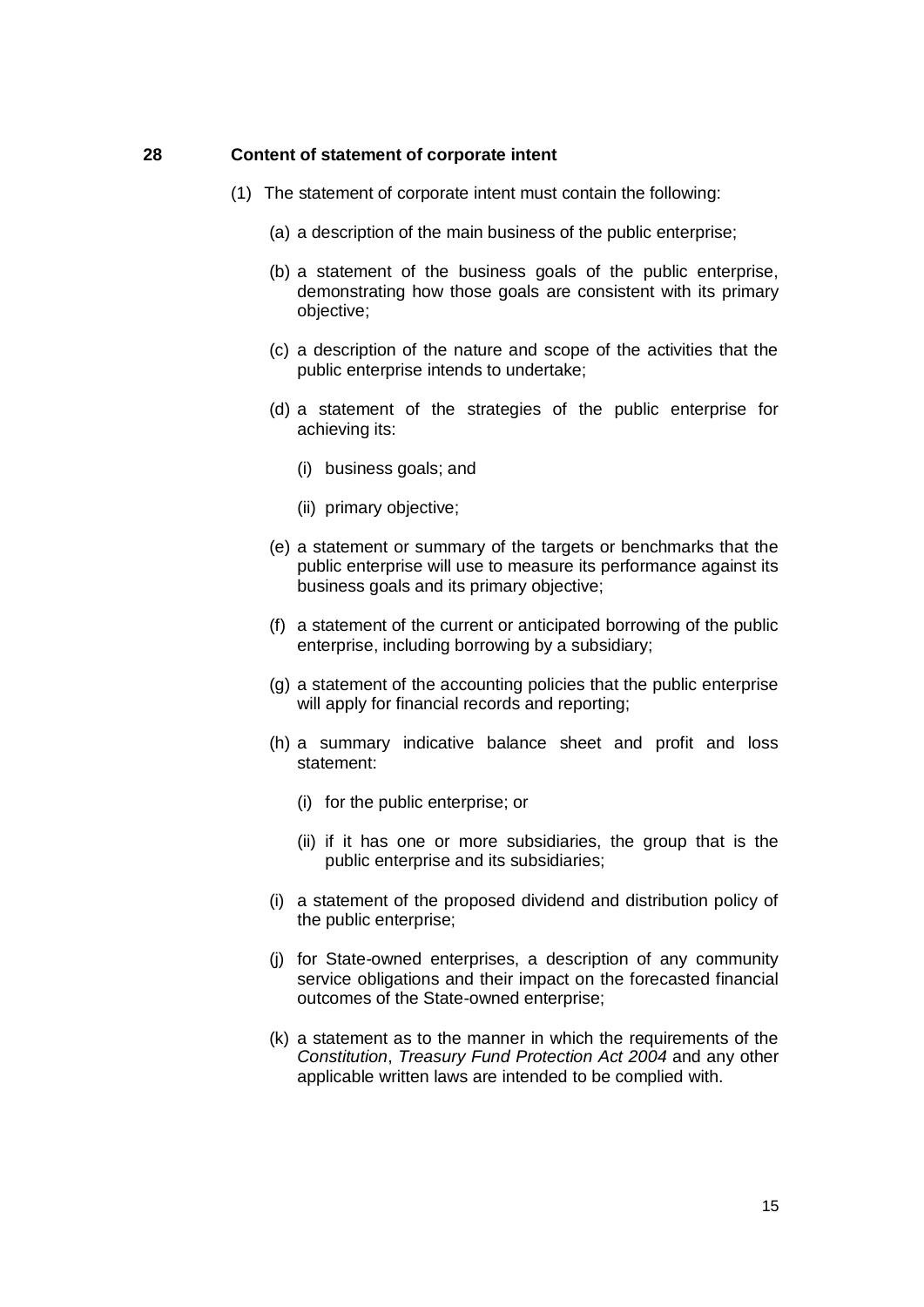**28 Content of statement of corporate intent**

(1) The statement of corporate intent must contain the following:

(a) a description of the main business of the public enterprise;

(b) a statement of the business goals of the public enterprise, demonstrating how those goals are consistent with its primary objective;

(c) a description of the nature and scope of the activities that the public enterprise intends to undertake;

(d) a statement of the strategies of the public enterprise for achieving its:

(i) business goals; and

(ii) primary objective;

(e) a statement or summary of the targets or benchmarks that the public enterprise will use to measure its performance against its business goals and its primary objective;

(f) a statement of the current or anticipated borrowing of the public enterprise, including borrowing by a subsidiary;

(g) a statement of the accounting policies that the public enterprise will apply for financial records and reporting;

(h) a summary indicative balance sheet and profit and loss statement:

(i) for the public enterprise; or

(ii) if it has one or more subsidiaries, the group that is the public enterprise and its subsidiaries;

(i) a statement of the proposed dividend and distribution policy of the public enterprise;

(j) for State-owned enterprises, a description of any community service obligations and their impact on the forecasted financial outcomes of the State-owned enterprise;

(k) a statement as to the manner in which the requirements of the *Constitution*, *Treasury Fund Protection Act 2004* and any other applicable written laws are intended to be complied with.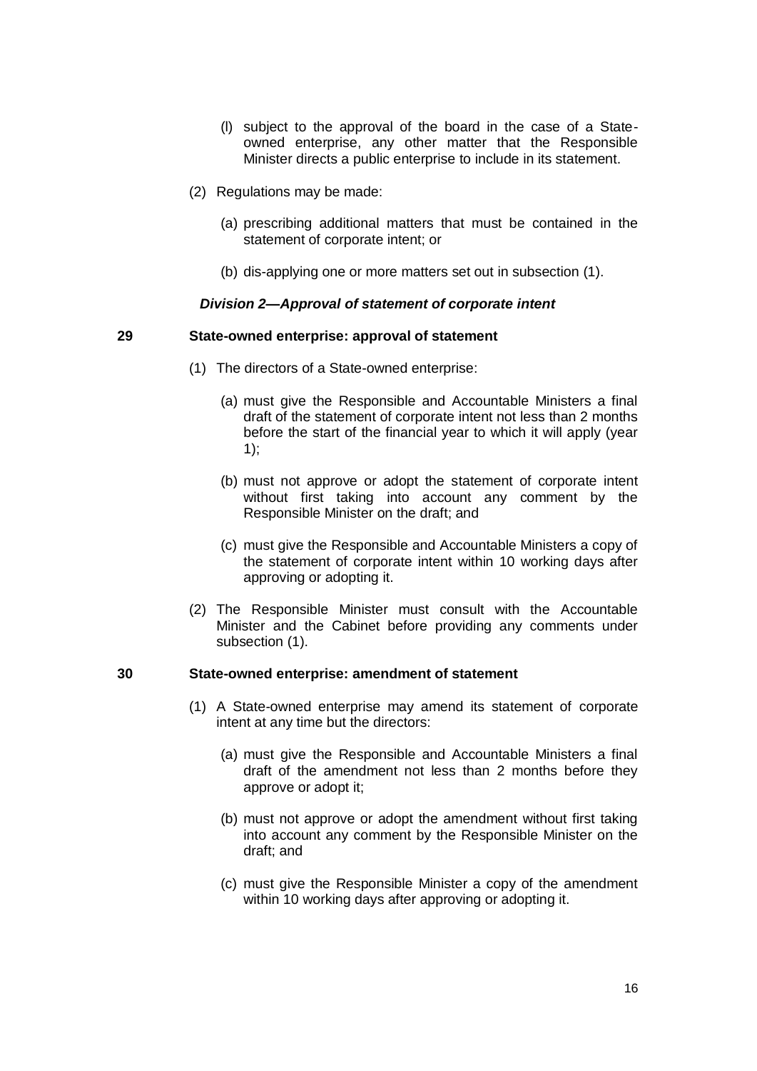(l) subject to the approval of the board in the case of a State-owned enterprise, any other matter that the Responsible Minister directs a public enterprise to include in its statement.

(2) Regulations may be made:

(a) prescribing additional matters that must be contained in the statement of corporate intent; or

(b) dis-applying one or more matters set out in subsection (1).

***Division 2—Approval of statement of corporate intent***

**29 State-owned enterprise: approval of statement**

(1) The directors of a State-owned enterprise:

(a) must give the Responsible and Accountable Ministers a final draft of the statement of corporate intent not less than 2 months before the start of the financial year to which it will apply (year 1);

(b) must not approve or adopt the statement of corporate intent without first taking into account any comment by the Responsible Minister on the draft; and

(c) must give the Responsible and Accountable Ministers a copy of the statement of corporate intent within 10 working days after approving or adopting it.

(2) The Responsible Minister must consult with the Accountable Minister and the Cabinet before providing any comments under subsection (1).

**30 State-owned enterprise: amendment of statement**

(1) A State-owned enterprise may amend its statement of corporate intent at any time but the directors:

(a) must give the Responsible and Accountable Ministers a final draft of the amendment not less than 2 months before they approve or adopt it;

(b) must not approve or adopt the amendment without first taking into account any comment by the Responsible Minister on the draft; and

(c) must give the Responsible Minister a copy of the amendment within 10 working days after approving or adopting it.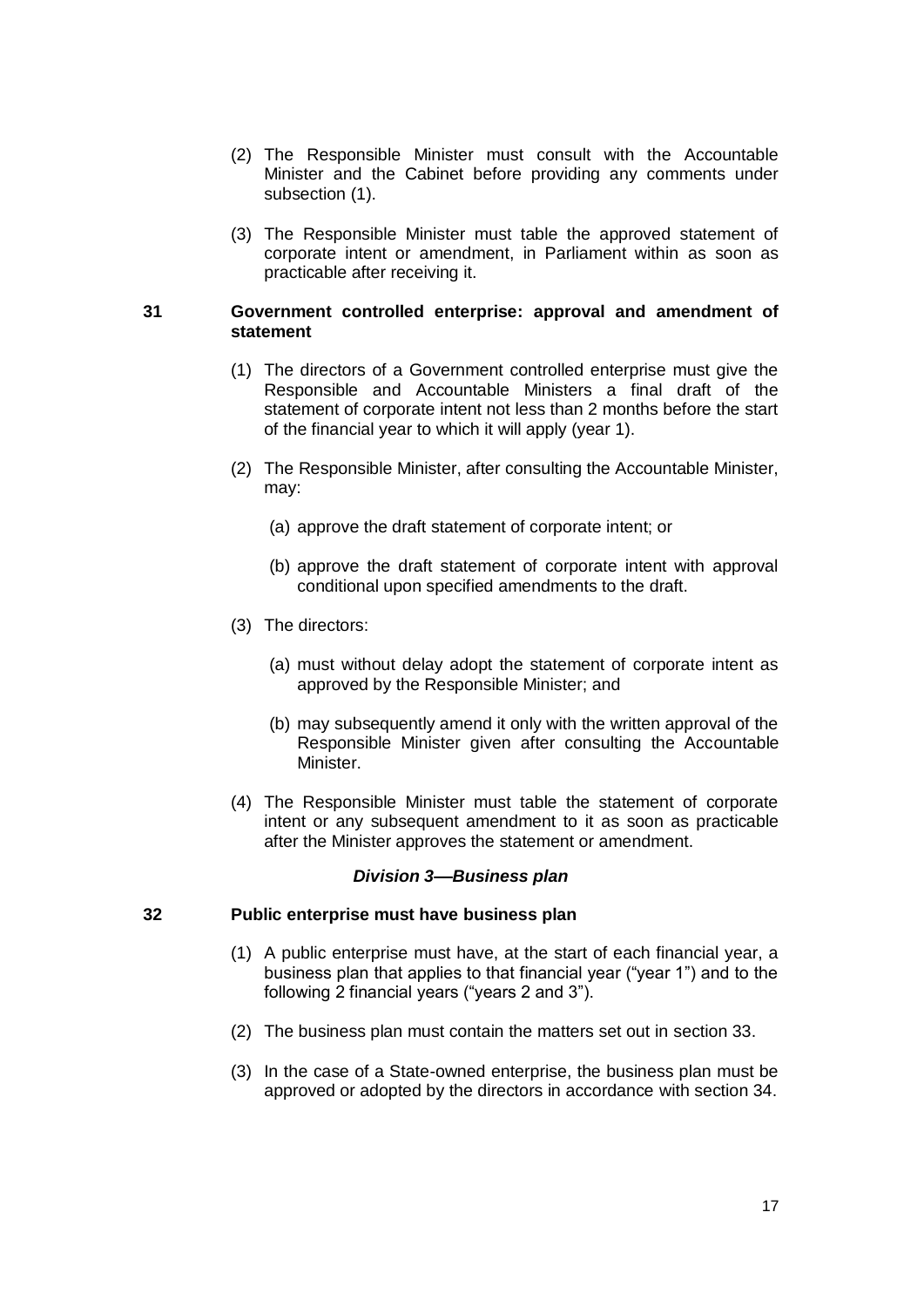(2) The Responsible Minister must consult with the Accountable Minister and the Cabinet before providing any comments under subsection (1).

(3) The Responsible Minister must table the approved statement of corporate intent or amendment, in Parliament within as soon as practicable after receiving it.

### 31 Government controlled enterprise: approval and amendment of statement

(1) The directors of a Government controlled enterprise must give the Responsible and Accountable Ministers a final draft of the statement of corporate intent not less than 2 months before the start of the financial year to which it will apply (year 1).

(2) The Responsible Minister, after consulting the Accountable Minister, may:

(a) approve the draft statement of corporate intent; or

(b) approve the draft statement of corporate intent with approval conditional upon specified amendments to the draft.

(3) The directors:

(a) must without delay adopt the statement of corporate intent as approved by the Responsible Minister; and

(b) may subsequently amend it only with the written approval of the Responsible Minister given after consulting the Accountable Minister.

(4) The Responsible Minister must table the statement of corporate intent or any subsequent amendment to it as soon as practicable after the Minister approves the statement or amendment.

## *Division 3—Business plan*

### 32 Public enterprise must have business plan

(1) A public enterprise must have, at the start of each financial year, a business plan that applies to that financial year ("year 1") and to the following 2 financial years ("years 2 and 3").

(2) The business plan must contain the matters set out in section 33.

(3) In the case of a State-owned enterprise, the business plan must be approved or adopted by the directors in accordance with section 34.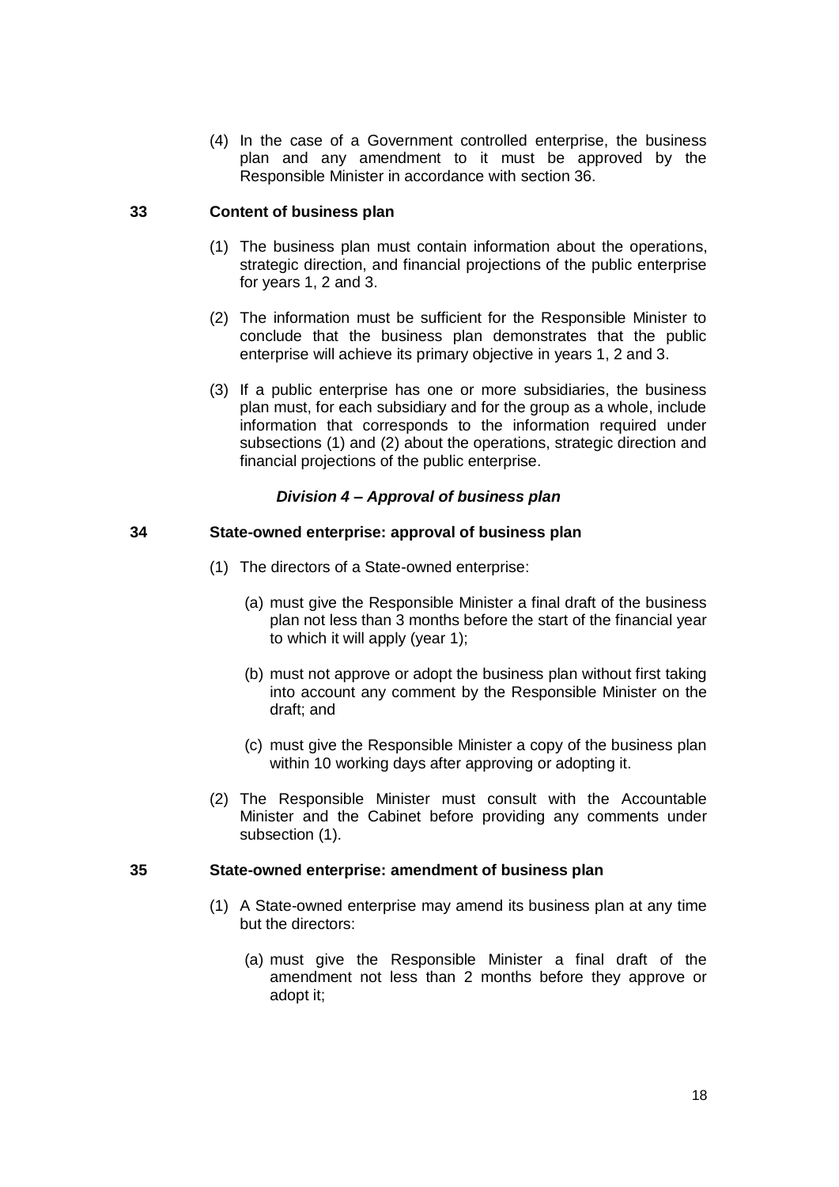(4) In the case of a Government controlled enterprise, the business plan and any amendment to it must be approved by the Responsible Minister in accordance with section 36.

### 33 Content of business plan

(1) The business plan must contain information about the operations, strategic direction, and financial projections of the public enterprise for years 1, 2 and 3.

(2) The information must be sufficient for the Responsible Minister to conclude that the business plan demonstrates that the public enterprise will achieve its primary objective in years 1, 2 and 3.

(3) If a public enterprise has one or more subsidiaries, the business plan must, for each subsidiary and for the group as a whole, include information that corresponds to the information required under subsections (1) and (2) about the operations, strategic direction and financial projections of the public enterprise.

## *Division 4 – Approval of business plan*

### 34 State-owned enterprise: approval of business plan

(1) The directors of a State-owned enterprise:

(a) must give the Responsible Minister a final draft of the business plan not less than 3 months before the start of the financial year to which it will apply (year 1);

(b) must not approve or adopt the business plan without first taking into account any comment by the Responsible Minister on the draft; and

(c) must give the Responsible Minister a copy of the business plan within 10 working days after approving or adopting it.

(2) The Responsible Minister must consult with the Accountable Minister and the Cabinet before providing any comments under subsection (1).

### 35 State-owned enterprise: amendment of business plan

(1) A State-owned enterprise may amend its business plan at any time but the directors:

(a) must give the Responsible Minister a final draft of the amendment not less than 2 months before they approve or adopt it;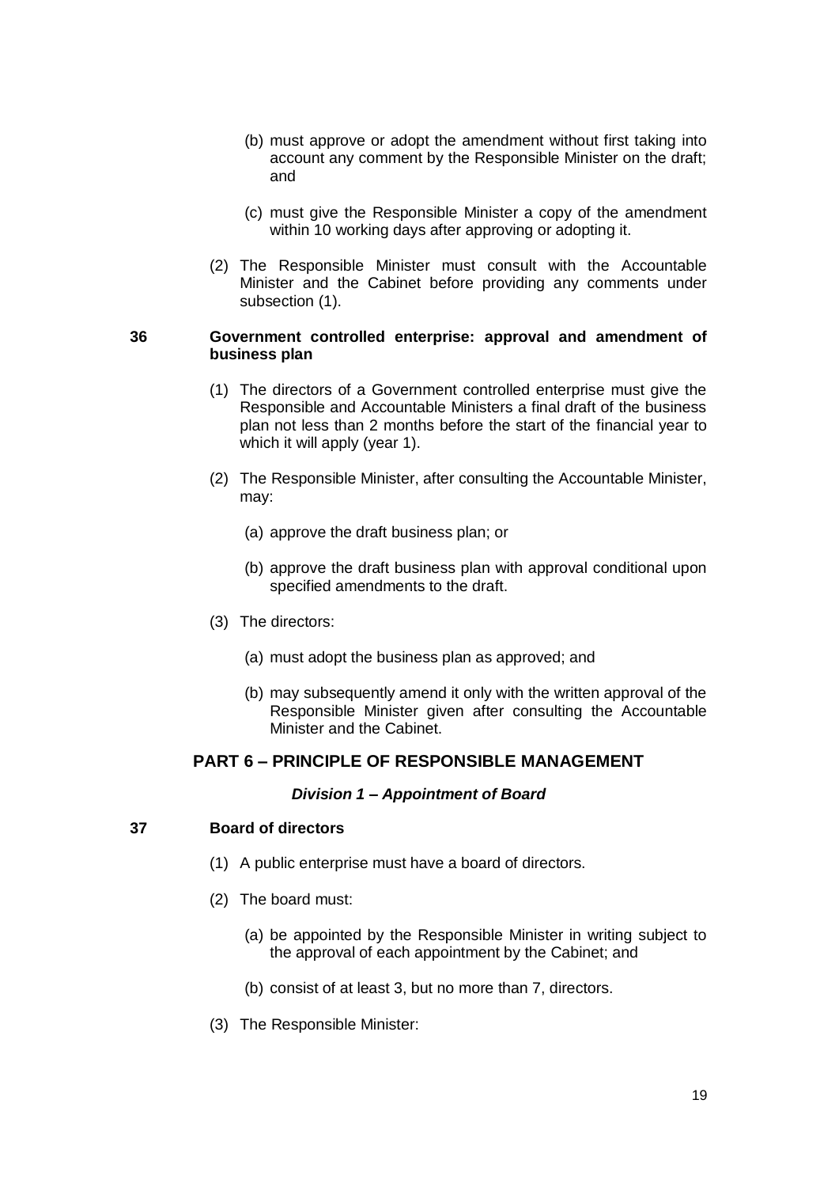(b) must approve or adopt the amendment without first taking into account any comment by the Responsible Minister on the draft; and

(c) must give the Responsible Minister a copy of the amendment within 10 working days after approving or adopting it.

(2) The Responsible Minister must consult with the Accountable Minister and the Cabinet before providing any comments under subsection (1).

**36 Government controlled enterprise: approval and amendment of business plan**

(1) The directors of a Government controlled enterprise must give the Responsible and Accountable Ministers a final draft of the business plan not less than 2 months before the start of the financial year to which it will apply (year 1).

(2) The Responsible Minister, after consulting the Accountable Minister, may:

(a) approve the draft business plan; or

(b) approve the draft business plan with approval conditional upon specified amendments to the draft.

(3) The directors:

(a) must adopt the business plan as approved; and

(b) may subsequently amend it only with the written approval of the Responsible Minister given after consulting the Accountable Minister and the Cabinet.

## PART 6 – PRINCIPLE OF RESPONSIBLE MANAGEMENT

### *Division 1 – Appointment of Board*

**37 Board of directors**

(1) A public enterprise must have a board of directors.

(2) The board must:

(a) be appointed by the Responsible Minister in writing subject to the approval of each appointment by the Cabinet; and

(b) consist of at least 3, but no more than 7, directors.

(3) The Responsible Minister: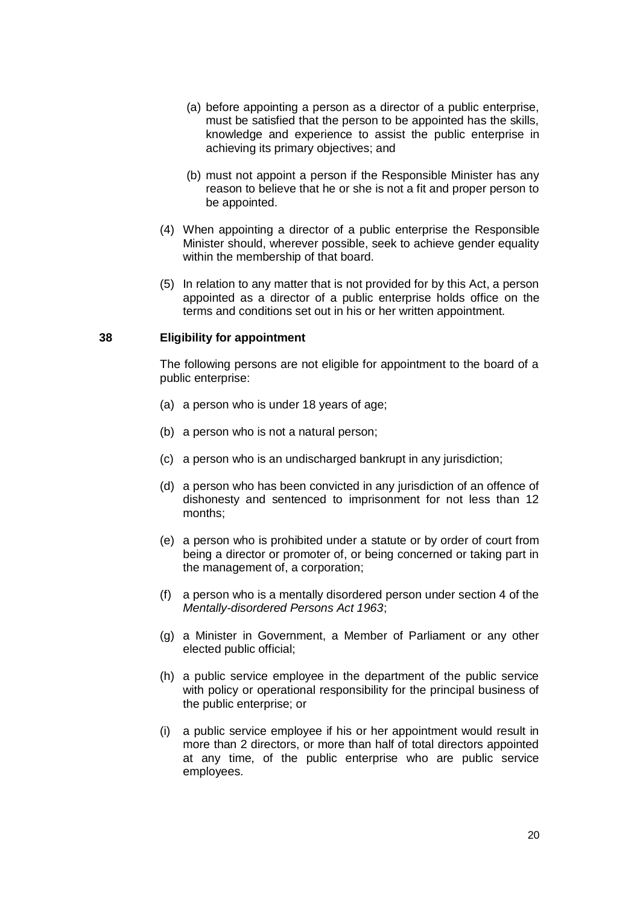(a) before appointing a person as a director of a public enterprise, must be satisfied that the person to be appointed has the skills, knowledge and experience to assist the public enterprise in achieving its primary objectives; and

(b) must not appoint a person if the Responsible Minister has any reason to believe that he or she is not a fit and proper person to be appointed.

(4) When appointing a director of a public enterprise the Responsible Minister should, wherever possible, seek to achieve gender equality within the membership of that board.

(5) In relation to any matter that is not provided for by this Act, a person appointed as a director of a public enterprise holds office on the terms and conditions set out in his or her written appointment.

**38 Eligibility for appointment**

The following persons are not eligible for appointment to the board of a public enterprise:

(a) a person who is under 18 years of age;

(b) a person who is not a natural person;

(c) a person who is an undischarged bankrupt in any jurisdiction;

(d) a person who has been convicted in any jurisdiction of an offence of dishonesty and sentenced to imprisonment for not less than 12 months;

(e) a person who is prohibited under a statute or by order of court from being a director or promoter of, or being concerned or taking part in the management of, a corporation;

(f) a person who is a mentally disordered person under section 4 of the *Mentally-disordered Persons Act 1963*;

(g) a Minister in Government, a Member of Parliament or any other elected public official;

(h) a public service employee in the department of the public service with policy or operational responsibility for the principal business of the public enterprise; or

(i) a public service employee if his or her appointment would result in more than 2 directors, or more than half of total directors appointed at any time, of the public enterprise who are public service employees.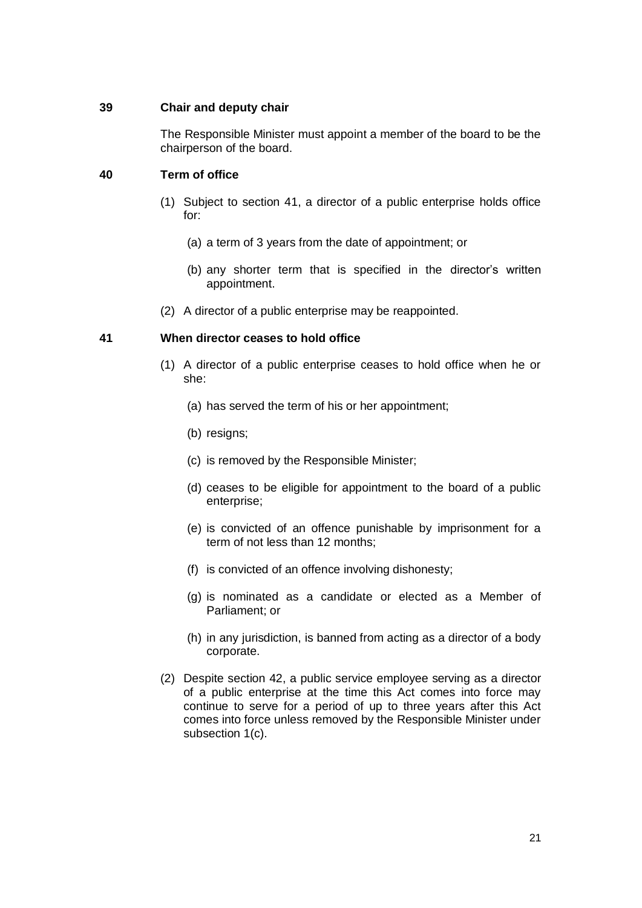**39 Chair and deputy chair**

The Responsible Minister must appoint a member of the board to be the chairperson of the board.

**40 Term of office**

(1) Subject to section 41, a director of a public enterprise holds office for:

(a) a term of 3 years from the date of appointment; or

(b) any shorter term that is specified in the director's written appointment.

(2) A director of a public enterprise may be reappointed.

**41 When director ceases to hold office**

(1) A director of a public enterprise ceases to hold office when he or she:

(a) has served the term of his or her appointment;

(b) resigns;

(c) is removed by the Responsible Minister;

(d) ceases to be eligible for appointment to the board of a public enterprise;

(e) is convicted of an offence punishable by imprisonment for a term of not less than 12 months;

(f) is convicted of an offence involving dishonesty;

(g) is nominated as a candidate or elected as a Member of Parliament; or

(h) in any jurisdiction, is banned from acting as a director of a body corporate.

(2) Despite section 42, a public service employee serving as a director of a public enterprise at the time this Act comes into force may continue to serve for a period of up to three years after this Act comes into force unless removed by the Responsible Minister under subsection 1(c).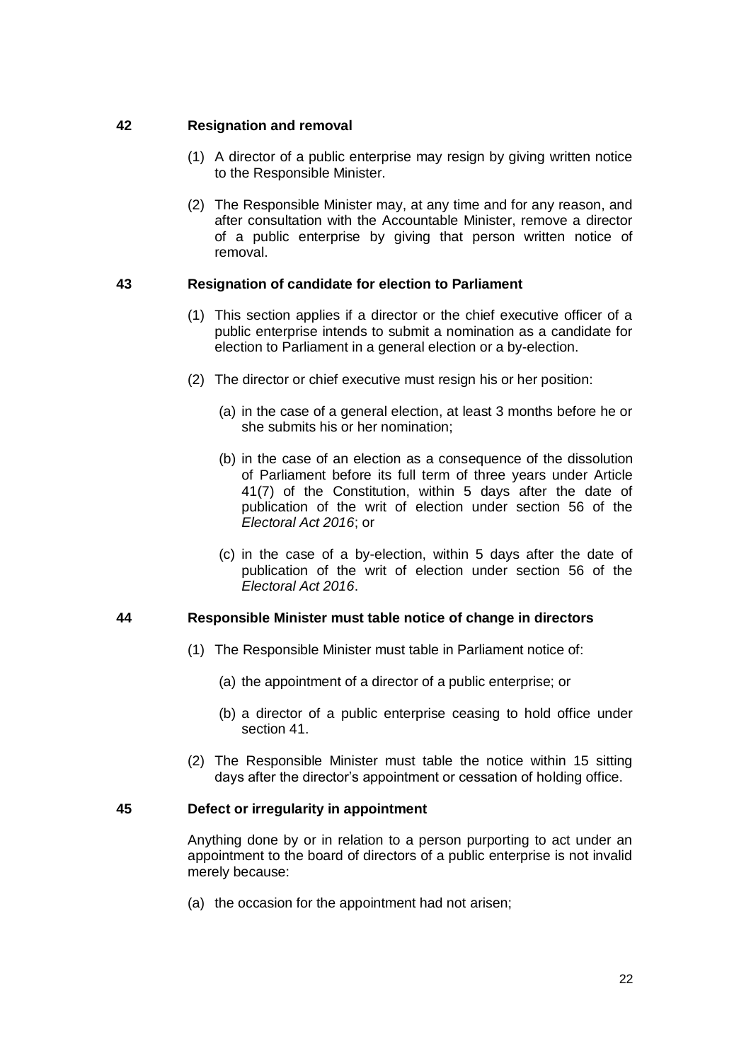### 42 Resignation and removal

(1) A director of a public enterprise may resign by giving written notice to the Responsible Minister.

(2) The Responsible Minister may, at any time and for any reason, and after consultation with the Accountable Minister, remove a director of a public enterprise by giving that person written notice of removal.

### 43 Resignation of candidate for election to Parliament

(1) This section applies if a director or the chief executive officer of a public enterprise intends to submit a nomination as a candidate for election to Parliament in a general election or a by-election.

(2) The director or chief executive must resign his or her position:

(a) in the case of a general election, at least 3 months before he or she submits his or her nomination;

(b) in the case of an election as a consequence of the dissolution of Parliament before its full term of three years under Article 41(7) of the Constitution, within 5 days after the date of publication of the writ of election under section 56 of the *Electoral Act 2016*; or

(c) in the case of a by-election, within 5 days after the date of publication of the writ of election under section 56 of the *Electoral Act 2016*.

### 44 Responsible Minister must table notice of change in directors

(1) The Responsible Minister must table in Parliament notice of:

(a) the appointment of a director of a public enterprise; or

(b) a director of a public enterprise ceasing to hold office under section 41.

(2) The Responsible Minister must table the notice within 15 sitting days after the director's appointment or cessation of holding office.

### 45 Defect or irregularity in appointment

Anything done by or in relation to a person purporting to act under an appointment to the board of directors of a public enterprise is not invalid merely because:

(a) the occasion for the appointment had not arisen;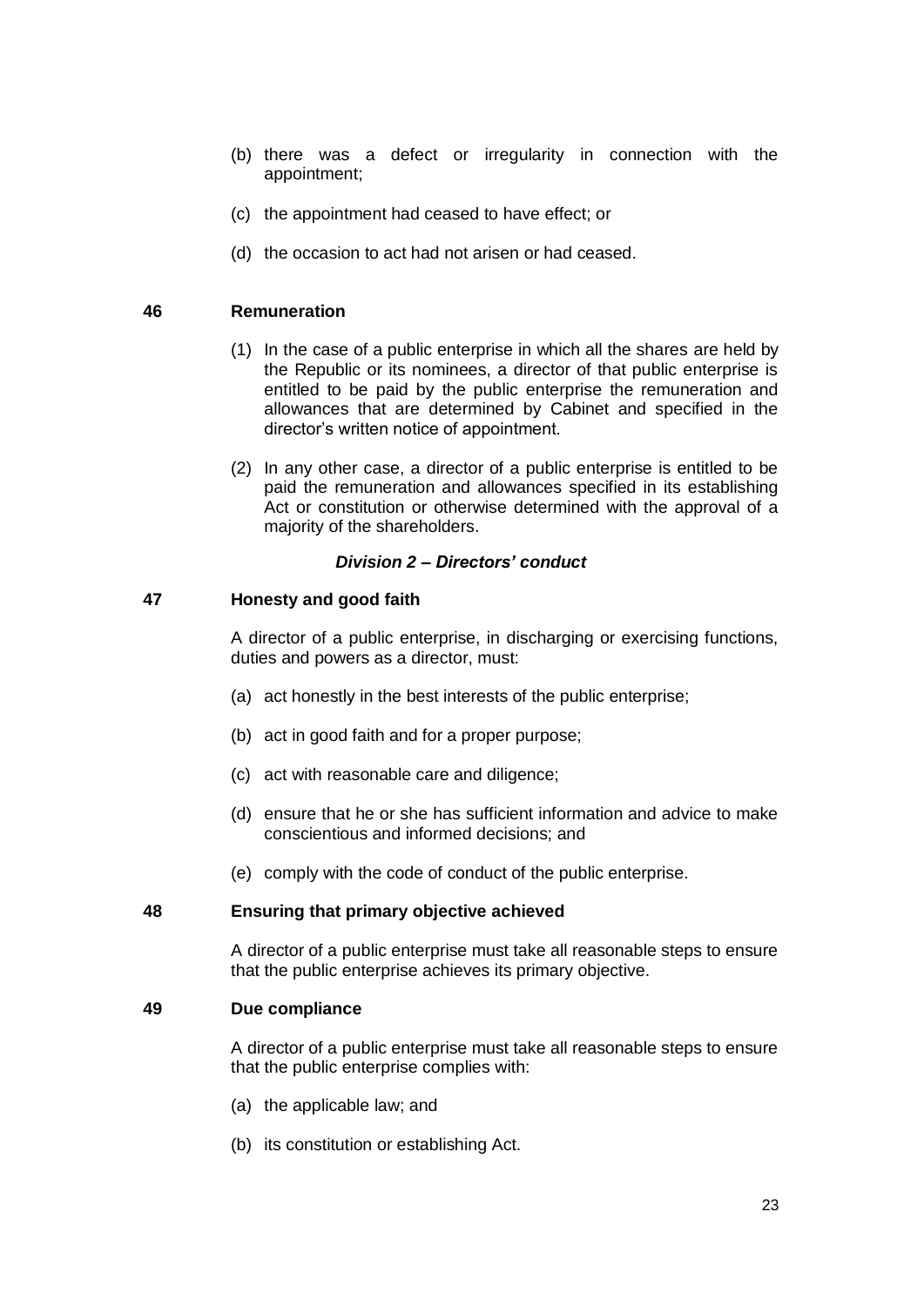(b) there was a defect or irregularity in connection with the appointment;

(c) the appointment had ceased to have effect; or

(d) the occasion to act had not arisen or had ceased.

### 46 Remuneration

(1) In the case of a public enterprise in which all the shares are held by the Republic or its nominees, a director of that public enterprise is entitled to be paid by the public enterprise the remuneration and allowances that are determined by Cabinet and specified in the director's written notice of appointment.

(2) In any other case, a director of a public enterprise is entitled to be paid the remuneration and allowances specified in its establishing Act or constitution or otherwise determined with the approval of a majority of the shareholders.

## *Division 2 – Directors' conduct*

### 47 Honesty and good faith

A director of a public enterprise, in discharging or exercising functions, duties and powers as a director, must:

(a) act honestly in the best interests of the public enterprise;

(b) act in good faith and for a proper purpose;

(c) act with reasonable care and diligence;

(d) ensure that he or she has sufficient information and advice to make conscientious and informed decisions; and

(e) comply with the code of conduct of the public enterprise.

### 48 Ensuring that primary objective achieved

A director of a public enterprise must take all reasonable steps to ensure that the public enterprise achieves its primary objective.

### 49 Due compliance

A director of a public enterprise must take all reasonable steps to ensure that the public enterprise complies with:

(a) the applicable law; and

(b) its constitution or establishing Act.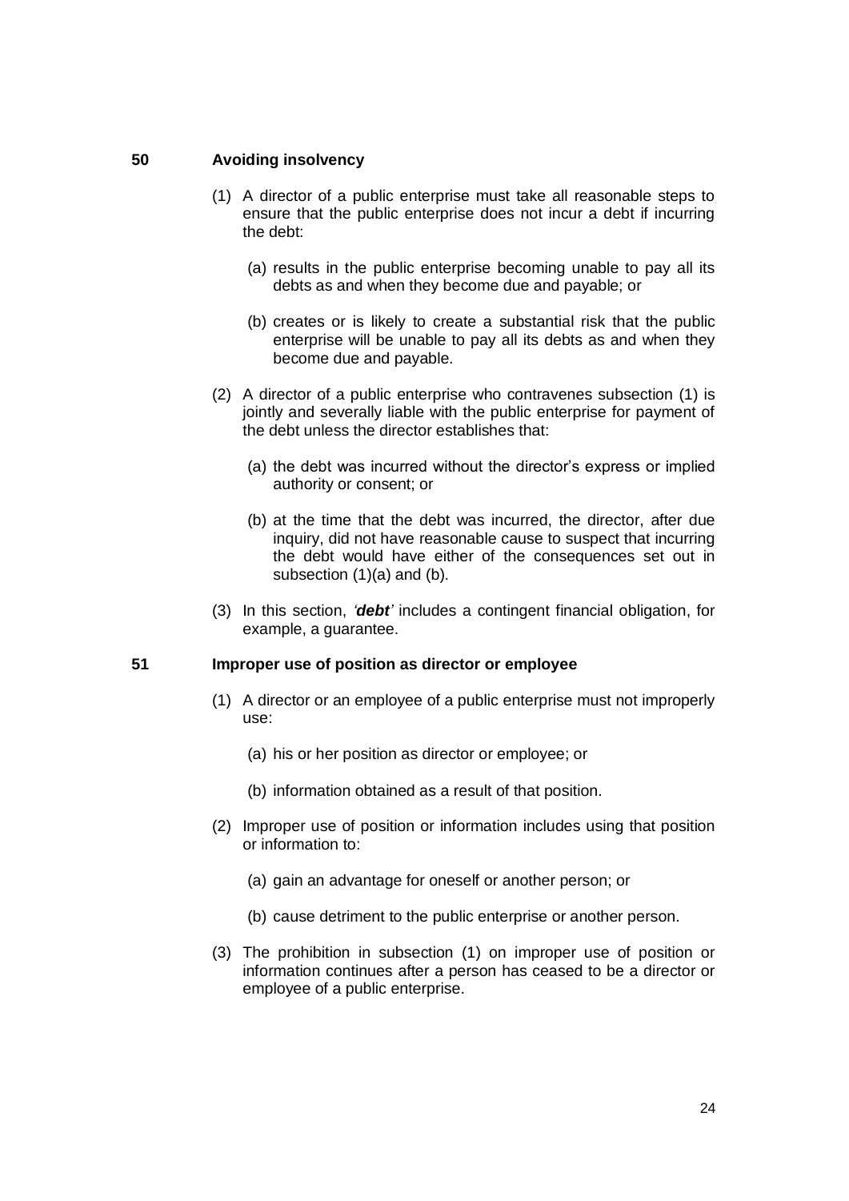## 50 Avoiding insolvency

(1) A director of a public enterprise must take all reasonable steps to ensure that the public enterprise does not incur a debt if incurring the debt:

(a) results in the public enterprise becoming unable to pay all its debts as and when they become due and payable; or

(b) creates or is likely to create a substantial risk that the public enterprise will be unable to pay all its debts as and when they become due and payable.

(2) A director of a public enterprise who contravenes subsection (1) is jointly and severally liable with the public enterprise for payment of the debt unless the director establishes that:

(a) the debt was incurred without the director's express or implied authority or consent; or

(b) at the time that the debt was incurred, the director, after due inquiry, did not have reasonable cause to suspect that incurring the debt would have either of the consequences set out in subsection (1)(a) and (b).

(3) In this section, *'**debt**'* includes a contingent financial obligation, for example, a guarantee.

## 51 Improper use of position as director or employee

(1) A director or an employee of a public enterprise must not improperly use:

(a) his or her position as director or employee; or

(b) information obtained as a result of that position.

(2) Improper use of position or information includes using that position or information to:

(a) gain an advantage for oneself or another person; or

(b) cause detriment to the public enterprise or another person.

(3) The prohibition in subsection (1) on improper use of position or information continues after a person has ceased to be a director or employee of a public enterprise.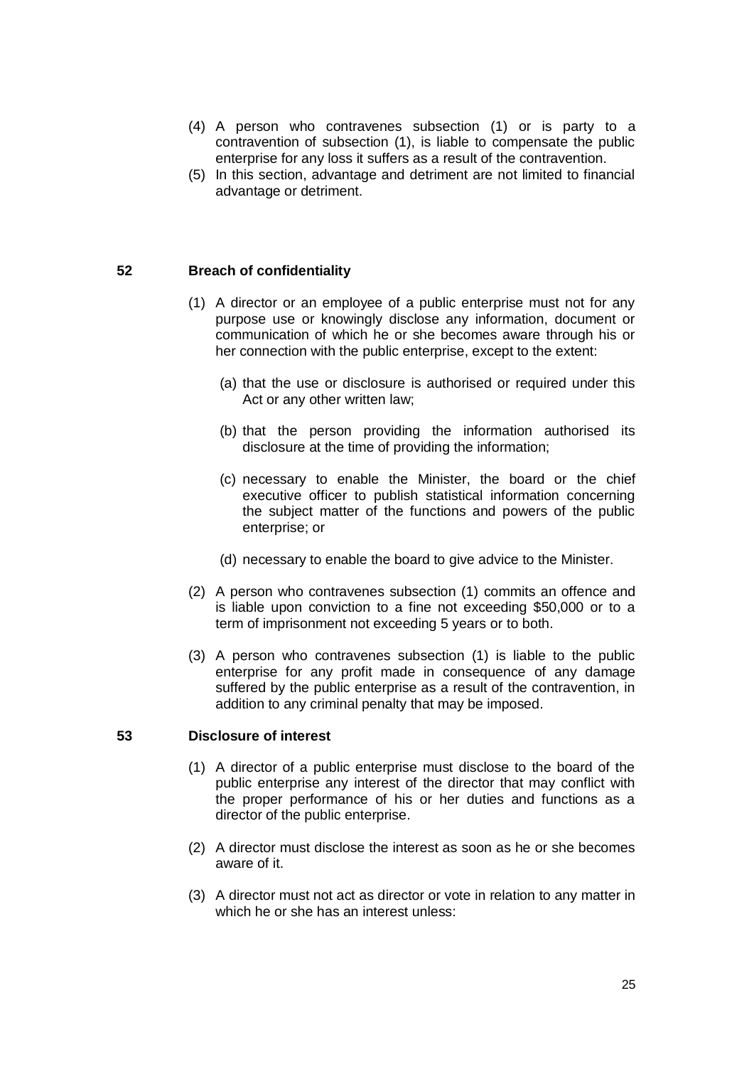(4) A person who contravenes subsection (1) or is party to a contravention of subsection (1), is liable to compensate the public enterprise for any loss it suffers as a result of the contravention.

(5) In this section, advantage and detriment are not limited to financial advantage or detriment.

## 52 Breach of confidentiality

(1) A director or an employee of a public enterprise must not for any purpose use or knowingly disclose any information, document or communication of which he or she becomes aware through his or her connection with the public enterprise, except to the extent:

(a) that the use or disclosure is authorised or required under this Act or any other written law;

(b) that the person providing the information authorised its disclosure at the time of providing the information;

(c) necessary to enable the Minister, the board or the chief executive officer to publish statistical information concerning the subject matter of the functions and powers of the public enterprise; or

(d) necessary to enable the board to give advice to the Minister.

(2) A person who contravenes subsection (1) commits an offence and is liable upon conviction to a fine not exceeding $50,000 or to a term of imprisonment not exceeding 5 years or to both.

(3) A person who contravenes subsection (1) is liable to the public enterprise for any profit made in consequence of any damage suffered by the public enterprise as a result of the contravention, in addition to any criminal penalty that may be imposed.

## 53 Disclosure of interest

(1) A director of a public enterprise must disclose to the board of the public enterprise any interest of the director that may conflict with the proper performance of his or her duties and functions as a director of the public enterprise.

(2) A director must disclose the interest as soon as he or she becomes aware of it.

(3) A director must not act as director or vote in relation to any matter in which he or she has an interest unless: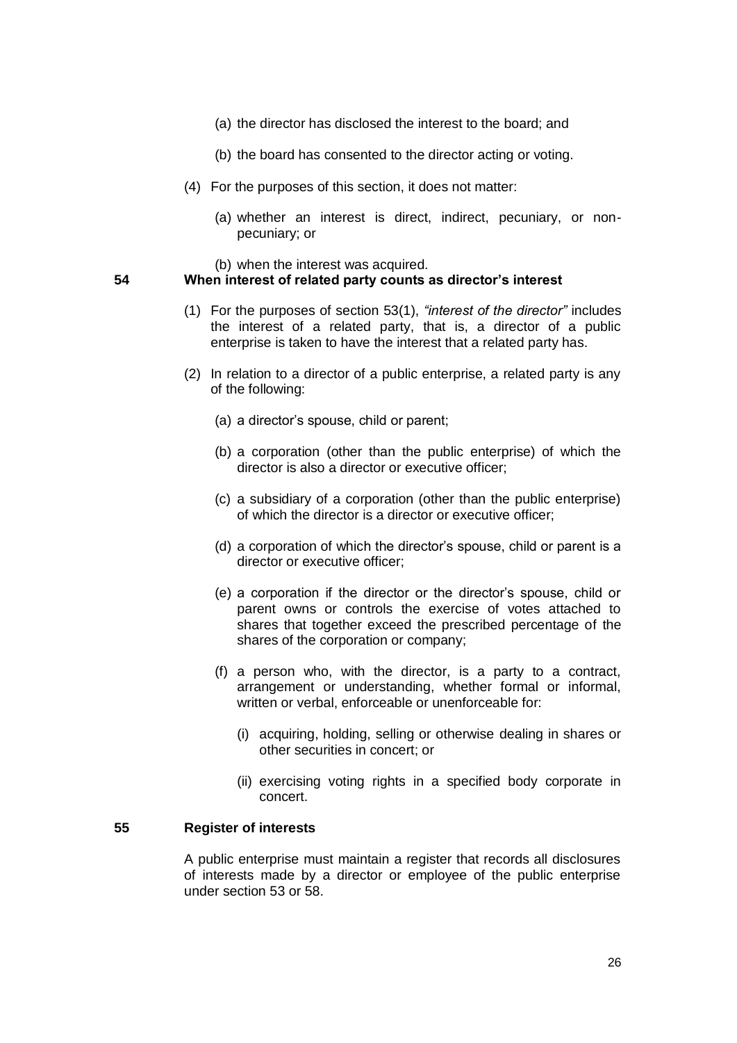(a) the director has disclosed the interest to the board; and

(b) the board has consented to the director acting or voting.

(4) For the purposes of this section, it does not matter:

(a) whether an interest is direct, indirect, pecuniary, or non-pecuniary; or

(b) when the interest was acquired.

### 54 When interest of related party counts as director's interest

(1) For the purposes of section 53(1), *"interest of the director"* includes the interest of a related party, that is, a director of a public enterprise is taken to have the interest that a related party has.

(2) In relation to a director of a public enterprise, a related party is any of the following:

(a) a director's spouse, child or parent;

(b) a corporation (other than the public enterprise) of which the director is also a director or executive officer;

(c) a subsidiary of a corporation (other than the public enterprise) of which the director is a director or executive officer;

(d) a corporation of which the director's spouse, child or parent is a director or executive officer;

(e) a corporation if the director or the director's spouse, child or parent owns or controls the exercise of votes attached to shares that together exceed the prescribed percentage of the shares of the corporation or company;

(f) a person who, with the director, is a party to a contract, arrangement or understanding, whether formal or informal, written or verbal, enforceable or unenforceable for:

(i) acquiring, holding, selling or otherwise dealing in shares or other securities in concert; or

(ii) exercising voting rights in a specified body corporate in concert.

### 55 Register of interests

A public enterprise must maintain a register that records all disclosures of interests made by a director or employee of the public enterprise under section 53 or 58.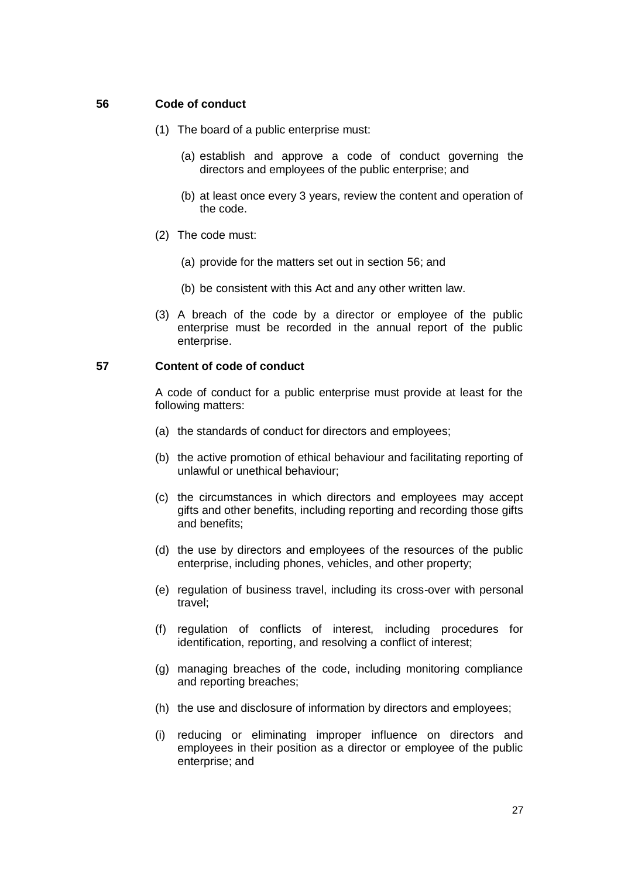**56 Code of conduct**

(1) The board of a public enterprise must:

  (a) establish and approve a code of conduct governing the directors and employees of the public enterprise; and

  (b) at least once every 3 years, review the content and operation of the code.

(2) The code must:

  (a) provide for the matters set out in section 56; and

  (b) be consistent with this Act and any other written law.

(3) A breach of the code by a director or employee of the public enterprise must be recorded in the annual report of the public enterprise.

**57 Content of code of conduct**

A code of conduct for a public enterprise must provide at least for the following matters:

(a) the standards of conduct for directors and employees;

(b) the active promotion of ethical behaviour and facilitating reporting of unlawful or unethical behaviour;

(c) the circumstances in which directors and employees may accept gifts and other benefits, including reporting and recording those gifts and benefits;

(d) the use by directors and employees of the resources of the public enterprise, including phones, vehicles, and other property;

(e) regulation of business travel, including its cross-over with personal travel;

(f) regulation of conflicts of interest, including procedures for identification, reporting, and resolving a conflict of interest;

(g) managing breaches of the code, including monitoring compliance and reporting breaches;

(h) the use and disclosure of information by directors and employees;

(i) reducing or eliminating improper influence on directors and employees in their position as a director or employee of the public enterprise; and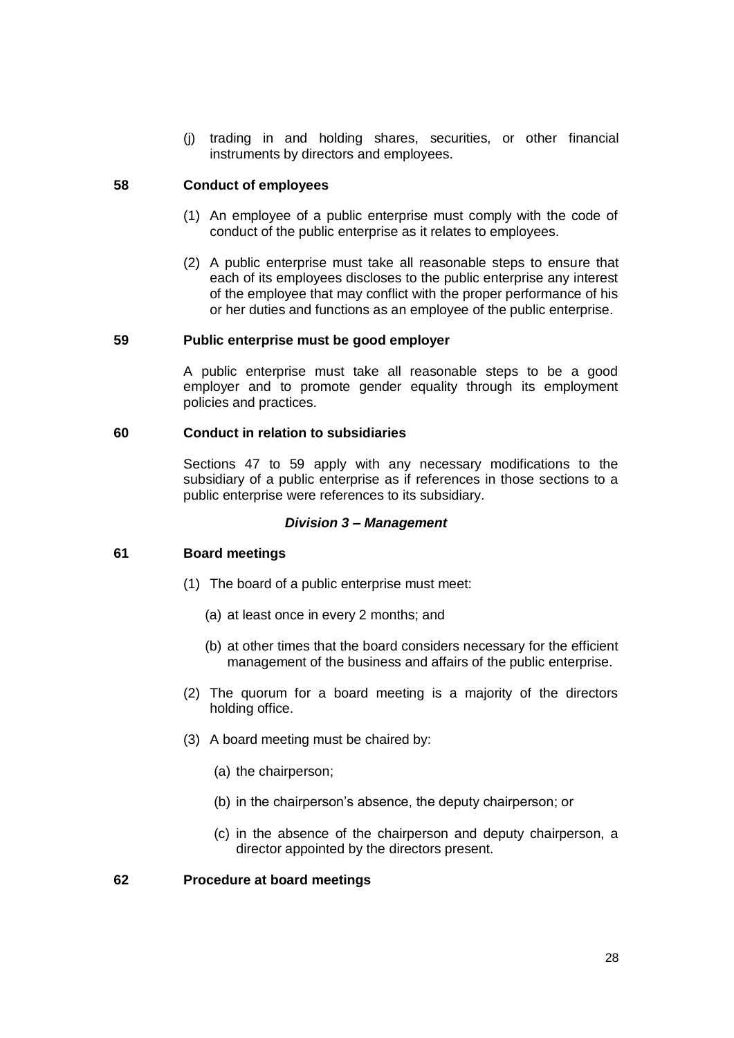(j) trading in and holding shares, securities, or other financial instruments by directors and employees.

## 58 Conduct of employees

(1) An employee of a public enterprise must comply with the code of conduct of the public enterprise as it relates to employees.

(2) A public enterprise must take all reasonable steps to ensure that each of its employees discloses to the public enterprise any interest of the employee that may conflict with the proper performance of his or her duties and functions as an employee of the public enterprise.

## 59 Public enterprise must be good employer

A public enterprise must take all reasonable steps to be a good employer and to promote gender equality through its employment policies and practices.

## 60 Conduct in relation to subsidiaries

Sections 47 to 59 apply with any necessary modifications to the subsidiary of a public enterprise as if references in those sections to a public enterprise were references to its subsidiary.

### *Division 3 – Management*

## 61 Board meetings

(1) The board of a public enterprise must meet:

(a) at least once in every 2 months; and

(b) at other times that the board considers necessary for the efficient management of the business and affairs of the public enterprise.

(2) The quorum for a board meeting is a majority of the directors holding office.

(3) A board meeting must be chaired by:

(a) the chairperson;

(b) in the chairperson's absence, the deputy chairperson; or

(c) in the absence of the chairperson and deputy chairperson, a director appointed by the directors present.

## 62 Procedure at board meetings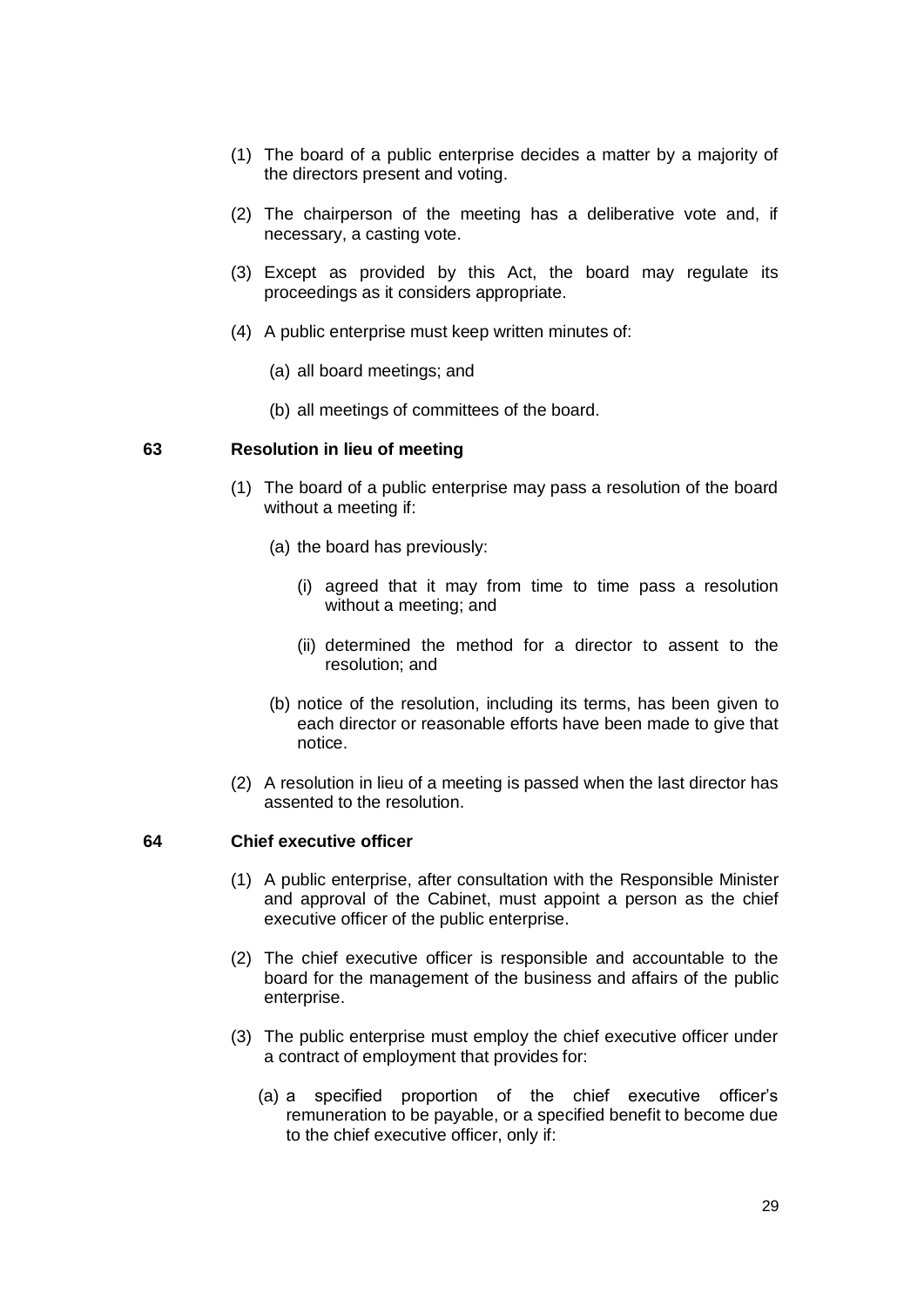(1) The board of a public enterprise decides a matter by a majority of the directors present and voting.

(2) The chairperson of the meeting has a deliberative vote and, if necessary, a casting vote.

(3) Except as provided by this Act, the board may regulate its proceedings as it considers appropriate.

(4) A public enterprise must keep written minutes of:

 (a) all board meetings; and

 (b) all meetings of committees of the board.

### 63 Resolution in lieu of meeting

(1) The board of a public enterprise may pass a resolution of the board without a meeting if:

 (a) the board has previously:

  (i) agreed that it may from time to time pass a resolution without a meeting; and

  (ii) determined the method for a director to assent to the resolution; and

 (b) notice of the resolution, including its terms, has been given to each director or reasonable efforts have been made to give that notice.

(2) A resolution in lieu of a meeting is passed when the last director has assented to the resolution.

### 64 Chief executive officer

(1) A public enterprise, after consultation with the Responsible Minister and approval of the Cabinet, must appoint a person as the chief executive officer of the public enterprise.

(2) The chief executive officer is responsible and accountable to the board for the management of the business and affairs of the public enterprise.

(3) The public enterprise must employ the chief executive officer under a contract of employment that provides for:

 (a) a specified proportion of the chief executive officer's remuneration to be payable, or a specified benefit to become due to the chief executive officer, only if: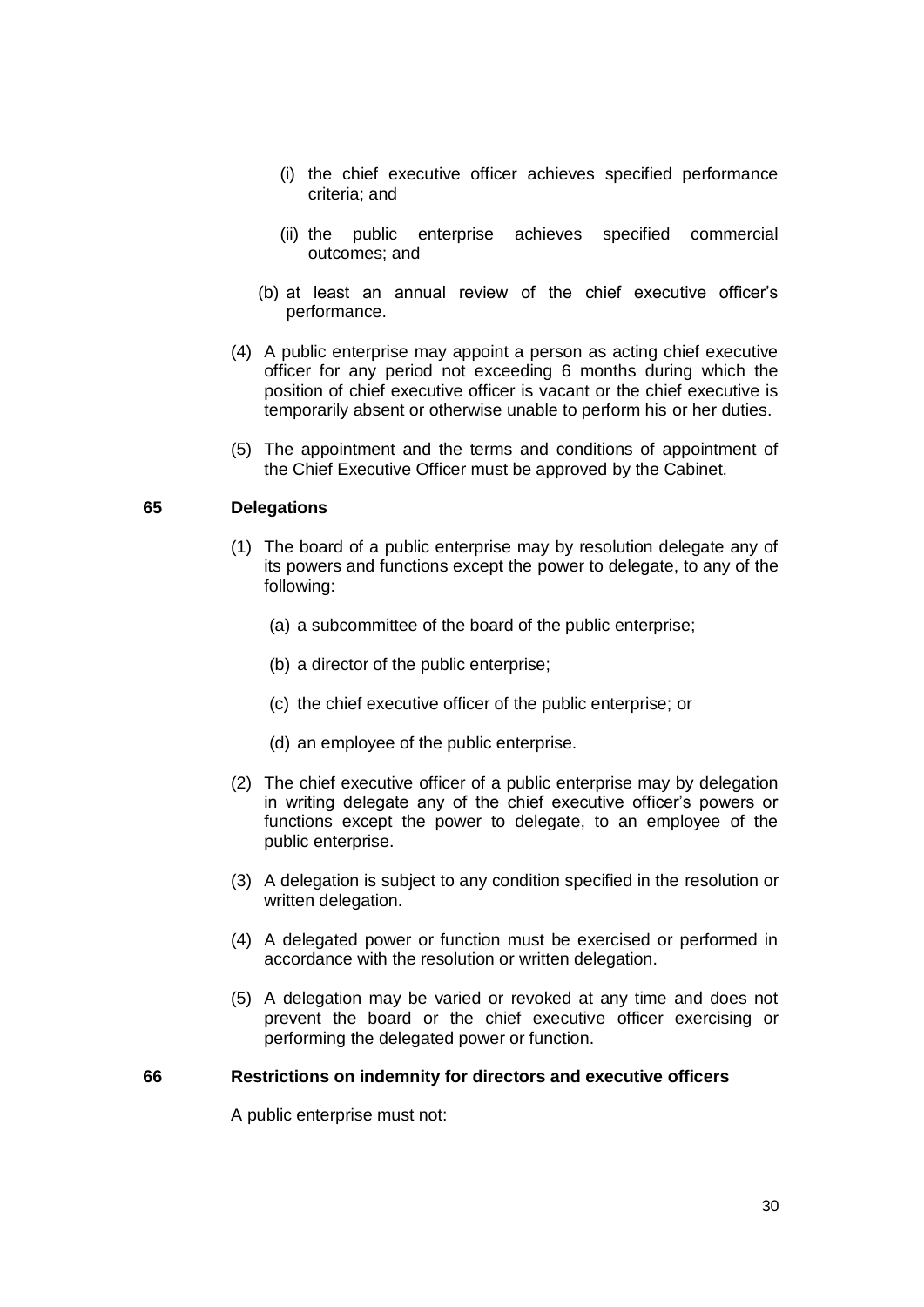(i) the chief executive officer achieves specified performance criteria; and

    (ii) the public enterprise achieves specified commercial outcomes; and

  (b) at least an annual review of the chief executive officer's performance.

(4) A public enterprise may appoint a person as acting chief executive officer for any period not exceeding 6 months during which the position of chief executive officer is vacant or the chief executive is temporarily absent or otherwise unable to perform his or her duties.

(5) The appointment and the terms and conditions of appointment of the Chief Executive Officer must be approved by the Cabinet.

**65 Delegations**

(1) The board of a public enterprise may by resolution delegate any of its powers and functions except the power to delegate, to any of the following:

  (a) a subcommittee of the board of the public enterprise;

  (b) a director of the public enterprise;

  (c) the chief executive officer of the public enterprise; or

  (d) an employee of the public enterprise.

(2) The chief executive officer of a public enterprise may by delegation in writing delegate any of the chief executive officer's powers or functions except the power to delegate, to an employee of the public enterprise.

(3) A delegation is subject to any condition specified in the resolution or written delegation.

(4) A delegated power or function must be exercised or performed in accordance with the resolution or written delegation.

(5) A delegation may be varied or revoked at any time and does not prevent the board or the chief executive officer exercising or performing the delegated power or function.

**66 Restrictions on indemnity for directors and executive officers**

A public enterprise must not: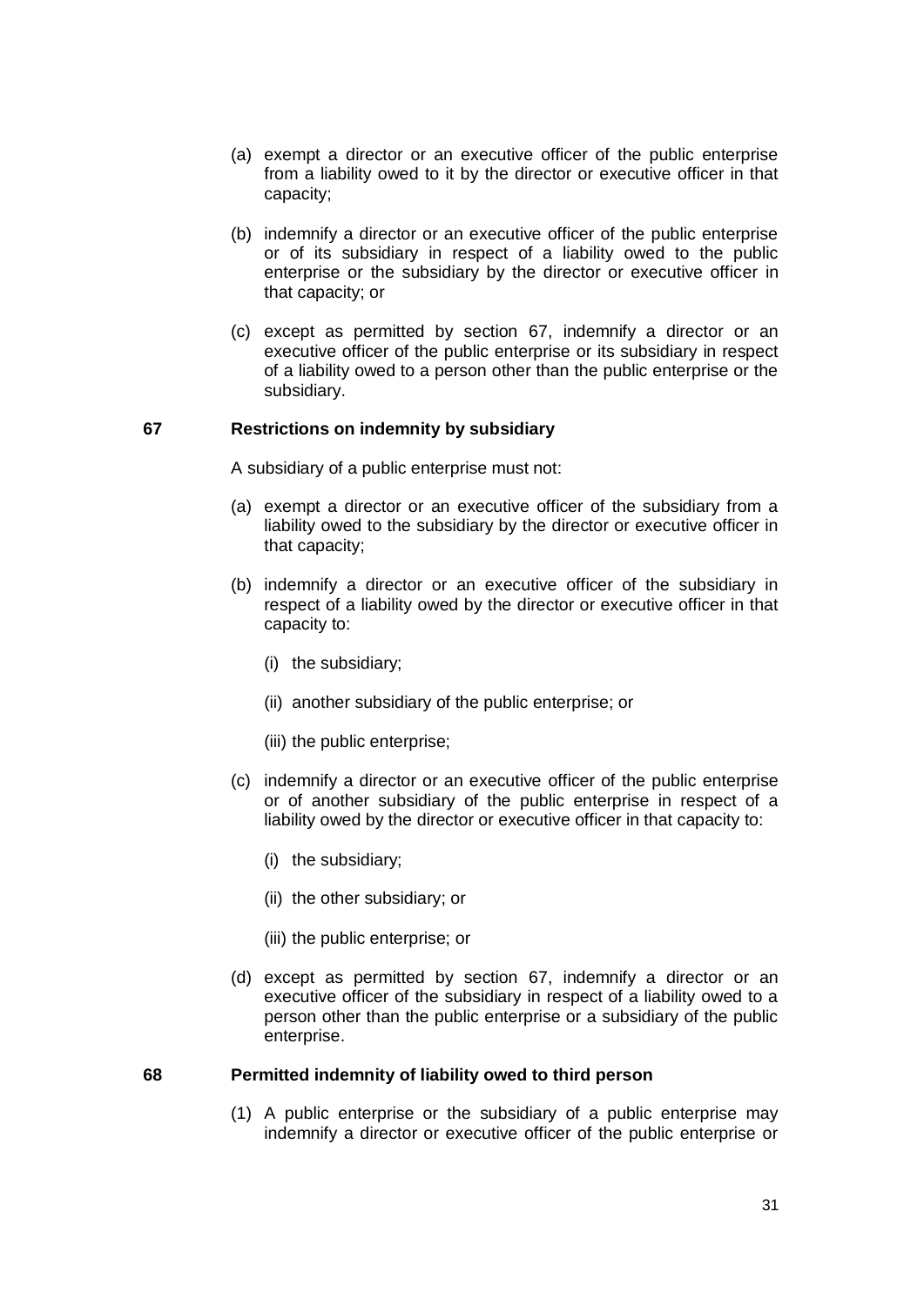(a) exempt a director or an executive officer of the public enterprise from a liability owed to it by the director or executive officer in that capacity;

(b) indemnify a director or an executive officer of the public enterprise or of its subsidiary in respect of a liability owed to the public enterprise or the subsidiary by the director or executive officer in that capacity; or

(c) except as permitted by section 67, indemnify a director or an executive officer of the public enterprise or its subsidiary in respect of a liability owed to a person other than the public enterprise or the subsidiary.

### 67 Restrictions on indemnity by subsidiary

A subsidiary of a public enterprise must not:

(a) exempt a director or an executive officer of the subsidiary from a liability owed to the subsidiary by the director or executive officer in that capacity;

(b) indemnify a director or an executive officer of the subsidiary in respect of a liability owed by the director or executive officer in that capacity to:

  (i) the subsidiary;

  (ii) another subsidiary of the public enterprise; or

  (iii) the public enterprise;

(c) indemnify a director or an executive officer of the public enterprise or of another subsidiary of the public enterprise in respect of a liability owed by the director or executive officer in that capacity to:

  (i) the subsidiary;

  (ii) the other subsidiary; or

  (iii) the public enterprise; or

(d) except as permitted by section 67, indemnify a director or an executive officer of the subsidiary in respect of a liability owed to a person other than the public enterprise or a subsidiary of the public enterprise.

### 68 Permitted indemnity of liability owed to third person

(1) A public enterprise or the subsidiary of a public enterprise may indemnify a director or executive officer of the public enterprise or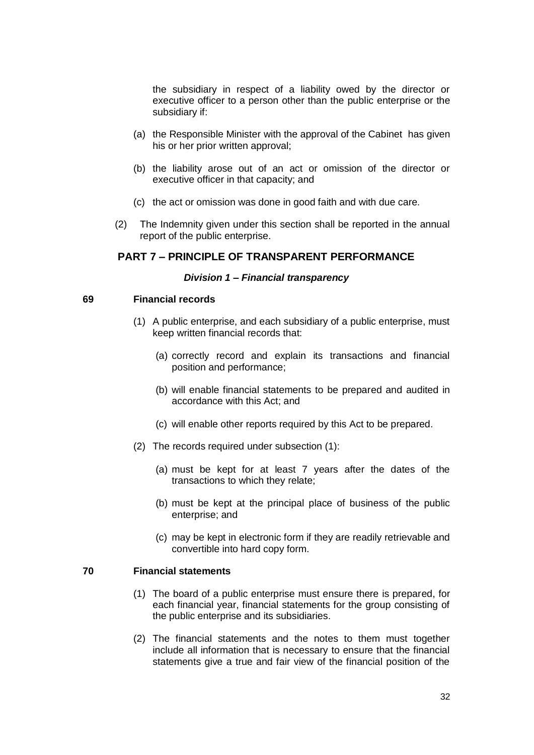the subsidiary in respect of a liability owed by the director or executive officer to a person other than the public enterprise or the subsidiary if:

(a) the Responsible Minister with the approval of the Cabinet has given his or her prior written approval;

(b) the liability arose out of an act or omission of the director or executive officer in that capacity; and

(c) the act or omission was done in good faith and with due care.

(2) The Indemnity given under this section shall be reported in the annual report of the public enterprise.

## PART 7 – PRINCIPLE OF TRANSPARENT PERFORMANCE

### *Division 1 – Financial transparency*

**69 Financial records**

(1) A public enterprise, and each subsidiary of a public enterprise, must keep written financial records that:

(a) correctly record and explain its transactions and financial position and performance;

(b) will enable financial statements to be prepared and audited in accordance with this Act; and

(c) will enable other reports required by this Act to be prepared.

(2) The records required under subsection (1):

(a) must be kept for at least 7 years after the dates of the transactions to which they relate;

(b) must be kept at the principal place of business of the public enterprise; and

(c) may be kept in electronic form if they are readily retrievable and convertible into hard copy form.

**70 Financial statements**

(1) The board of a public enterprise must ensure there is prepared, for each financial year, financial statements for the group consisting of the public enterprise and its subsidiaries.

(2) The financial statements and the notes to them must together include all information that is necessary to ensure that the financial statements give a true and fair view of the financial position of the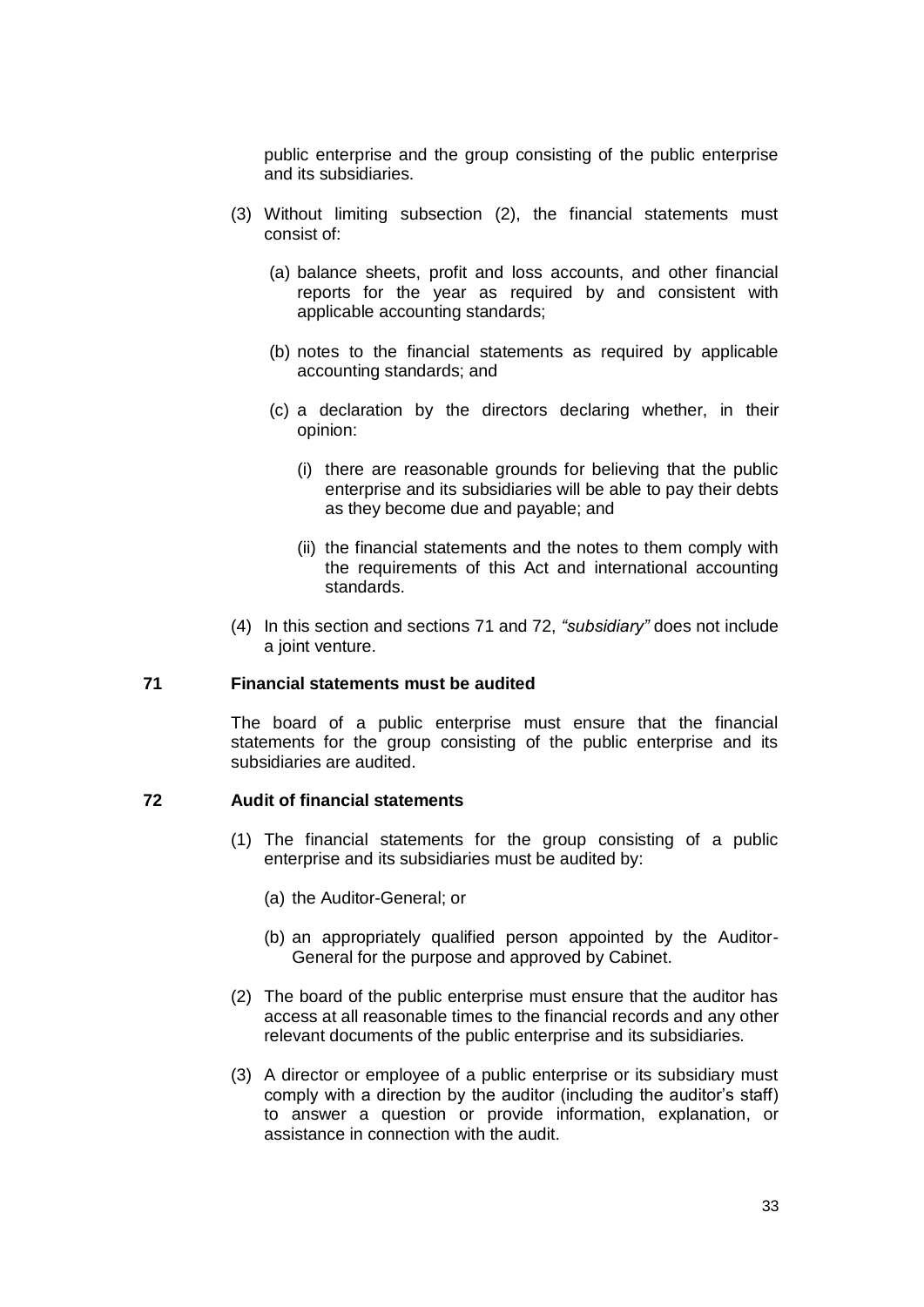public enterprise and the group consisting of the public enterprise and its subsidiaries.

(3) Without limiting subsection (2), the financial statements must consist of:

(a) balance sheets, profit and loss accounts, and other financial reports for the year as required by and consistent with applicable accounting standards;

(b) notes to the financial statements as required by applicable accounting standards; and

(c) a declaration by the directors declaring whether, in their opinion:

(i) there are reasonable grounds for believing that the public enterprise and its subsidiaries will be able to pay their debts as they become due and payable; and

(ii) the financial statements and the notes to them comply with the requirements of this Act and international accounting standards.

(4) In this section and sections 71 and 72, *"subsidiary"* does not include a joint venture.

### 71 Financial statements must be audited

The board of a public enterprise must ensure that the financial statements for the group consisting of the public enterprise and its subsidiaries are audited.

### 72 Audit of financial statements

(1) The financial statements for the group consisting of a public enterprise and its subsidiaries must be audited by:

(a) the Auditor-General; or

(b) an appropriately qualified person appointed by the Auditor-General for the purpose and approved by Cabinet.

(2) The board of the public enterprise must ensure that the auditor has access at all reasonable times to the financial records and any other relevant documents of the public enterprise and its subsidiaries.

(3) A director or employee of a public enterprise or its subsidiary must comply with a direction by the auditor (including the auditor's staff) to answer a question or provide information, explanation, or assistance in connection with the audit.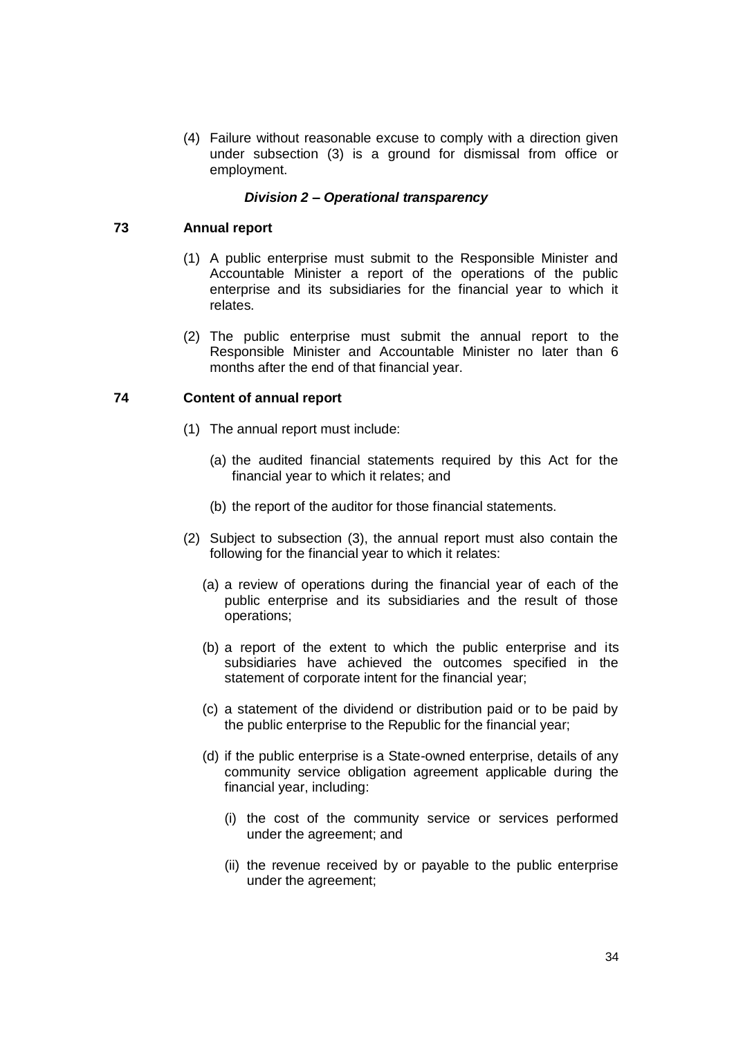(4) Failure without reasonable excuse to comply with a direction given under subsection (3) is a ground for dismissal from office or employment.

***Division 2 – Operational transparency***

**73 Annual report**

(1) A public enterprise must submit to the Responsible Minister and Accountable Minister a report of the operations of the public enterprise and its subsidiaries for the financial year to which it relates.

(2) The public enterprise must submit the annual report to the Responsible Minister and Accountable Minister no later than 6 months after the end of that financial year.

**74 Content of annual report**

(1) The annual report must include:

(a) the audited financial statements required by this Act for the financial year to which it relates; and

(b) the report of the auditor for those financial statements.

(2) Subject to subsection (3), the annual report must also contain the following for the financial year to which it relates:

(a) a review of operations during the financial year of each of the public enterprise and its subsidiaries and the result of those operations;

(b) a report of the extent to which the public enterprise and its subsidiaries have achieved the outcomes specified in the statement of corporate intent for the financial year;

(c) a statement of the dividend or distribution paid or to be paid by the public enterprise to the Republic for the financial year;

(d) if the public enterprise is a State-owned enterprise, details of any community service obligation agreement applicable during the financial year, including:

(i) the cost of the community service or services performed under the agreement; and

(ii) the revenue received by or payable to the public enterprise under the agreement;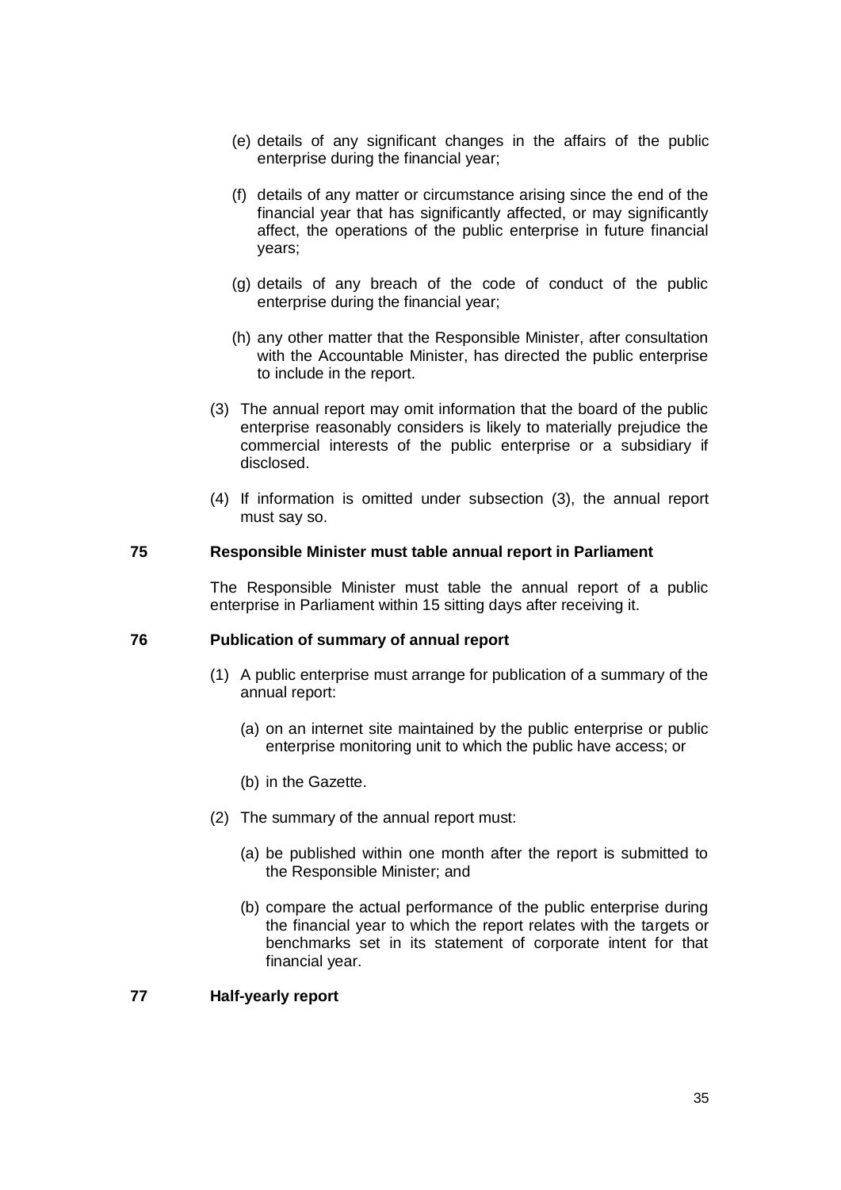(e) details of any significant changes in the affairs of the public enterprise during the financial year;

(f) details of any matter or circumstance arising since the end of the financial year that has significantly affected, or may significantly affect, the operations of the public enterprise in future financial years;

(g) details of any breach of the code of conduct of the public enterprise during the financial year;

(h) any other matter that the Responsible Minister, after consultation with the Accountable Minister, has directed the public enterprise to include in the report.

(3) The annual report may omit information that the board of the public enterprise reasonably considers is likely to materially prejudice the commercial interests of the public enterprise or a subsidiary if disclosed.

(4) If information is omitted under subsection (3), the annual report must say so.

**75 Responsible Minister must table annual report in Parliament**

The Responsible Minister must table the annual report of a public enterprise in Parliament within 15 sitting days after receiving it.

**76 Publication of summary of annual report**

(1) A public enterprise must arrange for publication of a summary of the annual report:

(a) on an internet site maintained by the public enterprise or public enterprise monitoring unit to which the public have access; or

(b) in the Gazette.

(2) The summary of the annual report must:

(a) be published within one month after the report is submitted to the Responsible Minister; and

(b) compare the actual performance of the public enterprise during the financial year to which the report relates with the targets or benchmarks set in its statement of corporate intent for that financial year.

**77 Half-yearly report**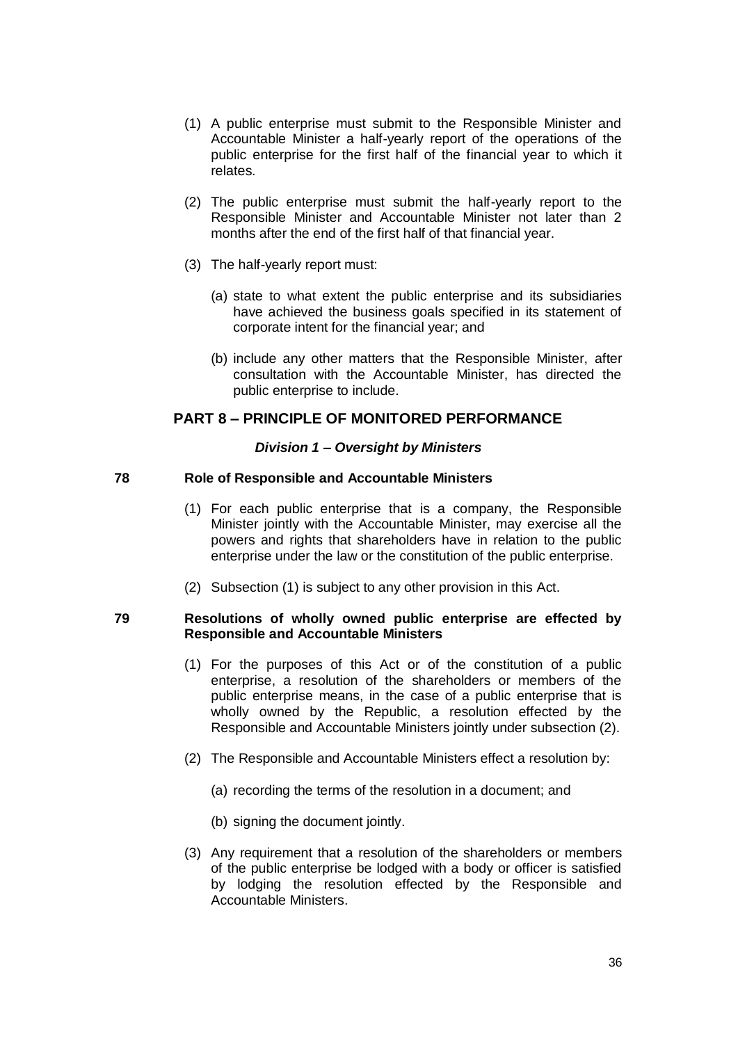(1) A public enterprise must submit to the Responsible Minister and Accountable Minister a half-yearly report of the operations of the public enterprise for the first half of the financial year to which it relates.

(2) The public enterprise must submit the half-yearly report to the Responsible Minister and Accountable Minister not later than 2 months after the end of the first half of that financial year.

(3) The half-yearly report must:

(a) state to what extent the public enterprise and its subsidiaries have achieved the business goals specified in its statement of corporate intent for the financial year; and

(b) include any other matters that the Responsible Minister, after consultation with the Accountable Minister, has directed the public enterprise to include.

## PART 8 – PRINCIPLE OF MONITORED PERFORMANCE

### *Division 1 – Oversight by Ministers*

**78 Role of Responsible and Accountable Ministers**

(1) For each public enterprise that is a company, the Responsible Minister jointly with the Accountable Minister, may exercise all the powers and rights that shareholders have in relation to the public enterprise under the law or the constitution of the public enterprise.

(2) Subsection (1) is subject to any other provision in this Act.

**79 Resolutions of wholly owned public enterprise are effected by Responsible and Accountable Ministers**

(1) For the purposes of this Act or of the constitution of a public enterprise, a resolution of the shareholders or members of the public enterprise means, in the case of a public enterprise that is wholly owned by the Republic, a resolution effected by the Responsible and Accountable Ministers jointly under subsection (2).

(2) The Responsible and Accountable Ministers effect a resolution by:

(a) recording the terms of the resolution in a document; and

(b) signing the document jointly.

(3) Any requirement that a resolution of the shareholders or members of the public enterprise be lodged with a body or officer is satisfied by lodging the resolution effected by the Responsible and Accountable Ministers.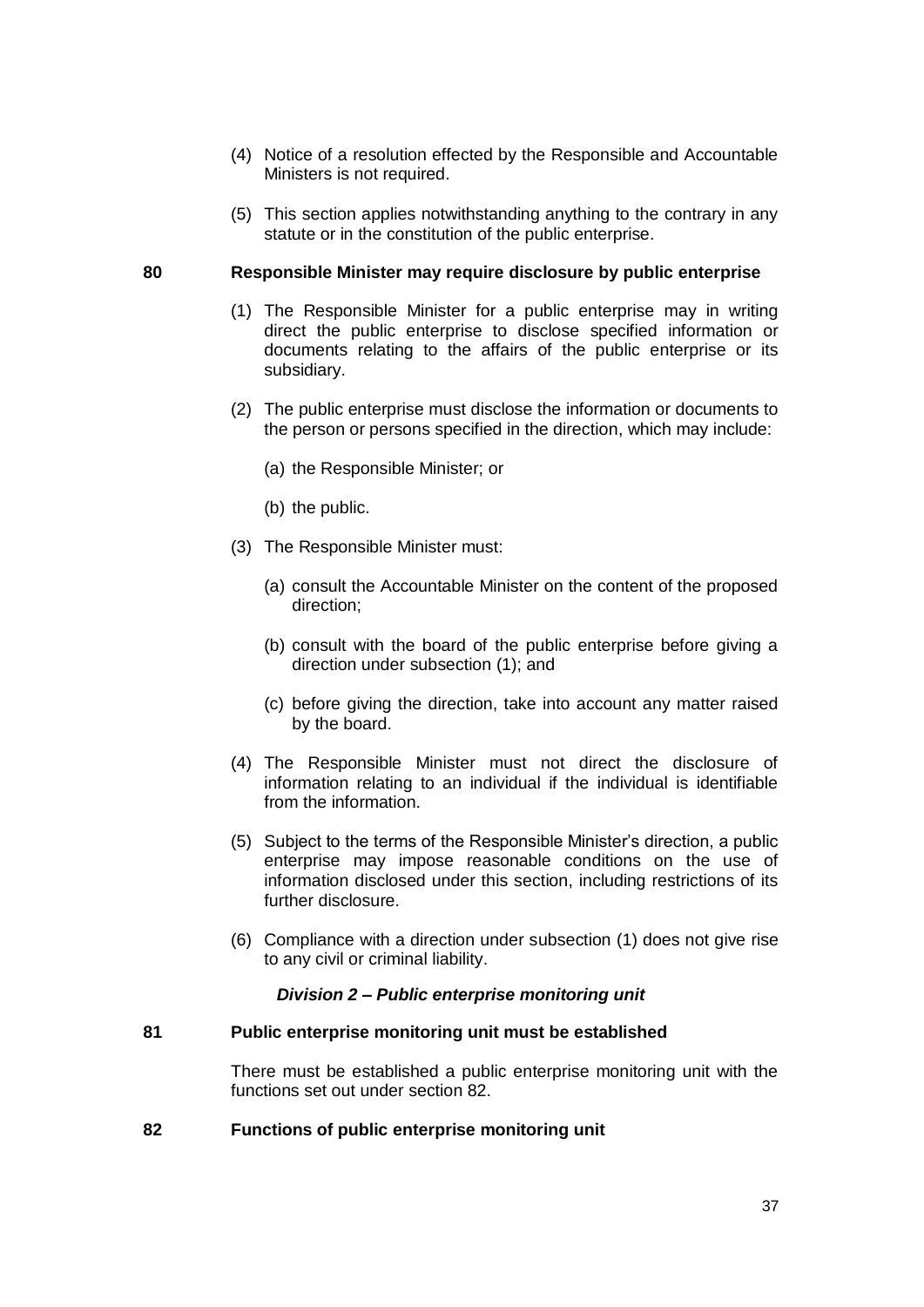(4) Notice of a resolution effected by the Responsible and Accountable Ministers is not required.

(5) This section applies notwithstanding anything to the contrary in any statute or in the constitution of the public enterprise.

### 80 Responsible Minister may require disclosure by public enterprise

(1) The Responsible Minister for a public enterprise may in writing direct the public enterprise to disclose specified information or documents relating to the affairs of the public enterprise or its subsidiary.

(2) The public enterprise must disclose the information or documents to the person or persons specified in the direction, which may include:

(a) the Responsible Minister; or

(b) the public.

(3) The Responsible Minister must:

(a) consult the Accountable Minister on the content of the proposed direction;

(b) consult with the board of the public enterprise before giving a direction under subsection (1); and

(c) before giving the direction, take into account any matter raised by the board.

(4) The Responsible Minister must not direct the disclosure of information relating to an individual if the individual is identifiable from the information.

(5) Subject to the terms of the Responsible Minister's direction, a public enterprise may impose reasonable conditions on the use of information disclosed under this section, including restrictions of its further disclosure.

(6) Compliance with a direction under subsection (1) does not give rise to any civil or criminal liability.

## *Division 2 – Public enterprise monitoring unit*

### 81 Public enterprise monitoring unit must be established

There must be established a public enterprise monitoring unit with the functions set out under section 82.

### 82 Functions of public enterprise monitoring unit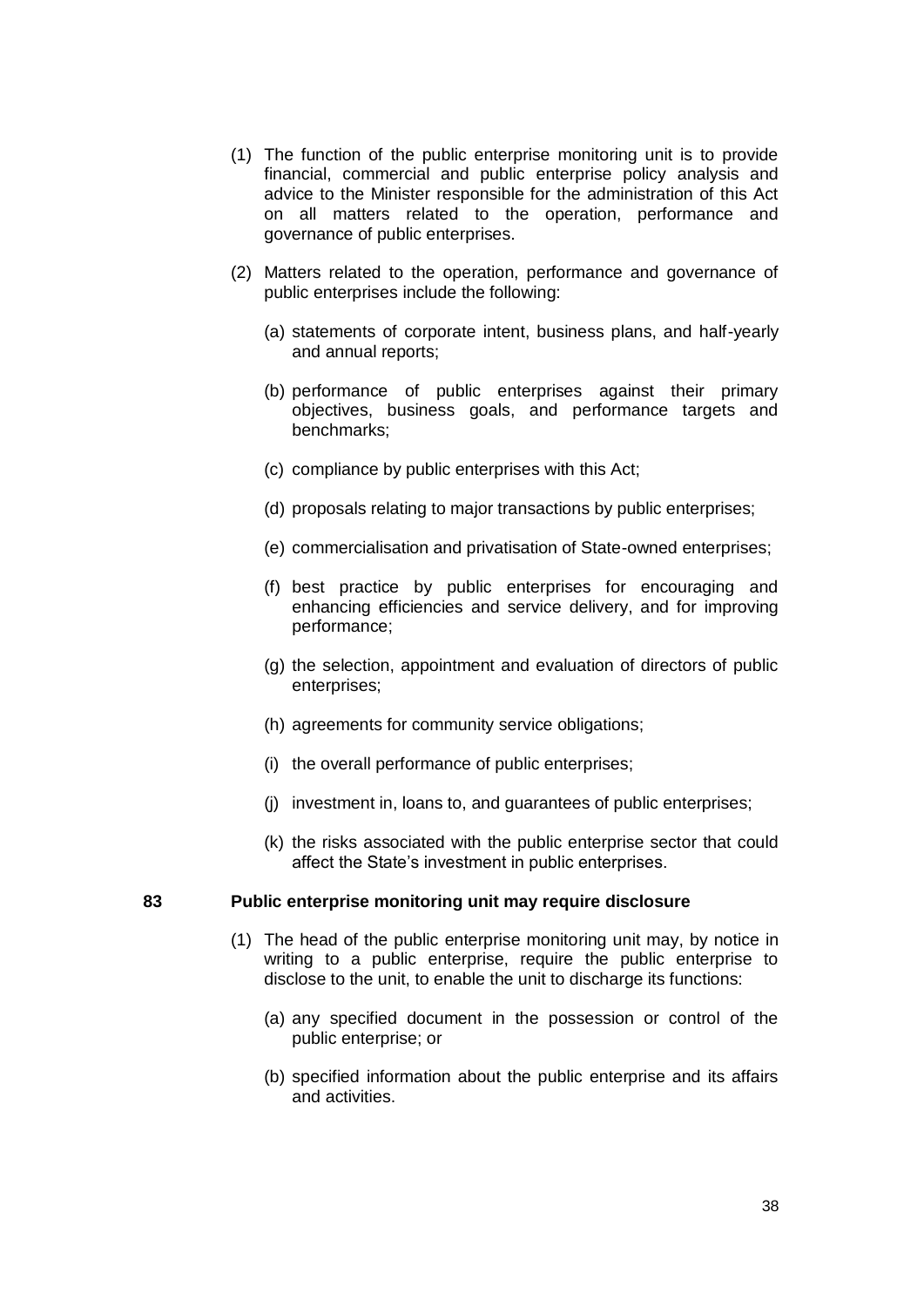(1) The function of the public enterprise monitoring unit is to provide financial, commercial and public enterprise policy analysis and advice to the Minister responsible for the administration of this Act on all matters related to the operation, performance and governance of public enterprises.

(2) Matters related to the operation, performance and governance of public enterprises include the following:

(a) statements of corporate intent, business plans, and half-yearly and annual reports;

(b) performance of public enterprises against their primary objectives, business goals, and performance targets and benchmarks;

(c) compliance by public enterprises with this Act;

(d) proposals relating to major transactions by public enterprises;

(e) commercialisation and privatisation of State-owned enterprises;

(f) best practice by public enterprises for encouraging and enhancing efficiencies and service delivery, and for improving performance;

(g) the selection, appointment and evaluation of directors of public enterprises;

(h) agreements for community service obligations;

(i) the overall performance of public enterprises;

(j) investment in, loans to, and guarantees of public enterprises;

(k) the risks associated with the public enterprise sector that could affect the State's investment in public enterprises.

### 83 Public enterprise monitoring unit may require disclosure

(1) The head of the public enterprise monitoring unit may, by notice in writing to a public enterprise, require the public enterprise to disclose to the unit, to enable the unit to discharge its functions:

(a) any specified document in the possession or control of the public enterprise; or

(b) specified information about the public enterprise and its affairs and activities.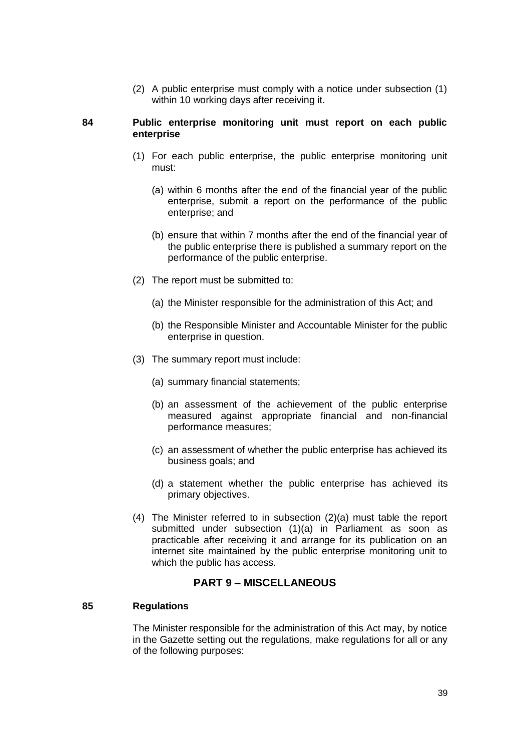(2) A public enterprise must comply with a notice under subsection (1) within 10 working days after receiving it.

### 84 Public enterprise monitoring unit must report on each public enterprise

(1) For each public enterprise, the public enterprise monitoring unit must:

(a) within 6 months after the end of the financial year of the public enterprise, submit a report on the performance of the public enterprise; and

(b) ensure that within 7 months after the end of the financial year of the public enterprise there is published a summary report on the performance of the public enterprise.

(2) The report must be submitted to:

(a) the Minister responsible for the administration of this Act; and

(b) the Responsible Minister and Accountable Minister for the public enterprise in question.

(3) The summary report must include:

(a) summary financial statements;

(b) an assessment of the achievement of the public enterprise measured against appropriate financial and non-financial performance measures;

(c) an assessment of whether the public enterprise has achieved its business goals; and

(d) a statement whether the public enterprise has achieved its primary objectives.

(4) The Minister referred to in subsection (2)(a) must table the report submitted under subsection (1)(a) in Parliament as soon as practicable after receiving it and arrange for its publication on an internet site maintained by the public enterprise monitoring unit to which the public has access.

## PART 9 – MISCELLANEOUS

### 85 Regulations

The Minister responsible for the administration of this Act may, by notice in the Gazette setting out the regulations, make regulations for all or any of the following purposes: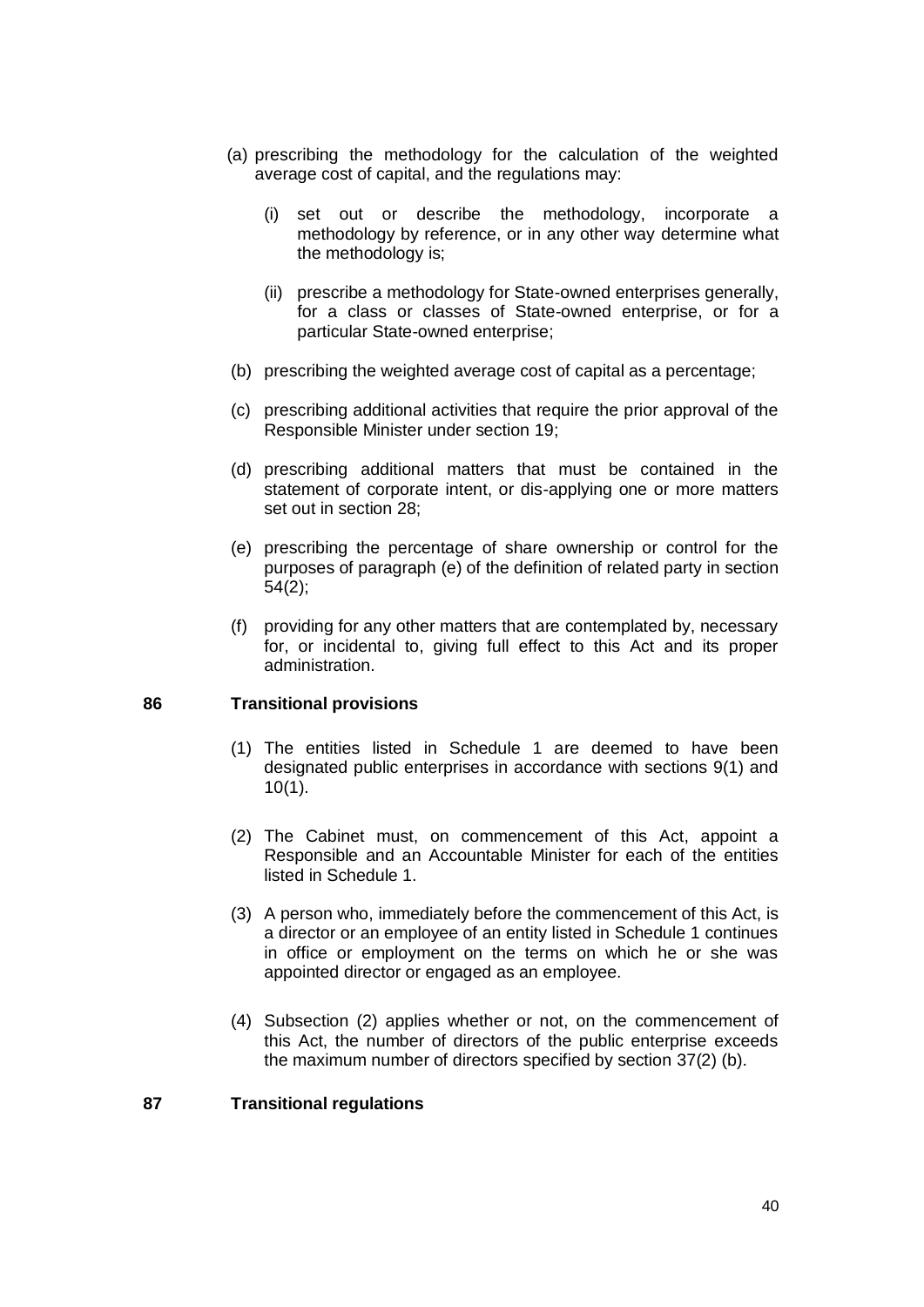(a) prescribing the methodology for the calculation of the weighted average cost of capital, and the regulations may:

   (i) set out or describe the methodology, incorporate a methodology by reference, or in any other way determine what the methodology is;

   (ii) prescribe a methodology for State-owned enterprises generally, for a class or classes of State-owned enterprise, or for a particular State-owned enterprise;

(b) prescribing the weighted average cost of capital as a percentage;

(c) prescribing additional activities that require the prior approval of the Responsible Minister under section 19;

(d) prescribing additional matters that must be contained in the statement of corporate intent, or dis-applying one or more matters set out in section 28;

(e) prescribing the percentage of share ownership or control for the purposes of paragraph (e) of the definition of related party in section 54(2);

(f) providing for any other matters that are contemplated by, necessary for, or incidental to, giving full effect to this Act and its proper administration.

**86 Transitional provisions**

(1) The entities listed in Schedule 1 are deemed to have been designated public enterprises in accordance with sections 9(1) and 10(1).

(2) The Cabinet must, on commencement of this Act, appoint a Responsible and an Accountable Minister for each of the entities listed in Schedule 1.

(3) A person who, immediately before the commencement of this Act, is a director or an employee of an entity listed in Schedule 1 continues in office or employment on the terms on which he or she was appointed director or engaged as an employee.

(4) Subsection (2) applies whether or not, on the commencement of this Act, the number of directors of the public enterprise exceeds the maximum number of directors specified by section 37(2) (b).

**87 Transitional regulations**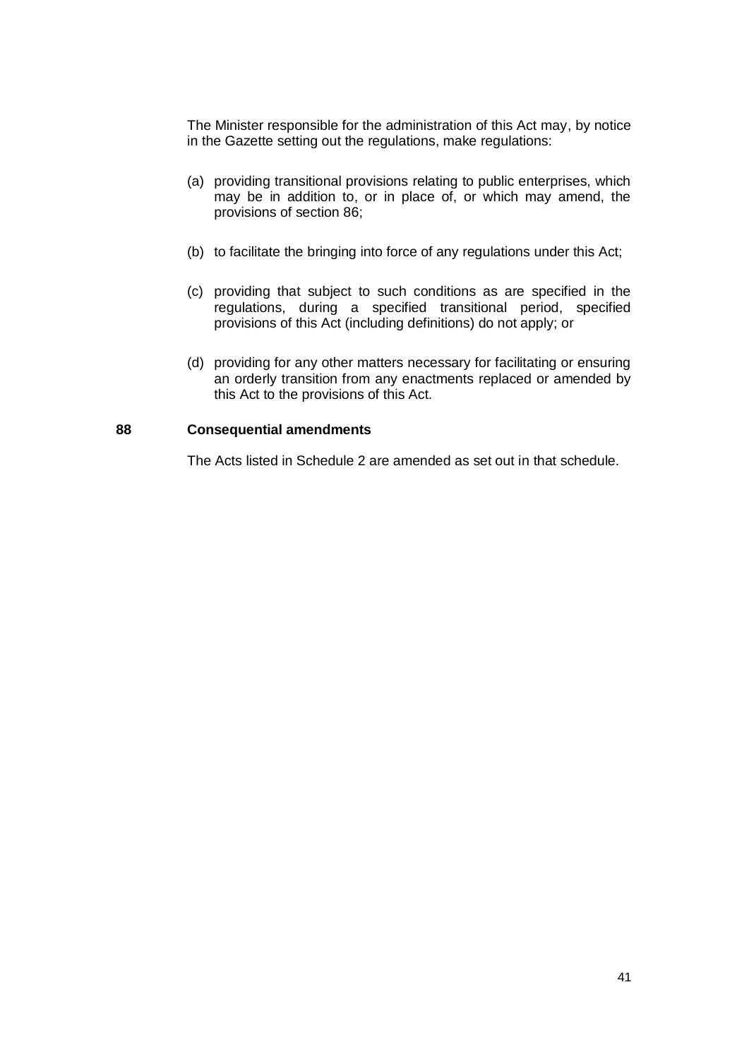The Minister responsible for the administration of this Act may, by notice in the Gazette setting out the regulations, make regulations:

(a) providing transitional provisions relating to public enterprises, which may be in addition to, or in place of, or which may amend, the provisions of section 86;

(b) to facilitate the bringing into force of any regulations under this Act;

(c) providing that subject to such conditions as are specified in the regulations, during a specified transitional period, specified provisions of this Act (including definitions) do not apply; or

(d) providing for any other matters necessary for facilitating or ensuring an orderly transition from any enactments replaced or amended by this Act to the provisions of this Act.

### 88 Consequential amendments

The Acts listed in Schedule 2 are amended as set out in that schedule.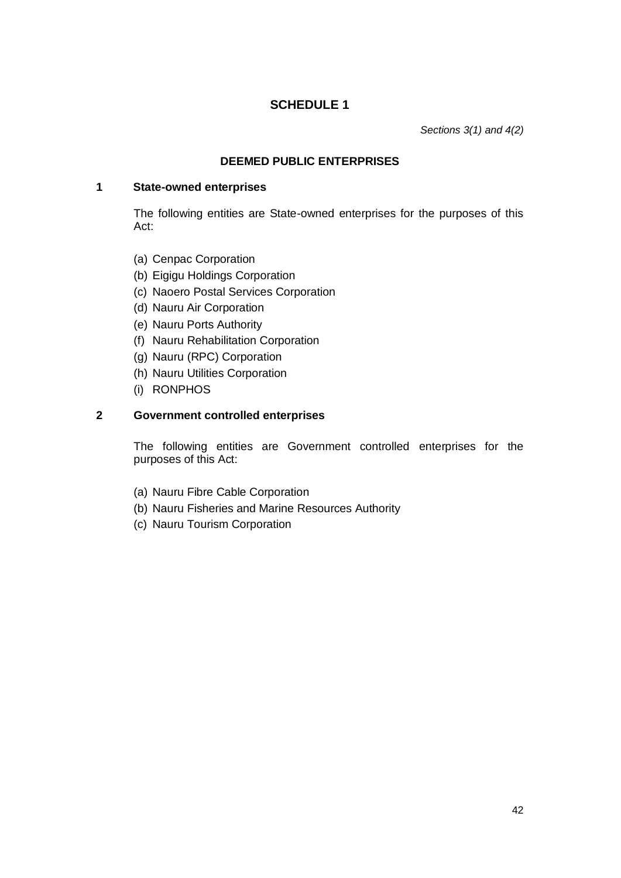# SCHEDULE 1

*Sections 3(1) and 4(2)*

### DEEMED PUBLIC ENTERPRISES

**1 State-owned enterprises**

The following entities are State-owned enterprises for the purposes of this Act:

(a) Cenpac Corporation
(b) Eigigu Holdings Corporation
(c) Naoero Postal Services Corporation
(d) Nauru Air Corporation
(e) Nauru Ports Authority
(f) Nauru Rehabilitation Corporation
(g) Nauru (RPC) Corporation
(h) Nauru Utilities Corporation
(i) RONPHOS

**2 Government controlled enterprises**

The following entities are Government controlled enterprises for the purposes of this Act:

(a) Nauru Fibre Cable Corporation
(b) Nauru Fisheries and Marine Resources Authority
(c) Nauru Tourism Corporation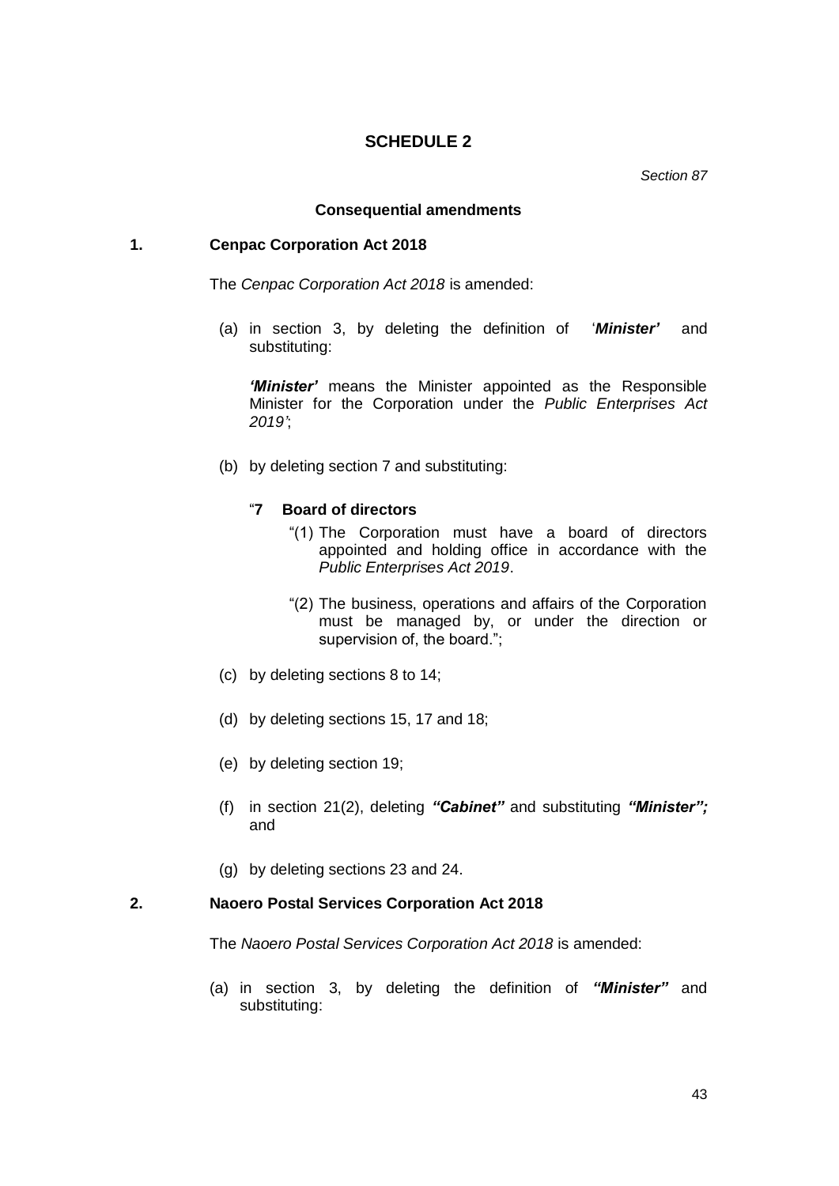# SCHEDULE 2

*Section 87*

### Consequential amendments

**1. Cenpac Corporation Act 2018**

The *Cenpac Corporation Act 2018* is amended:

(a) in section 3, by deleting the definition of '***Minister'*** and substituting:

***'Minister'*** means the Minister appointed as the Responsible Minister for the Corporation under the *Public Enterprises Act 2019'*;

(b) by deleting section 7 and substituting:

"**7 Board of directors**

"(1) The Corporation must have a board of directors appointed and holding office in accordance with the *Public Enterprises Act 2019*.

"(2) The business, operations and affairs of the Corporation must be managed by, or under the direction or supervision of, the board.";

(c) by deleting sections 8 to 14;

(d) by deleting sections 15, 17 and 18;

(e) by deleting section 19;

(f) in section 21(2), deleting ***"Cabinet"*** and substituting ***"Minister";*** and

(g) by deleting sections 23 and 24.

**2. Naoero Postal Services Corporation Act 2018**

The *Naoero Postal Services Corporation Act 2018* is amended:

(a) in section 3, by deleting the definition of ***"Minister"*** and substituting: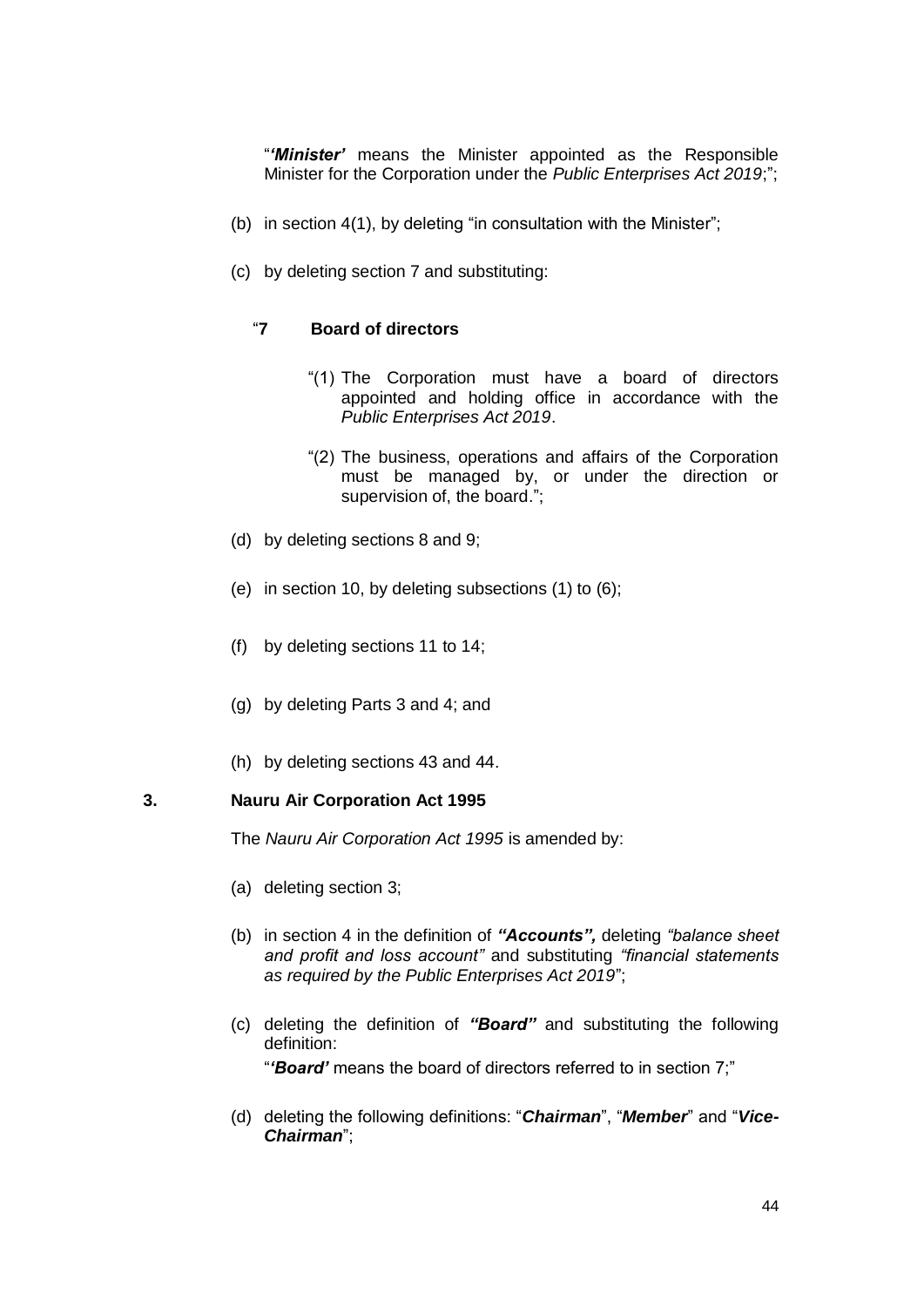"***'Minister'*** means the Minister appointed as the Responsible Minister for the Corporation under the *Public Enterprises Act 2019*;";

(b) in section 4(1), by deleting "in consultation with the Minister";

(c) by deleting section 7 and substituting:

"**7 Board of directors**

"(1) The Corporation must have a board of directors appointed and holding office in accordance with the *Public Enterprises Act 2019*.

"(2) The business, operations and affairs of the Corporation must be managed by, or under the direction or supervision of, the board.";

(d) by deleting sections 8 and 9;

(e) in section 10, by deleting subsections (1) to (6);

(f) by deleting sections 11 to 14;

(g) by deleting Parts 3 and 4; and

(h) by deleting sections 43 and 44.

**3. Nauru Air Corporation Act 1995**

The *Nauru Air Corporation Act 1995* is amended by:

(a) deleting section 3;

(b) in section 4 in the definition of ***"Accounts",*** deleting *"balance sheet and profit and loss account"* and substituting *"financial statements as required by the Public Enterprises Act 2019*";

(c) deleting the definition of ***"Board"*** and substituting the following definition:

"***'Board'*** means the board of directors referred to in section 7;"

(d) deleting the following definitions: "***Chairman***", "***Member***" and "***Vice-Chairman***";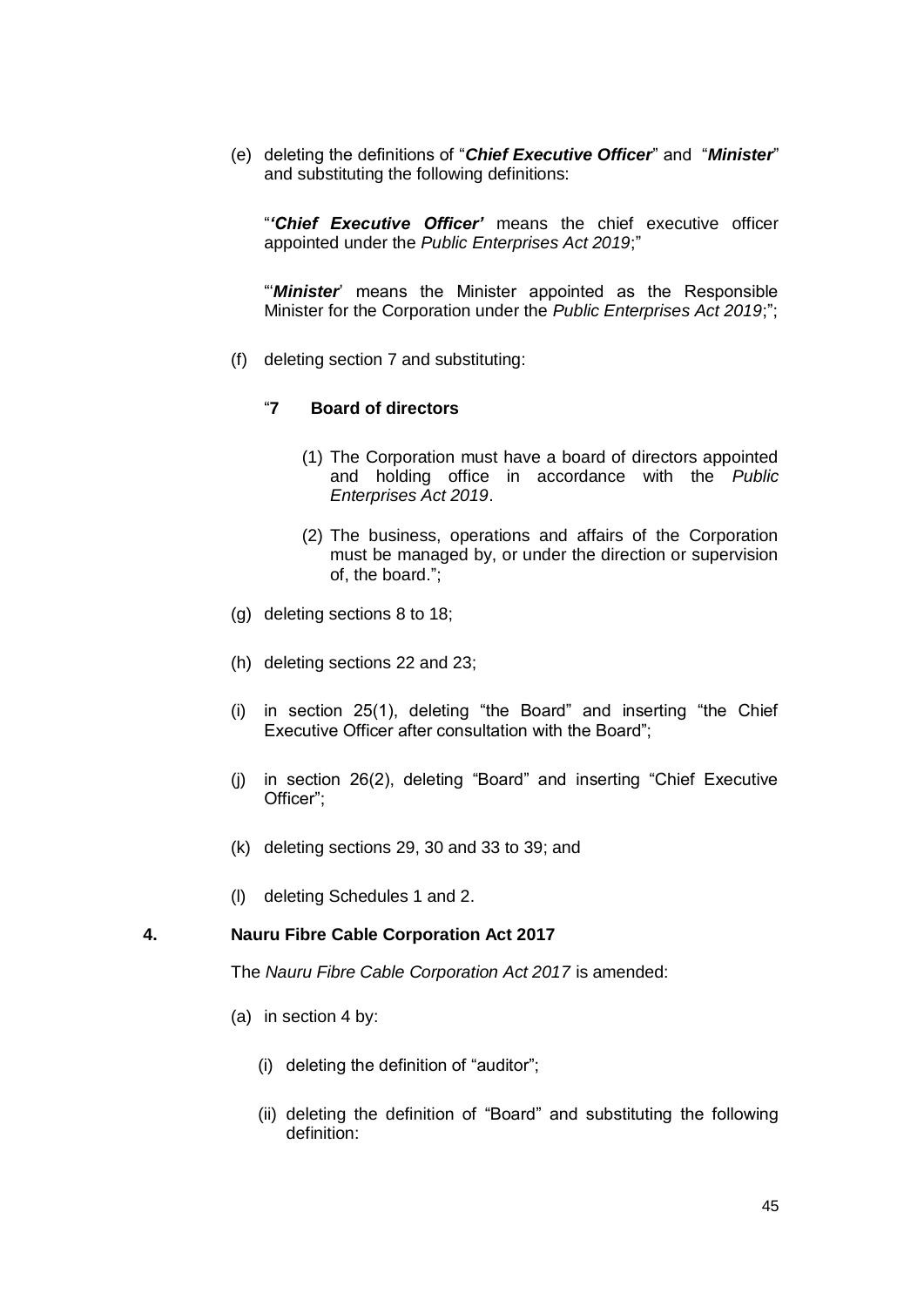(e) deleting the definitions of "***Chief Executive Officer***" and "***Minister***" and substituting the following definitions:

"***'Chief Executive Officer'*** means the chief executive officer appointed under the *Public Enterprises Act 2019*;"

"'***Minister***' means the Minister appointed as the Responsible Minister for the Corporation under the *Public Enterprises Act 2019*;";

(f) deleting section 7 and substituting:

"**7 Board of directors**

(1) The Corporation must have a board of directors appointed and holding office in accordance with the *Public Enterprises Act 2019*.

(2) The business, operations and affairs of the Corporation must be managed by, or under the direction or supervision of, the board.";

(g) deleting sections 8 to 18;

(h) deleting sections 22 and 23;

(i) in section 25(1), deleting "the Board" and inserting "the Chief Executive Officer after consultation with the Board";

(j) in section 26(2), deleting "Board" and inserting "Chief Executive Officer";

(k) deleting sections 29, 30 and 33 to 39; and

(l) deleting Schedules 1 and 2.

### 4. Nauru Fibre Cable Corporation Act 2017

The *Nauru Fibre Cable Corporation Act 2017* is amended:

(a) in section 4 by:

(i) deleting the definition of "auditor";

(ii) deleting the definition of "Board" and substituting the following definition: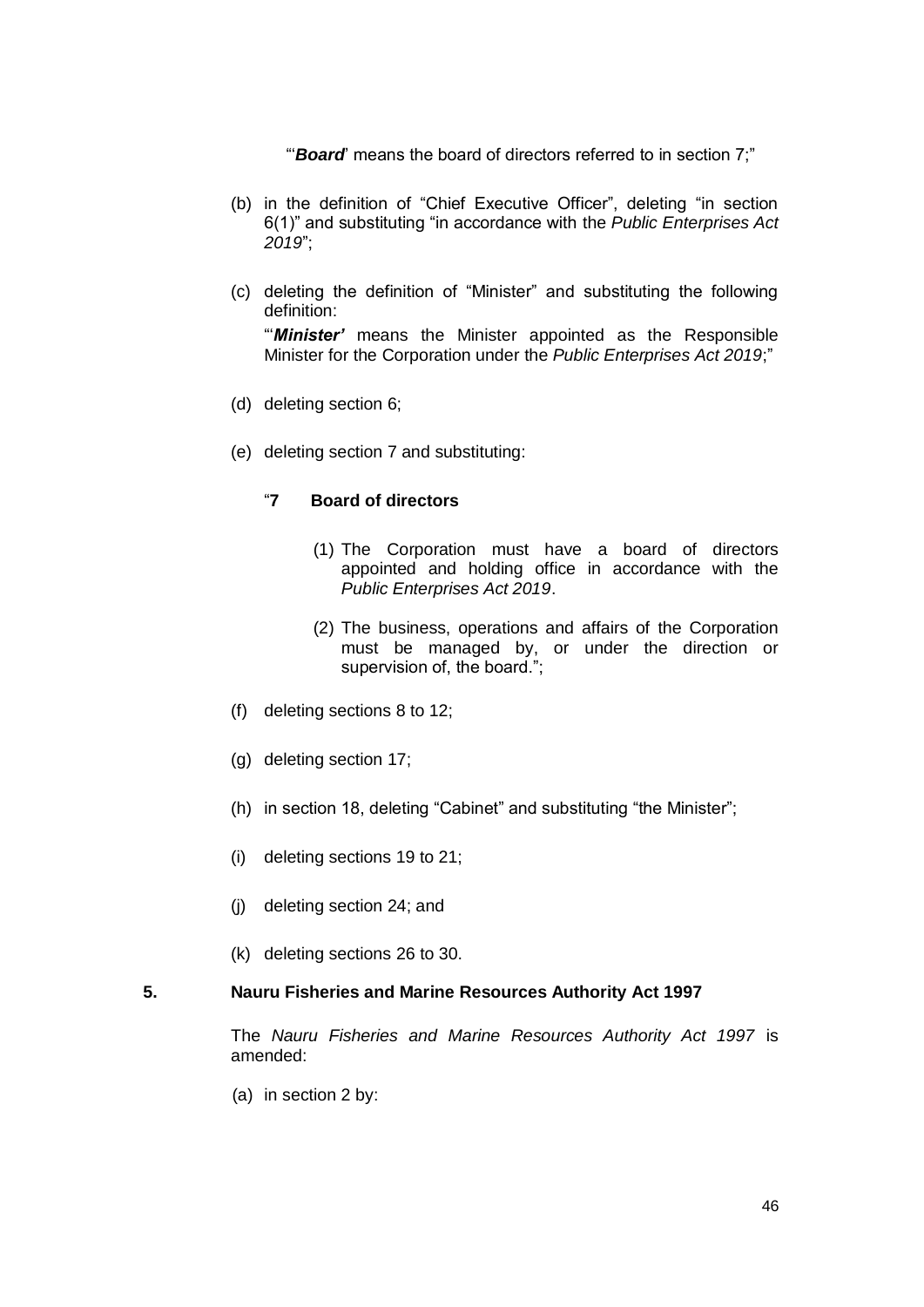"'***Board***' means the board of directors referred to in section 7;"

(b) in the definition of "Chief Executive Officer", deleting "in section 6(1)" and substituting "in accordance with the *Public Enterprises Act 2019*";

(c) deleting the definition of "Minister" and substituting the following definition:

"'***Minister'*** means the Minister appointed as the Responsible Minister for the Corporation under the *Public Enterprises Act 2019*;"

(d) deleting section 6;

(e) deleting section 7 and substituting:

"**7 Board of directors**

(1) The Corporation must have a board of directors appointed and holding office in accordance with the *Public Enterprises Act 2019*.

(2) The business, operations and affairs of the Corporation must be managed by, or under the direction or supervision of, the board.";

(f) deleting sections 8 to 12;

(g) deleting section 17;

(h) in section 18, deleting "Cabinet" and substituting "the Minister";

(i) deleting sections 19 to 21;

(j) deleting section 24; and

(k) deleting sections 26 to 30.

## 5. Nauru Fisheries and Marine Resources Authority Act 1997

The *Nauru Fisheries and Marine Resources Authority Act 1997* is amended:

(a) in section 2 by: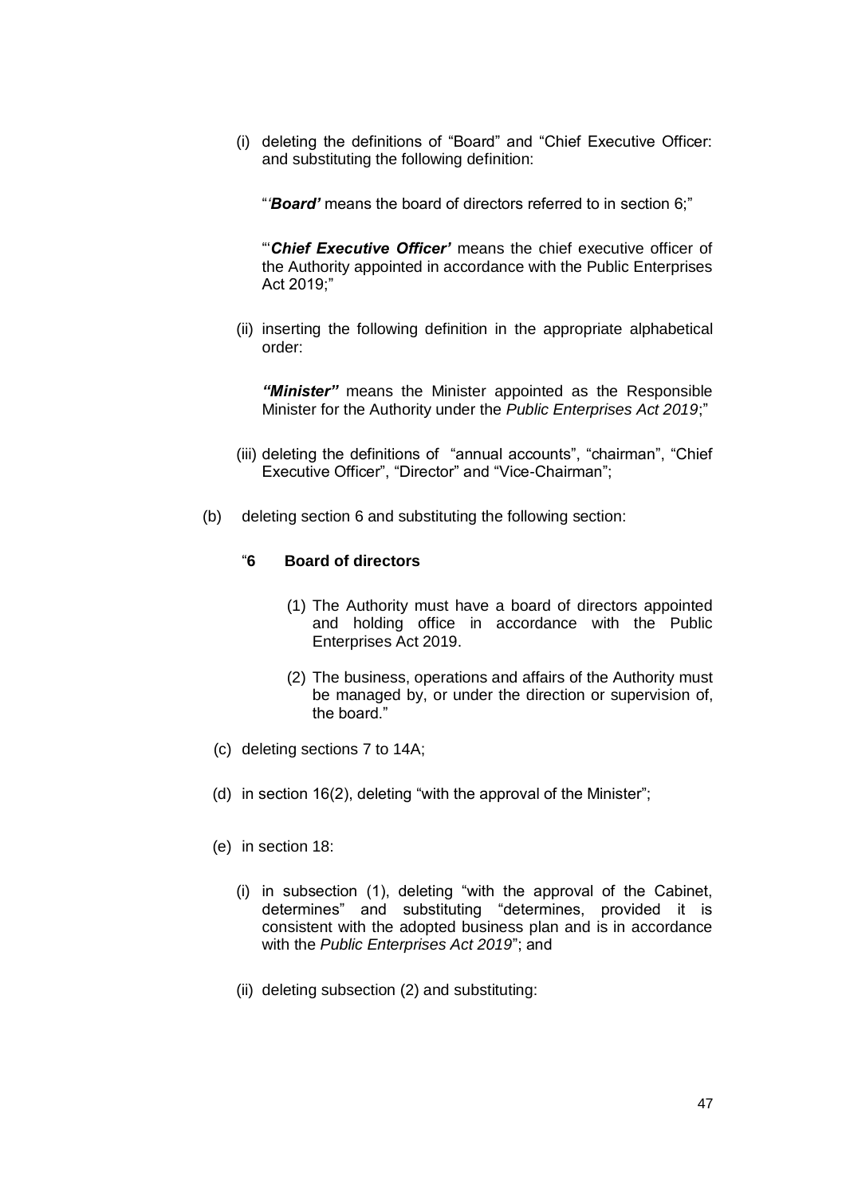(i) deleting the definitions of "Board" and "Chief Executive Officer: and substituting the following definition:

"'***Board'*** means the board of directors referred to in section 6;"

"'***Chief Executive Officer'*** means the chief executive officer of the Authority appointed in accordance with the Public Enterprises Act 2019;"

(ii) inserting the following definition in the appropriate alphabetical order:

***"Minister"*** means the Minister appointed as the Responsible Minister for the Authority under the *Public Enterprises Act 2019*;"

(iii) deleting the definitions of "annual accounts", "chairman", "Chief Executive Officer", "Director" and "Vice-Chairman";

(b) deleting section 6 and substituting the following section:

"**6 Board of directors**

(1) The Authority must have a board of directors appointed and holding office in accordance with the Public Enterprises Act 2019.

(2) The business, operations and affairs of the Authority must be managed by, or under the direction or supervision of, the board."

(c) deleting sections 7 to 14A;

(d) in section 16(2), deleting "with the approval of the Minister";

(e) in section 18:

(i) in subsection (1), deleting "with the approval of the Cabinet, determines" and substituting "determines, provided it is consistent with the adopted business plan and is in accordance with the *Public Enterprises Act 2019*"; and

(ii) deleting subsection (2) and substituting: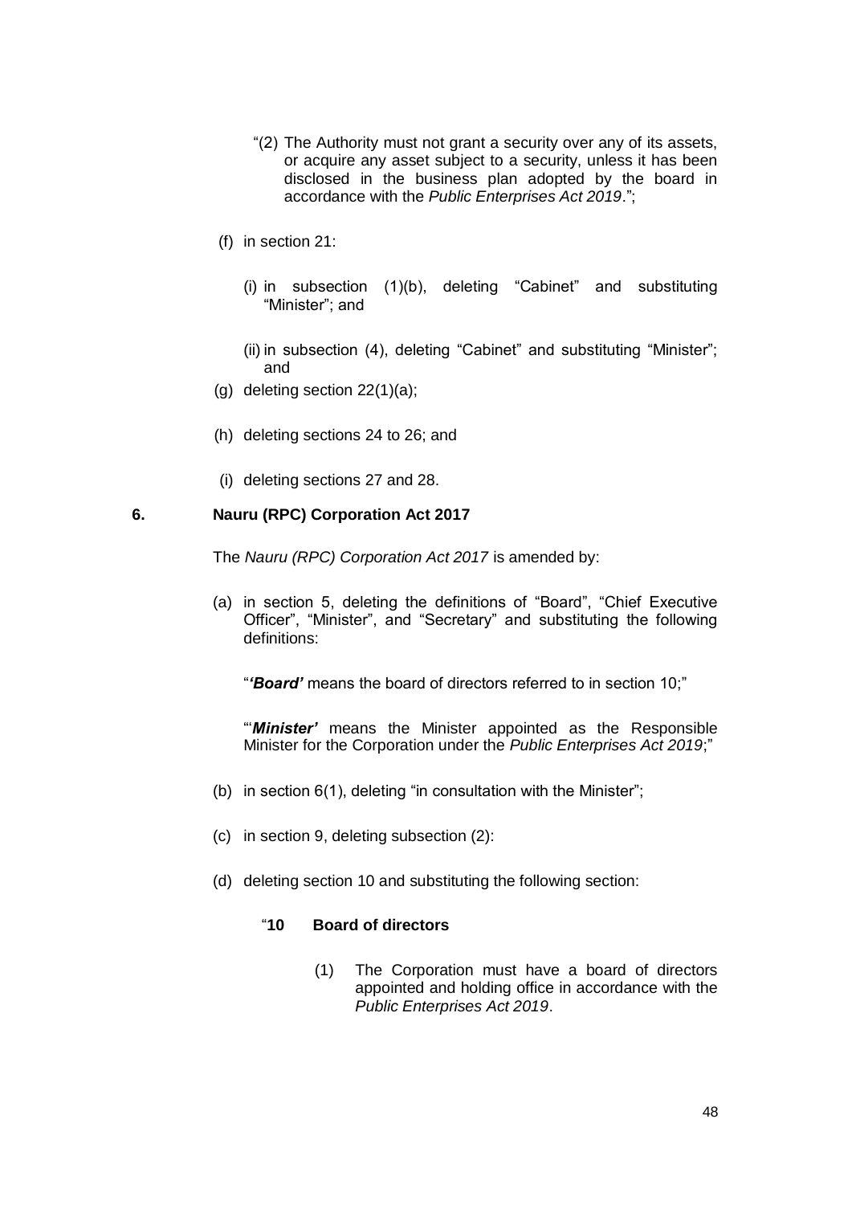"(2) The Authority must not grant a security over any of its assets, or acquire any asset subject to a security, unless it has been disclosed in the business plan adopted by the board in accordance with the *Public Enterprises Act 2019*.";

(f) in section 21:

(i) in subsection (1)(b), deleting "Cabinet" and substituting "Minister"; and

(ii) in subsection (4), deleting "Cabinet" and substituting "Minister"; and

(g) deleting section 22(1)(a);

(h) deleting sections 24 to 26; and

(i) deleting sections 27 and 28.

## 6. Nauru (RPC) Corporation Act 2017

The *Nauru (RPC) Corporation Act 2017* is amended by:

(a) in section 5, deleting the definitions of "Board", "Chief Executive Officer", "Minister", and "Secretary" and substituting the following definitions:

"***'Board'*** means the board of directors referred to in section 10;"

"'***Minister'*** means the Minister appointed as the Responsible Minister for the Corporation under the *Public Enterprises Act 2019*;"

(b) in section 6(1), deleting "in consultation with the Minister";

(c) in section 9, deleting subsection (2):

(d) deleting section 10 and substituting the following section:

"**10 Board of directors**

(1) The Corporation must have a board of directors appointed and holding office in accordance with the *Public Enterprises Act 2019*.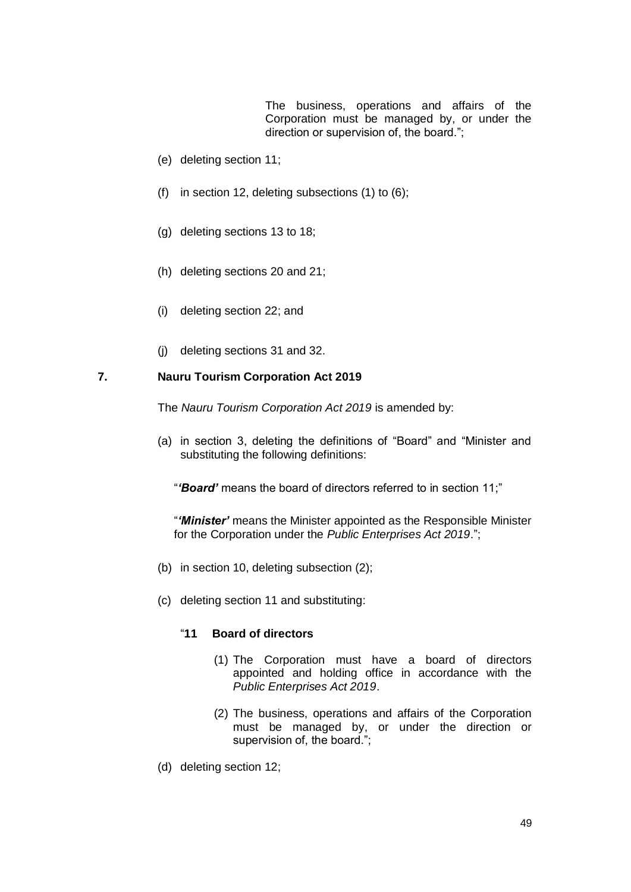The business, operations and affairs of the Corporation must be managed by, or under the direction or supervision of, the board.";

(e) deleting section 11;

(f) in section 12, deleting subsections (1) to (6);

(g) deleting sections 13 to 18;

(h) deleting sections 20 and 21;

(i) deleting section 22; and

(j) deleting sections 31 and 32.

## 7. Nauru Tourism Corporation Act 2019

The *Nauru Tourism Corporation Act 2019* is amended by:

(a) in section 3, deleting the definitions of "Board" and "Minister and substituting the following definitions:

"***'Board'*** means the board of directors referred to in section 11;"

"***'Minister'*** means the Minister appointed as the Responsible Minister for the Corporation under the *Public Enterprises Act 2019*.";

(b) in section 10, deleting subsection (2);

(c) deleting section 11 and substituting:

"**11 Board of directors**

(1) The Corporation must have a board of directors appointed and holding office in accordance with the *Public Enterprises Act 2019*.

(2) The business, operations and affairs of the Corporation must be managed by, or under the direction or supervision of, the board.";

(d) deleting section 12;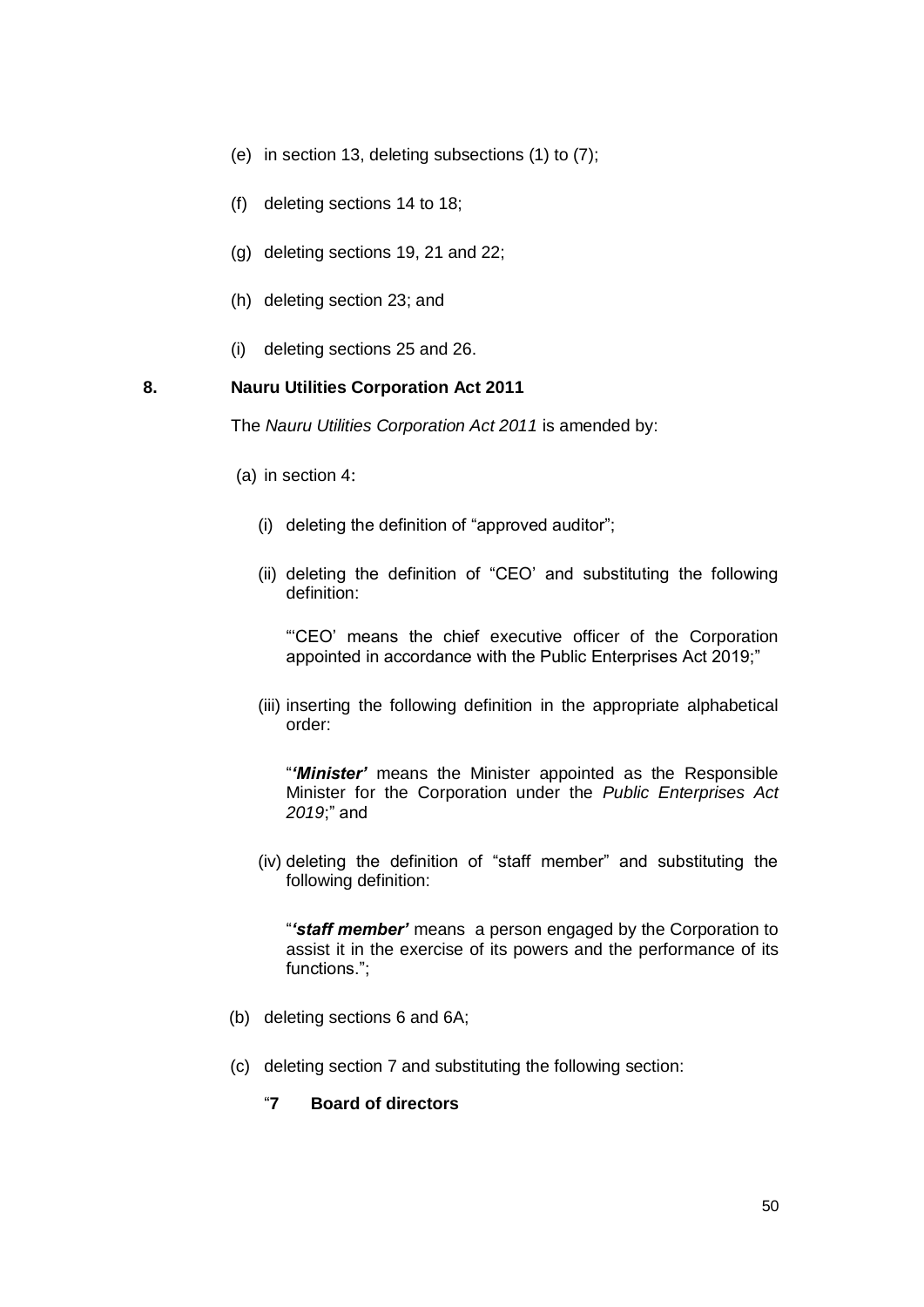(e) in section 13, deleting subsections (1) to (7);

(f) deleting sections 14 to 18;

(g) deleting sections 19, 21 and 22;

(h) deleting section 23; and

(i) deleting sections 25 and 26.

**8. Nauru Utilities Corporation Act 2011**

The *Nauru Utilities Corporation Act 2011* is amended by:

(a) in section 4:

(i) deleting the definition of "approved auditor";

(ii) deleting the definition of "CEO' and substituting the following definition:

"'CEO' means the chief executive officer of the Corporation appointed in accordance with the Public Enterprises Act 2019;"

(iii) inserting the following definition in the appropriate alphabetical order:

"***'Minister'*** means the Minister appointed as the Responsible Minister for the Corporation under the *Public Enterprises Act 2019*;" and

(iv) deleting the definition of "staff member" and substituting the following definition:

"***'staff member'*** means a person engaged by the Corporation to assist it in the exercise of its powers and the performance of its functions.";

(b) deleting sections 6 and 6A;

(c) deleting section 7 and substituting the following section:

"**7 Board of directors**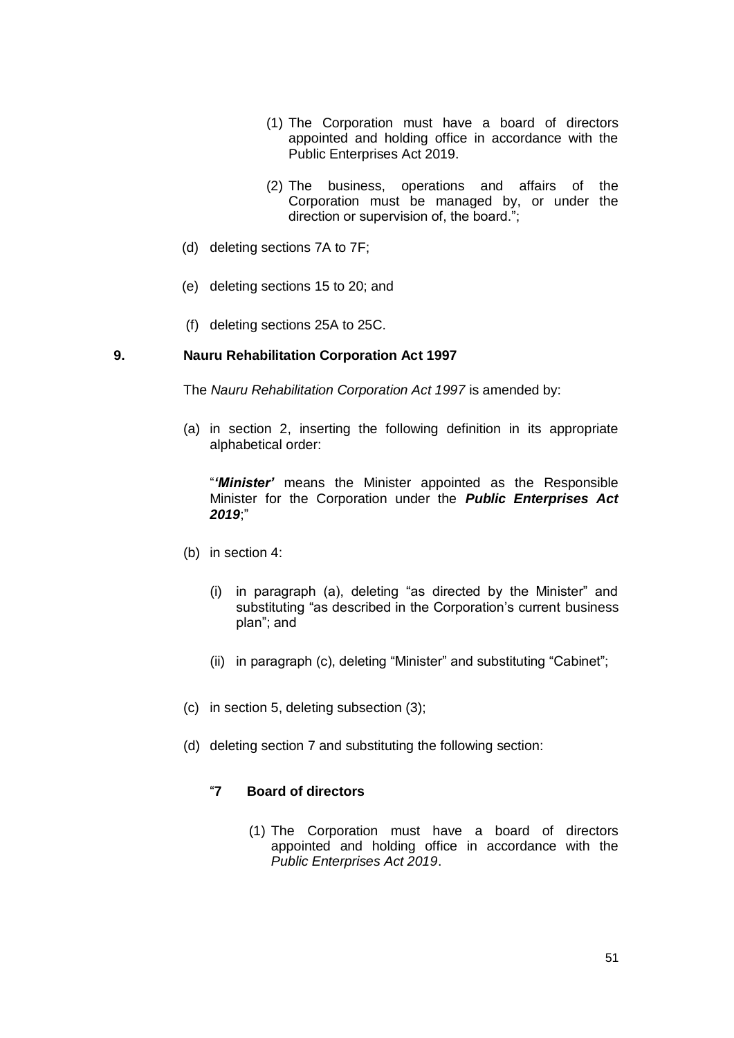(1) The Corporation must have a board of directors appointed and holding office in accordance with the Public Enterprises Act 2019.

(2) The business, operations and affairs of the Corporation must be managed by, or under the direction or supervision of, the board.";

(d) deleting sections 7A to 7F;

(e) deleting sections 15 to 20; and

(f) deleting sections 25A to 25C.

## 9. Nauru Rehabilitation Corporation Act 1997

The *Nauru Rehabilitation Corporation Act 1997* is amended by:

(a) in section 2, inserting the following definition in its appropriate alphabetical order:

"***'Minister'*** means the Minister appointed as the Responsible Minister for the Corporation under the ***Public Enterprises Act 2019***;"

(b) in section 4:

(i) in paragraph (a), deleting "as directed by the Minister" and substituting "as described in the Corporation's current business plan"; and

(ii) in paragraph (c), deleting "Minister" and substituting "Cabinet";

(c) in section 5, deleting subsection (3);

(d) deleting section 7 and substituting the following section:

"**7 Board of directors**

(1) The Corporation must have a board of directors appointed and holding office in accordance with the *Public Enterprises Act 2019*.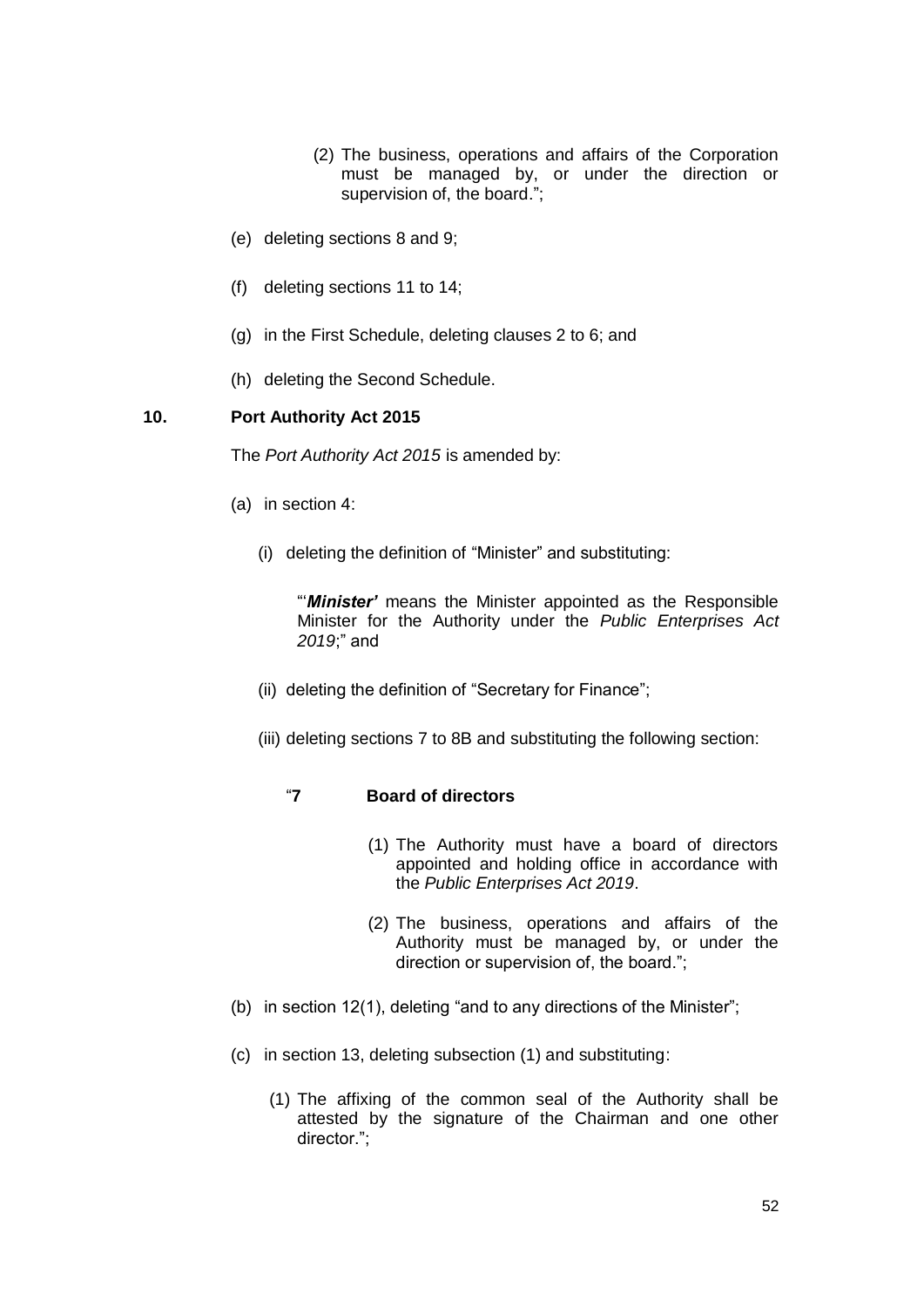(2) The business, operations and affairs of the Corporation must be managed by, or under the direction or supervision of, the board.";

(e) deleting sections 8 and 9;

(f) deleting sections 11 to 14;

(g) in the First Schedule, deleting clauses 2 to 6; and

(h) deleting the Second Schedule.

**10. Port Authority Act 2015**

The *Port Authority Act 2015* is amended by:

(a) in section 4:

(i) deleting the definition of "Minister" and substituting:

"'***Minister'*** means the Minister appointed as the Responsible Minister for the Authority under the *Public Enterprises Act 2019*;" and

(ii) deleting the definition of "Secretary for Finance";

(iii) deleting sections 7 to 8B and substituting the following section:

"**7 Board of directors**

(1) The Authority must have a board of directors appointed and holding office in accordance with the *Public Enterprises Act 2019*.

(2) The business, operations and affairs of the Authority must be managed by, or under the direction or supervision of, the board.";

(b) in section 12(1), deleting "and to any directions of the Minister";

(c) in section 13, deleting subsection (1) and substituting:

(1) The affixing of the common seal of the Authority shall be attested by the signature of the Chairman and one other director.";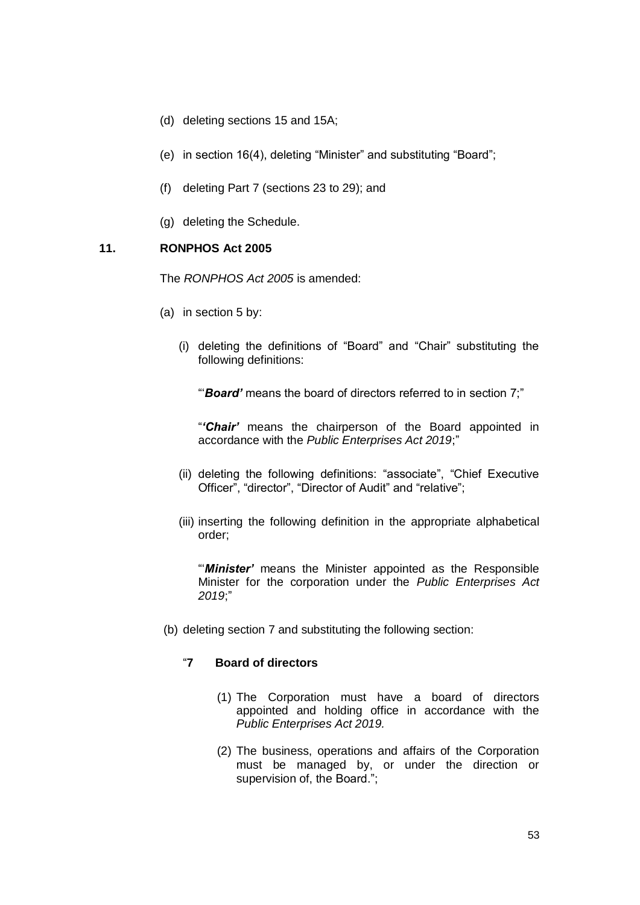(d) deleting sections 15 and 15A;

(e) in section 16(4), deleting "Minister" and substituting "Board";

(f) deleting Part 7 (sections 23 to 29); and

(g) deleting the Schedule.

### 11. RONPHOS Act 2005

The *RONPHOS Act 2005* is amended:

(a) in section 5 by:

(i) deleting the definitions of "Board" and "Chair" substituting the following definitions:

"'***Board'*** means the board of directors referred to in section 7;"

"***'Chair'*** means the chairperson of the Board appointed in accordance with the *Public Enterprises Act 2019*;"

(ii) deleting the following definitions: "associate", "Chief Executive Officer", "director", "Director of Audit" and "relative";

(iii) inserting the following definition in the appropriate alphabetical order;

"'***Minister'*** means the Minister appointed as the Responsible Minister for the corporation under the *Public Enterprises Act 2019*;"

(b) deleting section 7 and substituting the following section:

"**7 Board of directors**

(1) The Corporation must have a board of directors appointed and holding office in accordance with the *Public Enterprises Act 2019.*

(2) The business, operations and affairs of the Corporation must be managed by, or under the direction or supervision of, the Board.";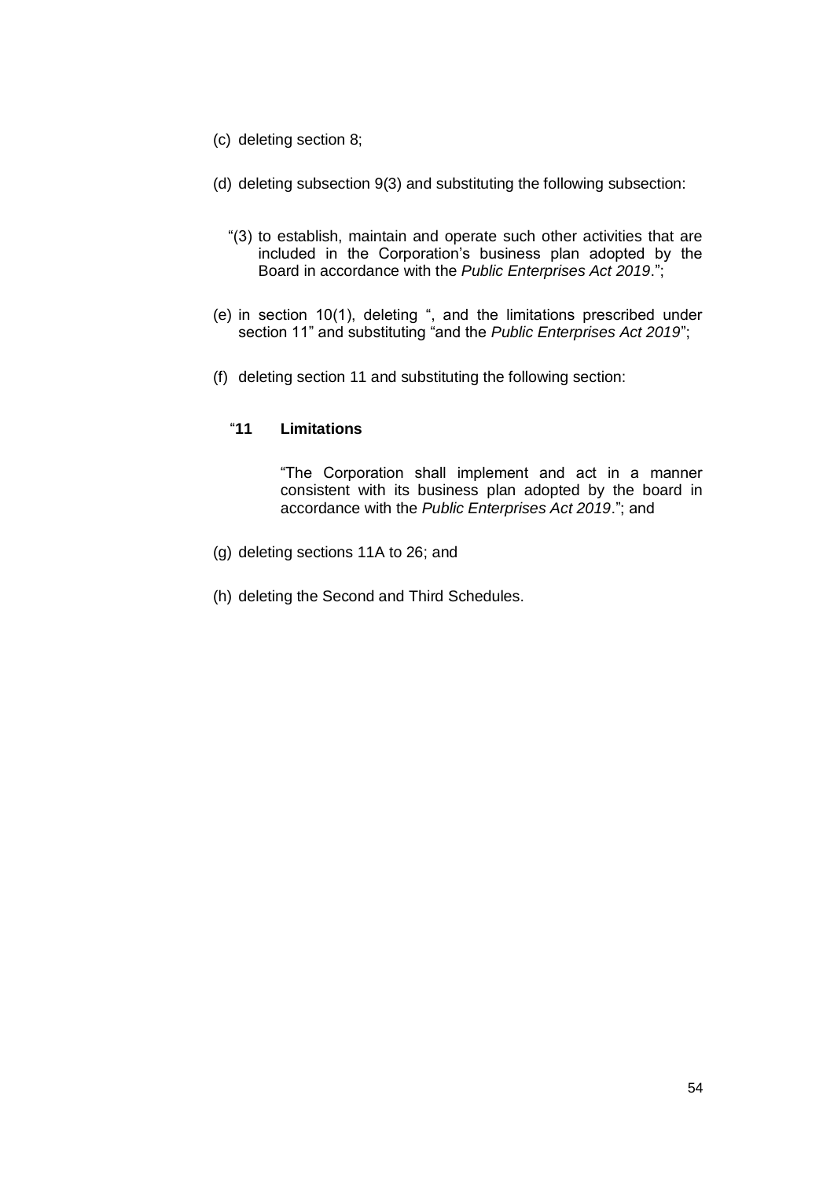(c) deleting section 8;

(d) deleting subsection 9(3) and substituting the following subsection:

> "(3) to establish, maintain and operate such other activities that are included in the Corporation's business plan adopted by the Board in accordance with the *Public Enterprises Act 2019*.";

(e) in section 10(1), deleting ", and the limitations prescribed under section 11" and substituting "and the *Public Enterprises Act 2019*";

(f) deleting section 11 and substituting the following section:

> "**11 Limitations**
>
> "The Corporation shall implement and act in a manner consistent with its business plan adopted by the board in accordance with the *Public Enterprises Act 2019*."; and

(g) deleting sections 11A to 26; and

(h) deleting the Second and Third Schedules.